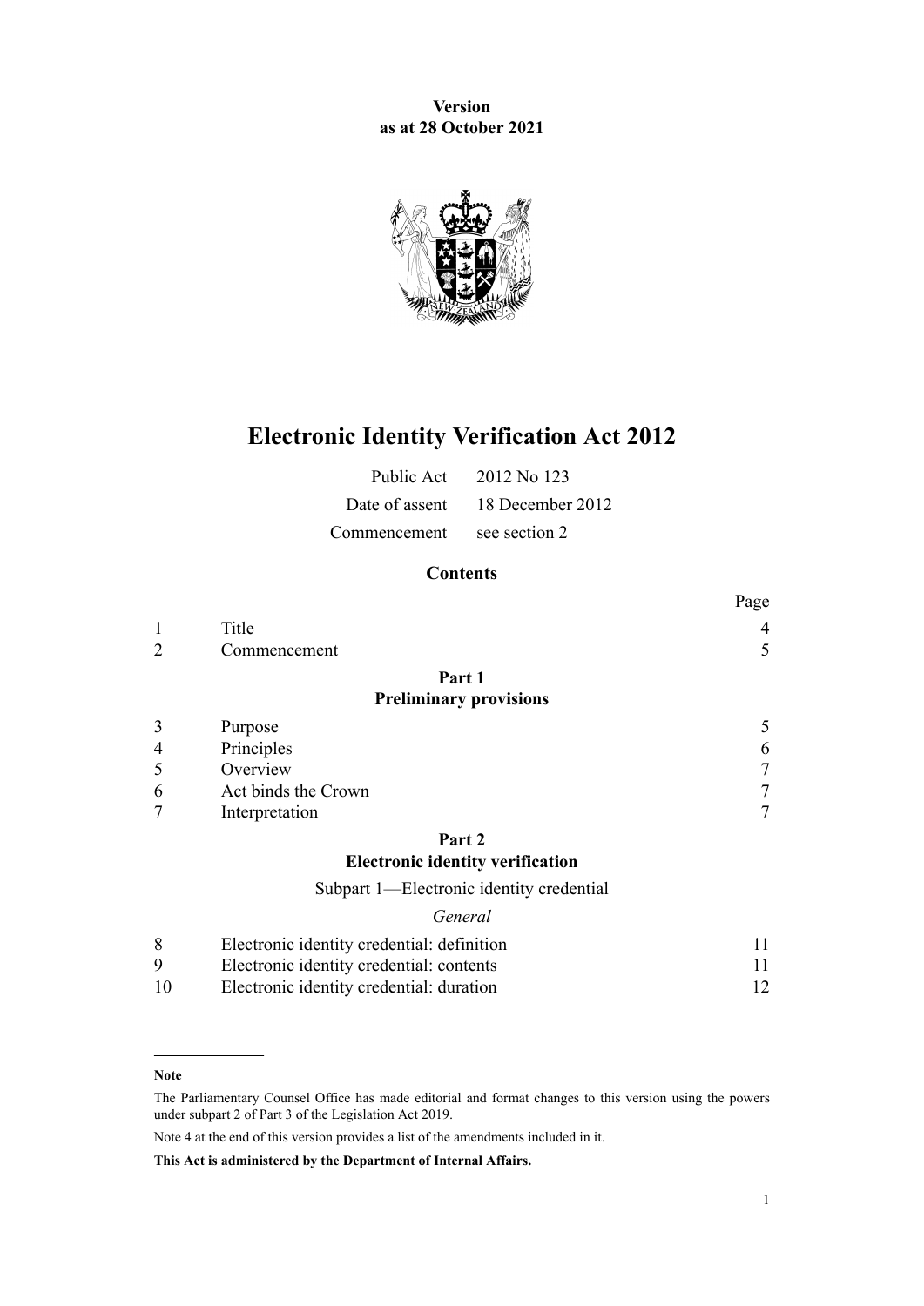**Version**
**as at 28 October 2021**

# Electronic Identity Verification Act 2012

| | |
|---|---|
| Public Act | 2012 No 123 |
| Date of assent | 18 December 2012 |
| Commencement | see section 2 |

## Contents

| | | Page |
|---|---|---|
| 1 | Title | 4 |
| 2 | Commencement | 5 |
| | **Part 1** **Preliminary provisions** | |
| 3 | Purpose | 5 |
| 4 | Principles | 6 |
| 5 | Overview | 7 |
| 6 | Act binds the Crown | 7 |
| 7 | Interpretation | 7 |
| | **Part 2** **Electronic identity verification** | |
| | Subpart 1—Electronic identity credential | |
| | *General* | |
| 8 | Electronic identity credential: definition | 11 |
| 9 | Electronic identity credential: contents | 11 |
| 10 | Electronic identity credential: duration | 12 |

**Note**

The Parliamentary Counsel Office has made editorial and format changes to this version using the powers under subpart 2 of Part 3 of the Legislation Act 2019.

Note 4 at the end of this version provides a list of the amendments included in it.

**This Act is administered by the Department of Internal Affairs.**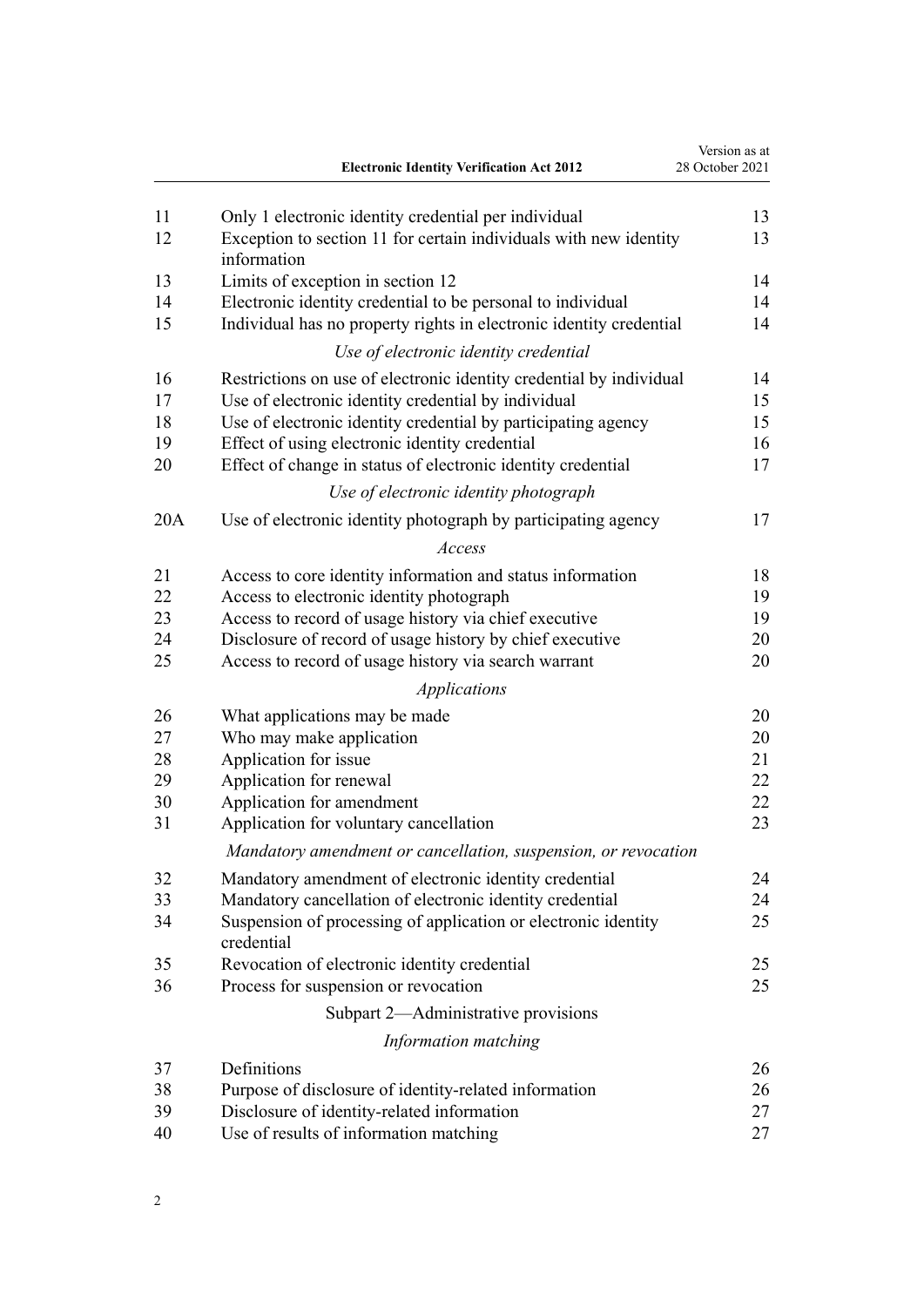| | | |
|---|---|---|
| 11 | Only 1 electronic identity credential per individual | 13 |
| 12 | Exception to section 11 for certain individuals with new identity information | 13 |
| 13 | Limits of exception in section 12 | 14 |
| 14 | Electronic identity credential to be personal to individual | 14 |
| 15 | Individual has no property rights in electronic identity credential | 14 |
| | *Use of electronic identity credential* | |
| 16 | Restrictions on use of electronic identity credential by individual | 14 |
| 17 | Use of electronic identity credential by individual | 15 |
| 18 | Use of electronic identity credential by participating agency | 15 |
| 19 | Effect of using electronic identity credential | 16 |
| 20 | Effect of change in status of electronic identity credential | 17 |
| | *Use of electronic identity photograph* | |
| 20A | Use of electronic identity photograph by participating agency | 17 |
| | *Access* | |
| 21 | Access to core identity information and status information | 18 |
| 22 | Access to electronic identity photograph | 19 |
| 23 | Access to record of usage history via chief executive | 19 |
| 24 | Disclosure of record of usage history by chief executive | 20 |
| 25 | Access to record of usage history via search warrant | 20 |
| | *Applications* | |
| 26 | What applications may be made | 20 |
| 27 | Who may make application | 20 |
| 28 | Application for issue | 21 |
| 29 | Application for renewal | 22 |
| 30 | Application for amendment | 22 |
| 31 | Application for voluntary cancellation | 23 |
| | *Mandatory amendment or cancellation, suspension, or revocation* | |
| 32 | Mandatory amendment of electronic identity credential | 24 |
| 33 | Mandatory cancellation of electronic identity credential | 24 |
| 34 | Suspension of processing of application or electronic identity credential | 25 |
| 35 | Revocation of electronic identity credential | 25 |
| 36 | Process for suspension or revocation | 25 |
| | Subpart 2—Administrative provisions | |
| | *Information matching* | |
| 37 | Definitions | 26 |
| 38 | Purpose of disclosure of identity-related information | 26 |
| 39 | Disclosure of identity-related information | 27 |
| 40 | Use of results of information matching | 27 |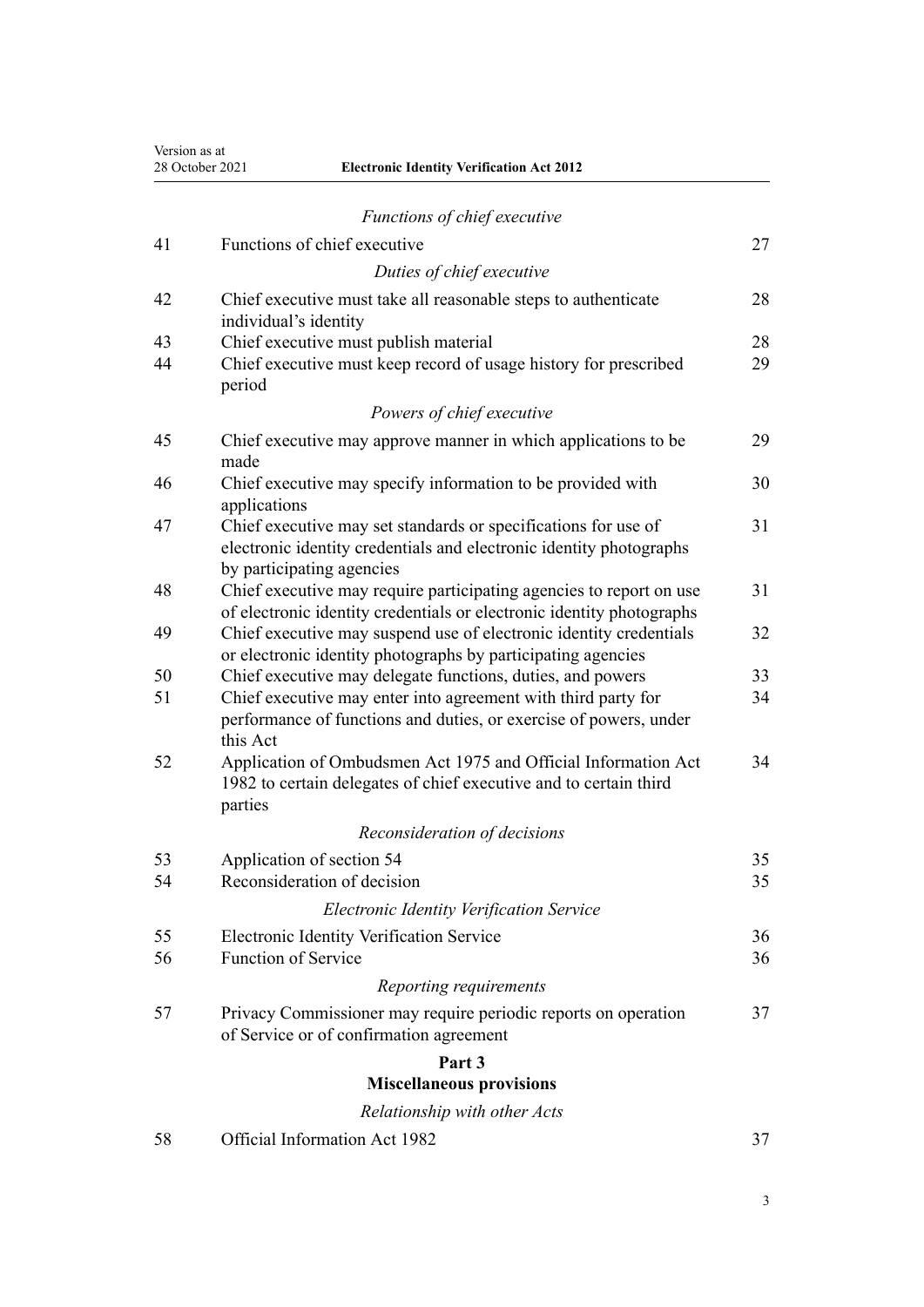*Functions of chief executive*

| | | |
|---|---|---|
| 41 | Functions of chief executive | 27 |

*Duties of chief executive*

| | | |
|---|---|---|
| 42 | Chief executive must take all reasonable steps to authenticate individual's identity | 28 |
| 43 | Chief executive must publish material | 28 |
| 44 | Chief executive must keep record of usage history for prescribed period | 29 |

*Powers of chief executive*

| | | |
|---|---|---|
| 45 | Chief executive may approve manner in which applications to be made | 29 |
| 46 | Chief executive may specify information to be provided with applications | 30 |
| 47 | Chief executive may set standards or specifications for use of electronic identity credentials and electronic identity photographs by participating agencies | 31 |
| 48 | Chief executive may require participating agencies to report on use of electronic identity credentials or electronic identity photographs | 31 |
| 49 | Chief executive may suspend use of electronic identity credentials or electronic identity photographs by participating agencies | 32 |
| 50 | Chief executive may delegate functions, duties, and powers | 33 |
| 51 | Chief executive may enter into agreement with third party for performance of functions and duties, or exercise of powers, under this Act | 34 |
| 52 | Application of Ombudsmen Act 1975 and Official Information Act 1982 to certain delegates of chief executive and to certain third parties | 34 |

*Reconsideration of decisions*

| | | |
|---|---|---|
| 53 | Application of section 54 | 35 |
| 54 | Reconsideration of decision | 35 |

*Electronic Identity Verification Service*

| | | |
|---|---|---|
| 55 | Electronic Identity Verification Service | 36 |
| 56 | Function of Service | 36 |

*Reporting requirements*

| | | |
|---|---|---|
| 57 | Privacy Commissioner may require periodic reports on operation of Service or of confirmation agreement | 37 |

## Part 3
## Miscellaneous provisions

*Relationship with other Acts*

| | | |
|---|---|---|
| 58 | Official Information Act 1982 | 37 |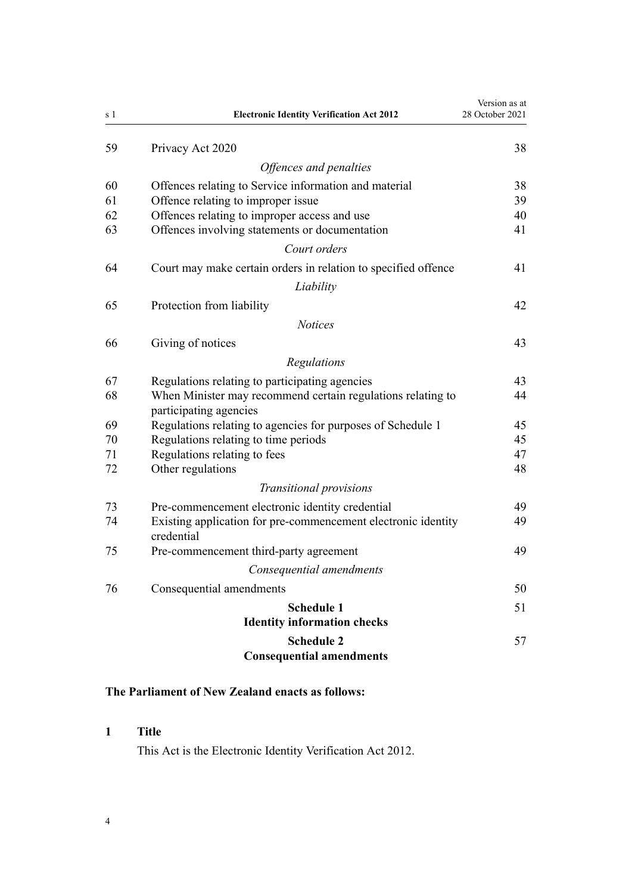| | | |
|---|---|---|
| 59 | Privacy Act 2020 | 38 |
| | *Offences and penalties* | |
| 60 | Offences relating to Service information and material | 38 |
| 61 | Offence relating to improper issue | 39 |
| 62 | Offences relating to improper access and use | 40 |
| 63 | Offences involving statements or documentation | 41 |
| | *Court orders* | |
| 64 | Court may make certain orders in relation to specified offence | 41 |
| | *Liability* | |
| 65 | Protection from liability | 42 |
| | *Notices* | |
| 66 | Giving of notices | 43 |
| | *Regulations* | |
| 67 | Regulations relating to participating agencies | 43 |
| 68 | When Minister may recommend certain regulations relating to participating agencies | 44 |
| 69 | Regulations relating to agencies for purposes of Schedule 1 | 45 |
| 70 | Regulations relating to time periods | 45 |
| 71 | Regulations relating to fees | 47 |
| 72 | Other regulations | 48 |
| | *Transitional provisions* | |
| 73 | Pre-commencement electronic identity credential | 49 |
| 74 | Existing application for pre-commencement electronic identity credential | 49 |
| 75 | Pre-commencement third-party agreement | 49 |
| | *Consequential amendments* | |
| 76 | Consequential amendments | 50 |
| | **Schedule 1** **Identity information checks** | 51 |
| | **Schedule 2** **Consequential amendments** | 57 |

**The Parliament of New Zealand enacts as follows:**

**1 Title**

This Act is the Electronic Identity Verification Act 2012.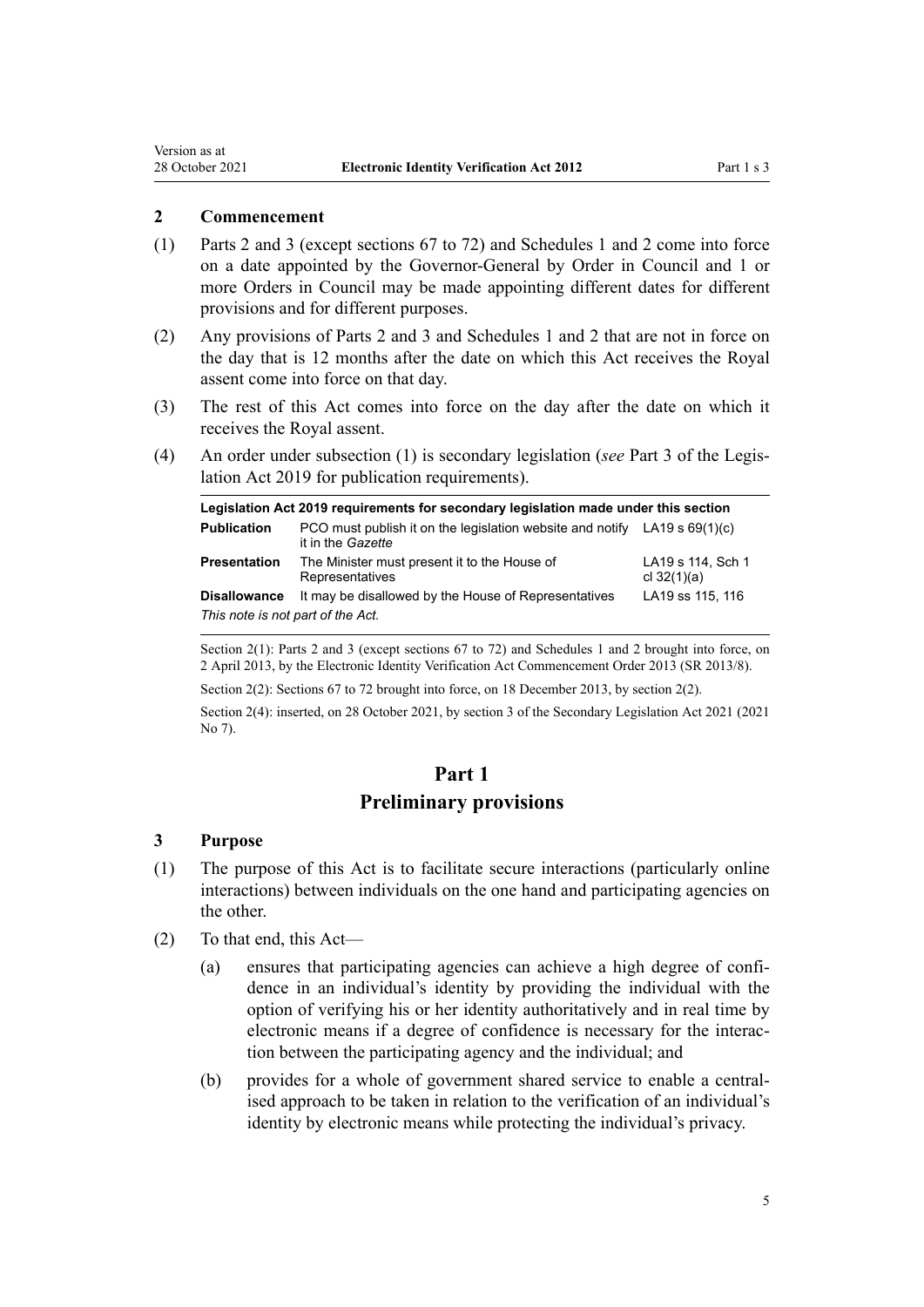### 2 Commencement

(1) Parts 2 and 3 (except sections 67 to 72) and Schedules 1 and 2 come into force on a date appointed by the Governor-General by Order in Council and 1 or more Orders in Council may be made appointing different dates for different provisions and for different purposes.

(2) Any provisions of Parts 2 and 3 and Schedules 1 and 2 that are not in force on the day that is 12 months after the date on which this Act receives the Royal assent come into force on that day.

(3) The rest of this Act comes into force on the day after the date on which it receives the Royal assent.

(4) An order under subsection (1) is secondary legislation (*see* Part 3 of the Legislation Act 2019 for publication requirements).

| **Legislation Act 2019 requirements for secondary legislation made under this section** | | |
|---|---|---|
| **Publication** | PCO must publish it on the legislation website and notify it in the *Gazette* | LA19 s 69(1)(c) |
| **Presentation** | The Minister must present it to the House of Representatives | LA19 s 114, Sch 1 cl 32(1)(a) |
| **Disallowance** | It may be disallowed by the House of Representatives | LA19 ss 115, 116 |
| *This note is not part of the Act.* | | |

Section 2(1): Parts 2 and 3 (except sections 67 to 72) and Schedules 1 and 2 brought into force, on 2 April 2013, by the Electronic Identity Verification Act Commencement Order 2013 (SR 2013/8).

Section 2(2): Sections 67 to 72 brought into force, on 18 December 2013, by section 2(2).

Section 2(4): inserted, on 28 October 2021, by section 3 of the Secondary Legislation Act 2021 (2021 No 7).

# Part 1
## Preliminary provisions

### 3 Purpose

(1) The purpose of this Act is to facilitate secure interactions (particularly online interactions) between individuals on the one hand and participating agencies on the other.

(2) To that end, this Act—

(a) ensures that participating agencies can achieve a high degree of confidence in an individual's identity by providing the individual with the option of verifying his or her identity authoritatively and in real time by electronic means if a degree of confidence is necessary for the interaction between the participating agency and the individual; and

(b) provides for a whole of government shared service to enable a centralised approach to be taken in relation to the verification of an individual's identity by electronic means while protecting the individual's privacy.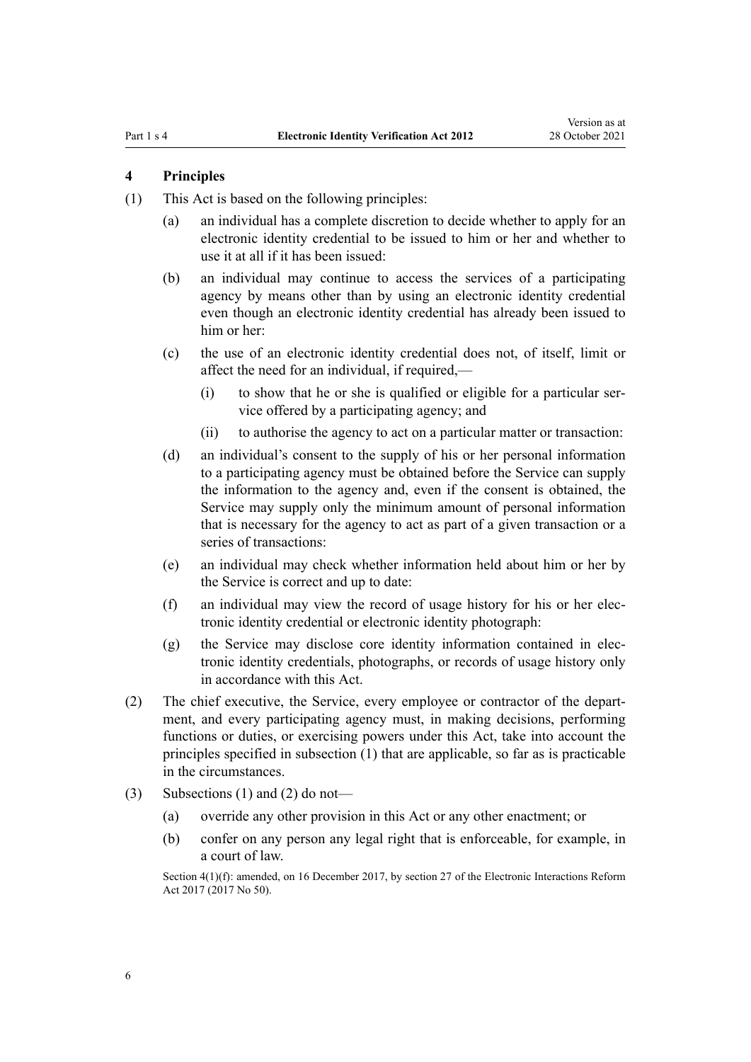### 4 Principles

(1) This Act is based on the following principles:

(a) an individual has a complete discretion to decide whether to apply for an electronic identity credential to be issued to him or her and whether to use it at all if it has been issued:

(b) an individual may continue to access the services of a participating agency by means other than by using an electronic identity credential even though an electronic identity credential has already been issued to him or her:

(c) the use of an electronic identity credential does not, of itself, limit or affect the need for an individual, if required,—

(i) to show that he or she is qualified or eligible for a particular service offered by a participating agency; and

(ii) to authorise the agency to act on a particular matter or transaction:

(d) an individual's consent to the supply of his or her personal information to a participating agency must be obtained before the Service can supply the information to the agency and, even if the consent is obtained, the Service may supply only the minimum amount of personal information that is necessary for the agency to act as part of a given transaction or a series of transactions:

(e) an individual may check whether information held about him or her by the Service is correct and up to date:

(f) an individual may view the record of usage history for his or her electronic identity credential or electronic identity photograph:

(g) the Service may disclose core identity information contained in electronic identity credentials, photographs, or records of usage history only in accordance with this Act.

(2) The chief executive, the Service, every employee or contractor of the department, and every participating agency must, in making decisions, performing functions or duties, or exercising powers under this Act, take into account the principles specified in subsection (1) that are applicable, so far as is practicable in the circumstances.

(3) Subsections (1) and (2) do not—

(a) override any other provision in this Act or any other enactment; or

(b) confer on any person any legal right that is enforceable, for example, in a court of law.

Section 4(1)(f): amended, on 16 December 2017, by section 27 of the Electronic Interactions Reform Act 2017 (2017 No 50).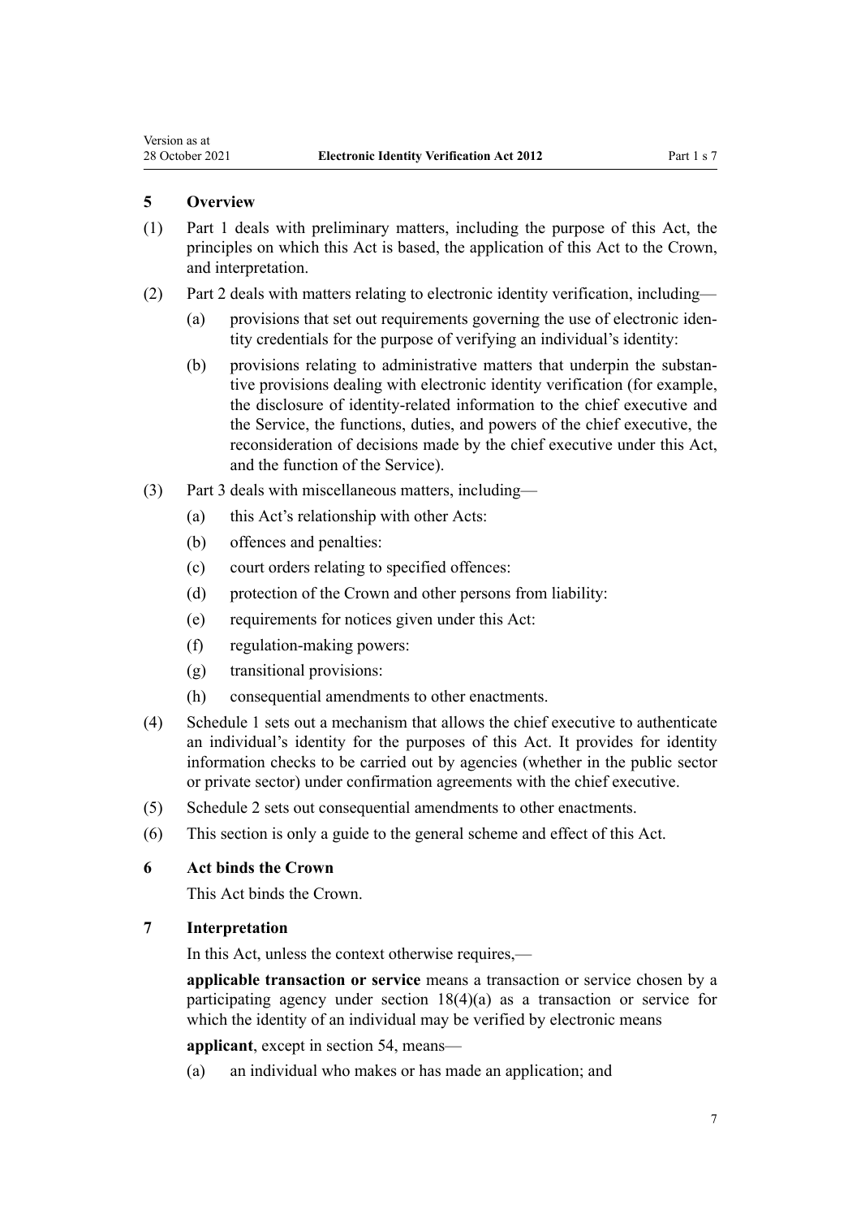## 5 Overview

(1) Part 1 deals with preliminary matters, including the purpose of this Act, the principles on which this Act is based, the application of this Act to the Crown, and interpretation.

(2) Part 2 deals with matters relating to electronic identity verification, including—

   (a) provisions that set out requirements governing the use of electronic identity credentials for the purpose of verifying an individual's identity:

   (b) provisions relating to administrative matters that underpin the substantive provisions dealing with electronic identity verification (for example, the disclosure of identity-related information to the chief executive and the Service, the functions, duties, and powers of the chief executive, the reconsideration of decisions made by the chief executive under this Act, and the function of the Service).

(3) Part 3 deals with miscellaneous matters, including—

   (a) this Act's relationship with other Acts:

   (b) offences and penalties:

   (c) court orders relating to specified offences:

   (d) protection of the Crown and other persons from liability:

   (e) requirements for notices given under this Act:

   (f) regulation-making powers:

   (g) transitional provisions:

   (h) consequential amendments to other enactments.

(4) Schedule 1 sets out a mechanism that allows the chief executive to authenticate an individual's identity for the purposes of this Act. It provides for identity information checks to be carried out by agencies (whether in the public sector or private sector) under confirmation agreements with the chief executive.

(5) Schedule 2 sets out consequential amendments to other enactments.

(6) This section is only a guide to the general scheme and effect of this Act.

## 6 Act binds the Crown

This Act binds the Crown.

## 7 Interpretation

In this Act, unless the context otherwise requires,—

**applicable transaction or service** means a transaction or service chosen by a participating agency under section 18(4)(a) as a transaction or service for which the identity of an individual may be verified by electronic means

**applicant**, except in section 54, means—

   (a) an individual who makes or has made an application; and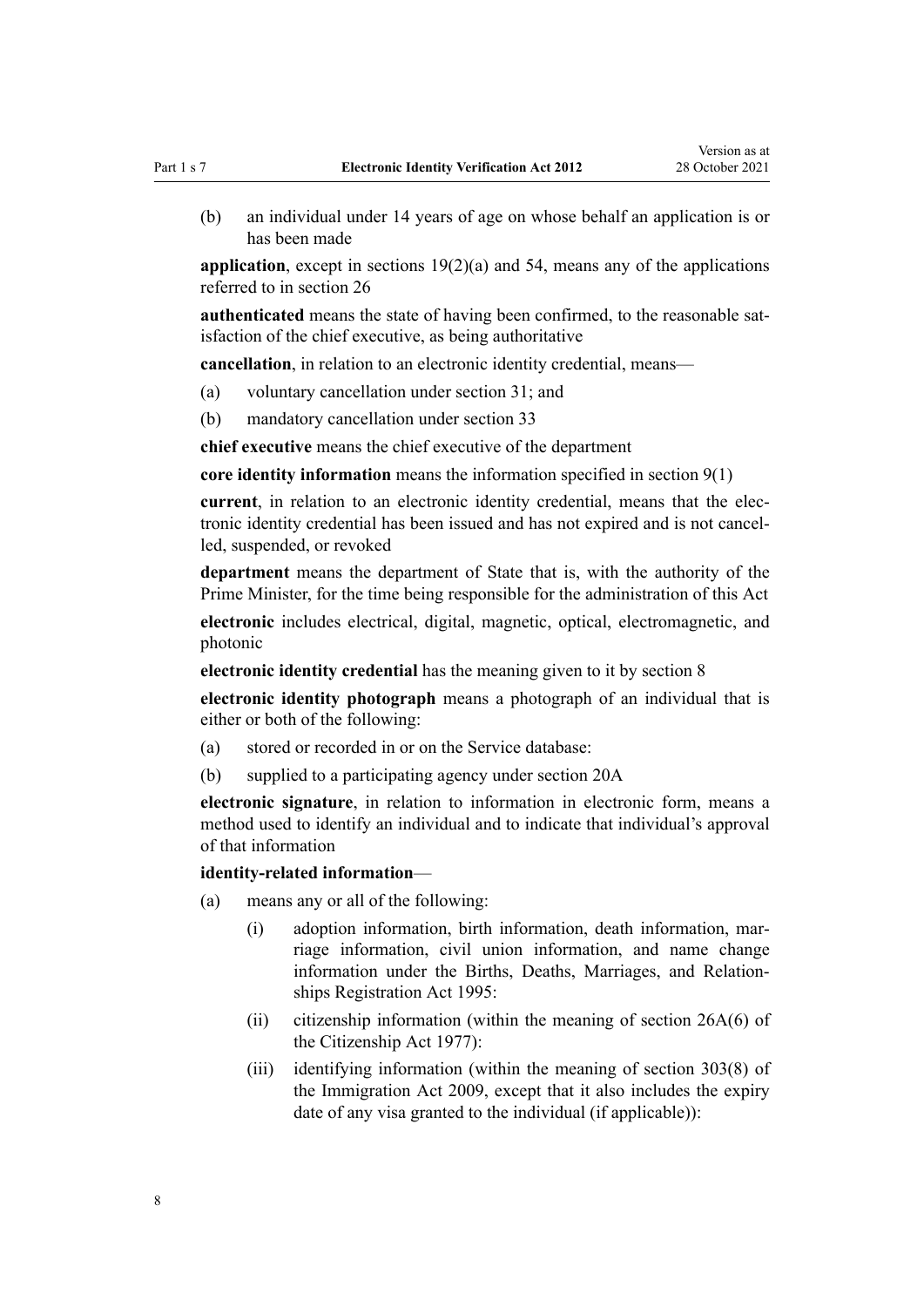(b) an individual under 14 years of age on whose behalf an application is or has been made

**application**, except in sections 19(2)(a) and 54, means any of the applications referred to in section 26

**authenticated** means the state of having been confirmed, to the reasonable satisfaction of the chief executive, as being authoritative

**cancellation**, in relation to an electronic identity credential, means—

(a) voluntary cancellation under section 31; and

(b) mandatory cancellation under section 33

**chief executive** means the chief executive of the department

**core identity information** means the information specified in section 9(1)

**current**, in relation to an electronic identity credential, means that the electronic identity credential has been issued and has not expired and is not cancelled, suspended, or revoked

**department** means the department of State that is, with the authority of the Prime Minister, for the time being responsible for the administration of this Act

**electronic** includes electrical, digital, magnetic, optical, electromagnetic, and photonic

**electronic identity credential** has the meaning given to it by section 8

**electronic identity photograph** means a photograph of an individual that is either or both of the following:

(a) stored or recorded in or on the Service database:

(b) supplied to a participating agency under section 20A

**electronic signature**, in relation to information in electronic form, means a method used to identify an individual and to indicate that individual's approval of that information

**identity-related information**—

(a) means any or all of the following:

(i) adoption information, birth information, death information, marriage information, civil union information, and name change information under the Births, Deaths, Marriages, and Relationships Registration Act 1995:

(ii) citizenship information (within the meaning of section 26A(6) of the Citizenship Act 1977):

(iii) identifying information (within the meaning of section 303(8) of the Immigration Act 2009, except that it also includes the expiry date of any visa granted to the individual (if applicable)):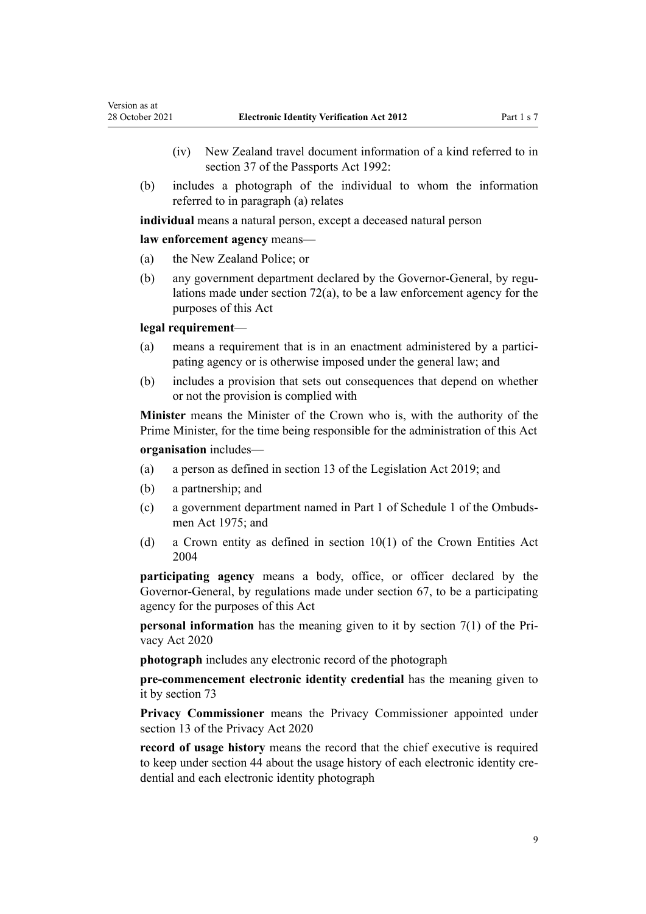(iv) New Zealand travel document information of a kind referred to in section 37 of the Passports Act 1992:

(b) includes a photograph of the individual to whom the information referred to in paragraph (a) relates

**individual** means a natural person, except a deceased natural person

**law enforcement agency** means—

(a) the New Zealand Police; or

(b) any government department declared by the Governor-General, by regulations made under section 72(a), to be a law enforcement agency for the purposes of this Act

**legal requirement**—

(a) means a requirement that is in an enactment administered by a participating agency or is otherwise imposed under the general law; and

(b) includes a provision that sets out consequences that depend on whether or not the provision is complied with

**Minister** means the Minister of the Crown who is, with the authority of the Prime Minister, for the time being responsible for the administration of this Act

**organisation** includes—

(a) a person as defined in section 13 of the Legislation Act 2019; and

(b) a partnership; and

(c) a government department named in Part 1 of Schedule 1 of the Ombudsmen Act 1975; and

(d) a Crown entity as defined in section 10(1) of the Crown Entities Act 2004

**participating agency** means a body, office, or officer declared by the Governor-General, by regulations made under section 67, to be a participating agency for the purposes of this Act

**personal information** has the meaning given to it by section 7(1) of the Privacy Act 2020

**photograph** includes any electronic record of the photograph

**pre-commencement electronic identity credential** has the meaning given to it by section 73

**Privacy Commissioner** means the Privacy Commissioner appointed under section 13 of the Privacy Act 2020

**record of usage history** means the record that the chief executive is required to keep under section 44 about the usage history of each electronic identity credential and each electronic identity photograph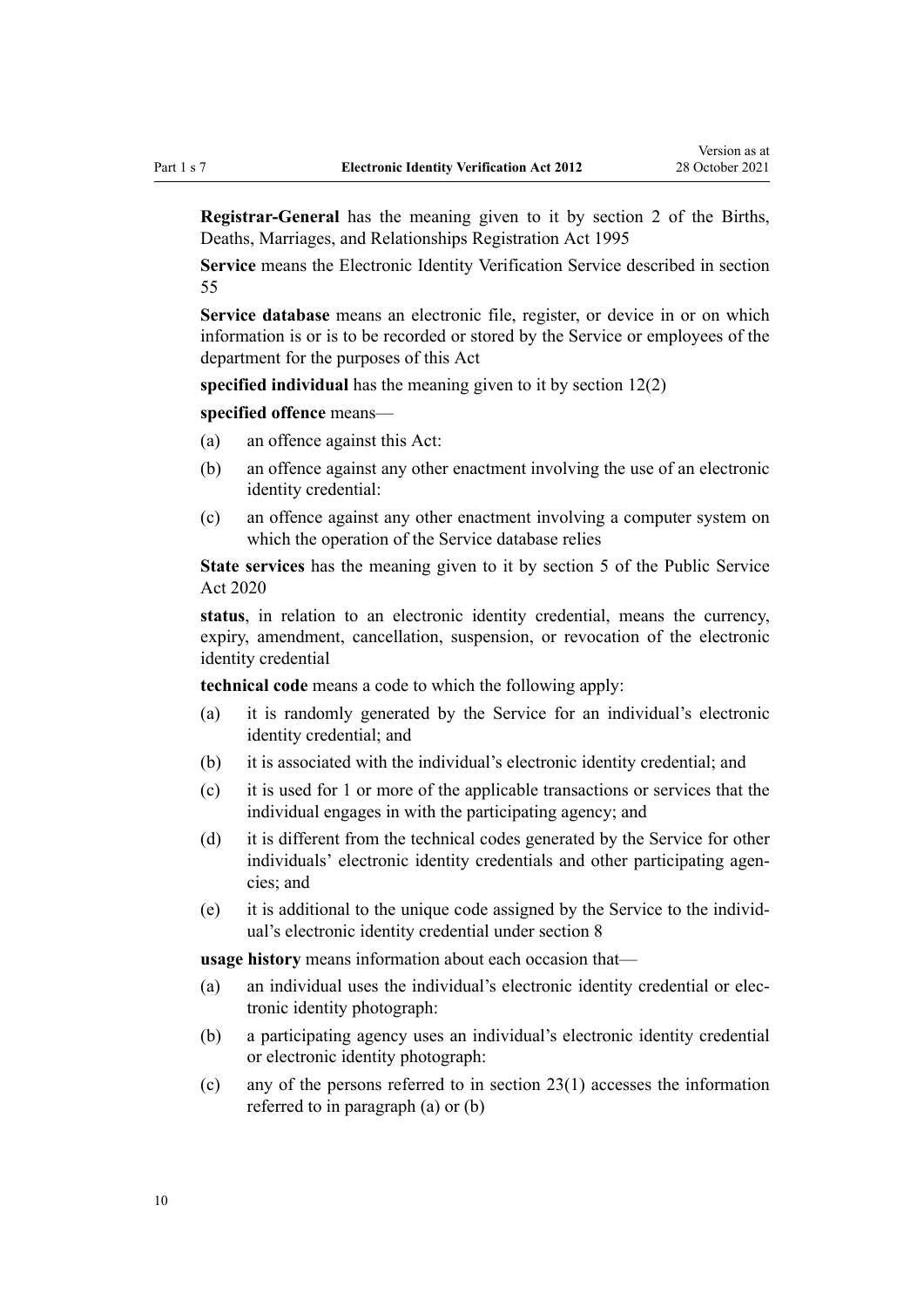**Registrar-General** has the meaning given to it by section 2 of the Births, Deaths, Marriages, and Relationships Registration Act 1995

**Service** means the Electronic Identity Verification Service described in section 55

**Service database** means an electronic file, register, or device in or on which information is or is to be recorded or stored by the Service or employees of the department for the purposes of this Act

**specified individual** has the meaning given to it by section 12(2)

**specified offence** means—

- (a) an offence against this Act:
- (b) an offence against any other enactment involving the use of an electronic identity credential:
- (c) an offence against any other enactment involving a computer system on which the operation of the Service database relies

**State services** has the meaning given to it by section 5 of the Public Service Act 2020

**status**, in relation to an electronic identity credential, means the currency, expiry, amendment, cancellation, suspension, or revocation of the electronic identity credential

**technical code** means a code to which the following apply:

- (a) it is randomly generated by the Service for an individual's electronic identity credential; and
- (b) it is associated with the individual's electronic identity credential; and
- (c) it is used for 1 or more of the applicable transactions or services that the individual engages in with the participating agency; and
- (d) it is different from the technical codes generated by the Service for other individuals' electronic identity credentials and other participating agencies; and
- (e) it is additional to the unique code assigned by the Service to the individual's electronic identity credential under section 8

**usage history** means information about each occasion that—

- (a) an individual uses the individual's electronic identity credential or electronic identity photograph:
- (b) a participating agency uses an individual's electronic identity credential or electronic identity photograph:
- (c) any of the persons referred to in section 23(1) accesses the information referred to in paragraph (a) or (b)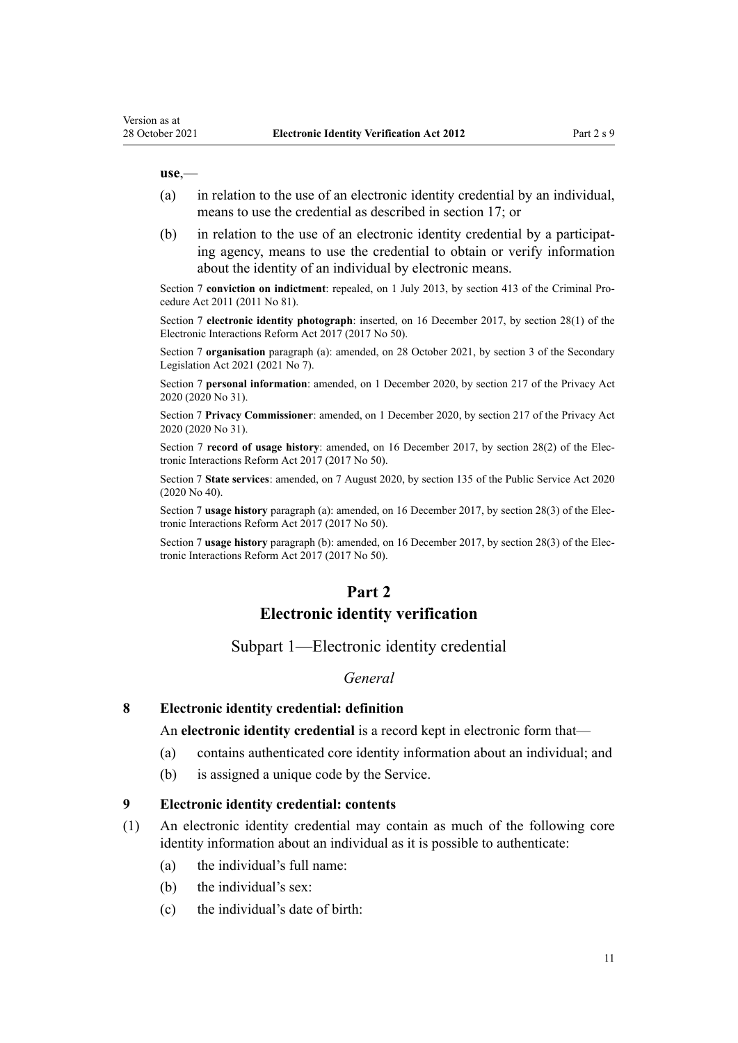**use**,—

(a) in relation to the use of an electronic identity credential by an individual, means to use the credential as described in section 17; or

(b) in relation to the use of an electronic identity credential by a participating agency, means to use the credential to obtain or verify information about the identity of an individual by electronic means.

Section 7 **conviction on indictment**: repealed, on 1 July 2013, by section 413 of the Criminal Procedure Act 2011 (2011 No 81).

Section 7 **electronic identity photograph**: inserted, on 16 December 2017, by section 28(1) of the Electronic Interactions Reform Act 2017 (2017 No 50).

Section 7 **organisation** paragraph (a): amended, on 28 October 2021, by section 3 of the Secondary Legislation Act 2021 (2021 No 7).

Section 7 **personal information**: amended, on 1 December 2020, by section 217 of the Privacy Act 2020 (2020 No 31).

Section 7 **Privacy Commissioner**: amended, on 1 December 2020, by section 217 of the Privacy Act 2020 (2020 No 31).

Section 7 **record of usage history**: amended, on 16 December 2017, by section 28(2) of the Electronic Interactions Reform Act 2017 (2017 No 50).

Section 7 **State services**: amended, on 7 August 2020, by section 135 of the Public Service Act 2020 (2020 No 40).

Section 7 **usage history** paragraph (a): amended, on 16 December 2017, by section 28(3) of the Electronic Interactions Reform Act 2017 (2017 No 50).

Section 7 **usage history** paragraph (b): amended, on 16 December 2017, by section 28(3) of the Electronic Interactions Reform Act 2017 (2017 No 50).

# Part 2
# Electronic identity verification

## Subpart 1—Electronic identity credential

### *General*

#### 8 Electronic identity credential: definition

An **electronic identity credential** is a record kept in electronic form that—

(a) contains authenticated core identity information about an individual; and

(b) is assigned a unique code by the Service.

#### 9 Electronic identity credential: contents

(1) An electronic identity credential may contain as much of the following core identity information about an individual as it is possible to authenticate:

(a) the individual's full name:

(b) the individual's sex:

(c) the individual's date of birth: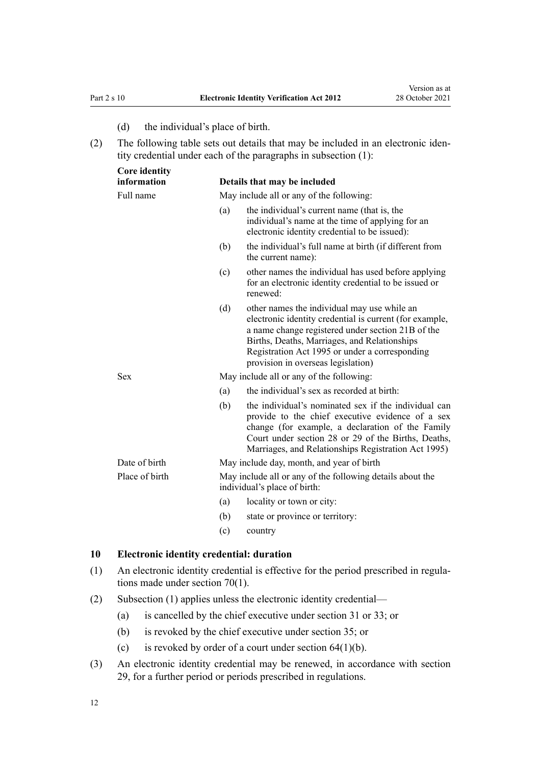(d) the individual's place of birth.

(2) The following table sets out details that may be included in an electronic identity credential under each of the paragraphs in subsection (1):

| Core identity information | Details that may be included |
| --- | --- |
| Full name | May include all or any of the following:<br>(a) the individual's current name (that is, the individual's name at the time of applying for an electronic identity credential to be issued):<br>(b) the individual's full name at birth (if different from the current name):<br>(c) other names the individual has used before applying for an electronic identity credential to be issued or renewed:<br>(d) other names the individual may use while an electronic identity credential is current (for example, a name change registered under section 21B of the Births, Deaths, Marriages, and Relationships Registration Act 1995 or under a corresponding provision in overseas legislation) |
| Sex | May include all or any of the following:<br>(a) the individual's sex as recorded at birth:<br>(b) the individual's nominated sex if the individual can provide to the chief executive evidence of a sex change (for example, a declaration of the Family Court under section 28 or 29 of the Births, Deaths, Marriages, and Relationships Registration Act 1995) |
| Date of birth | May include day, month, and year of birth |
| Place of birth | May include all or any of the following details about the individual's place of birth:<br>(a) locality or town or city:<br>(b) state or province or territory:<br>(c) country |

### 10 Electronic identity credential: duration

(1) An electronic identity credential is effective for the period prescribed in regulations made under section 70(1).

(2) Subsection (1) applies unless the electronic identity credential—

(a) is cancelled by the chief executive under section 31 or 33; or

(b) is revoked by the chief executive under section 35; or

(c) is revoked by order of a court under section 64(1)(b).

(3) An electronic identity credential may be renewed, in accordance with section 29, for a further period or periods prescribed in regulations.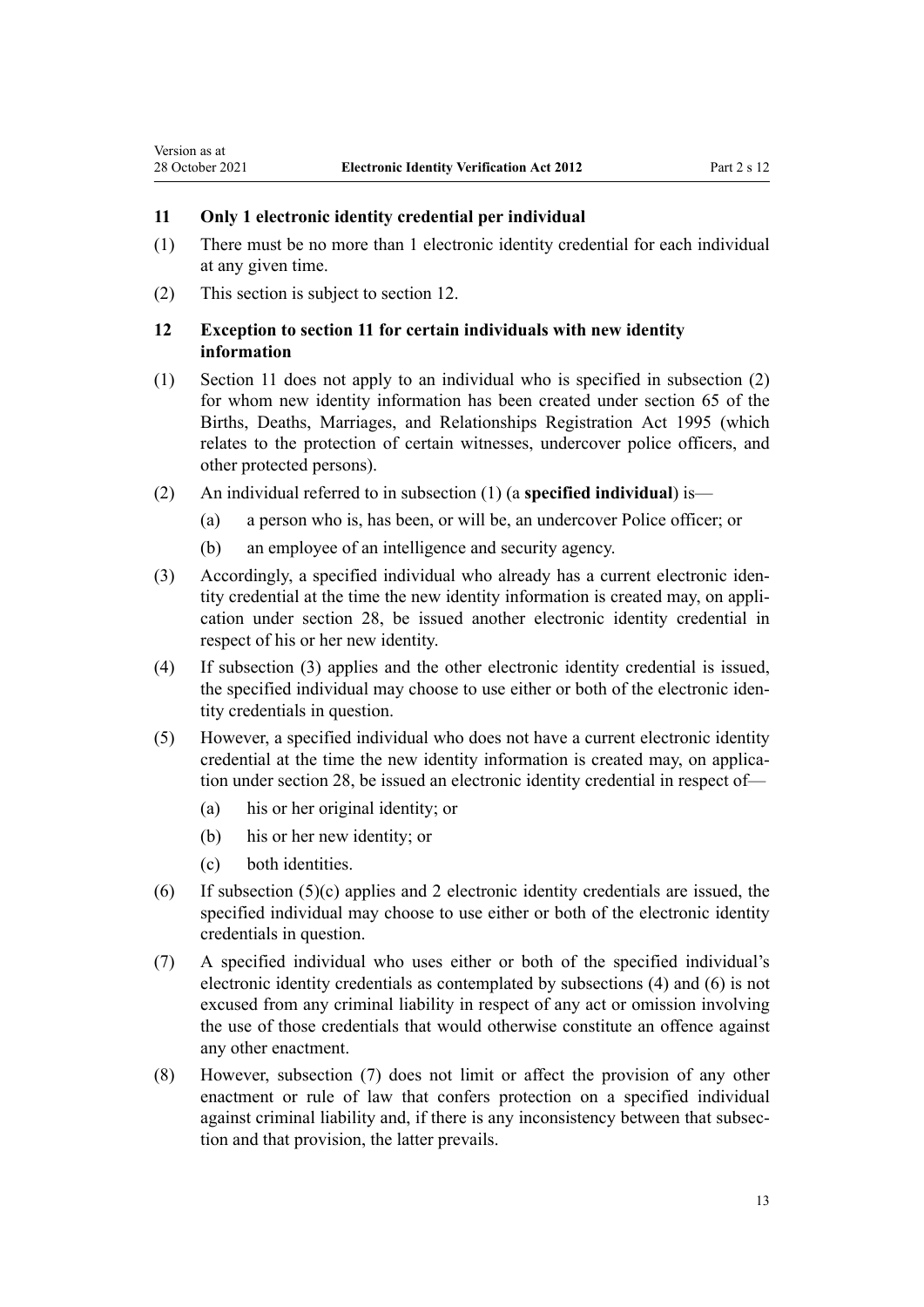### 11 Only 1 electronic identity credential per individual

(1) There must be no more than 1 electronic identity credential for each individual at any given time.

(2) This section is subject to section 12.

### 12 Exception to section 11 for certain individuals with new identity information

(1) Section 11 does not apply to an individual who is specified in subsection (2) for whom new identity information has been created under section 65 of the Births, Deaths, Marriages, and Relationships Registration Act 1995 (which relates to the protection of certain witnesses, undercover police officers, and other protected persons).

(2) An individual referred to in subsection (1) (a **specified individual**) is—

(a) a person who is, has been, or will be, an undercover Police officer; or

(b) an employee of an intelligence and security agency.

(3) Accordingly, a specified individual who already has a current electronic identity credential at the time the new identity information is created may, on application under section 28, be issued another electronic identity credential in respect of his or her new identity.

(4) If subsection (3) applies and the other electronic identity credential is issued, the specified individual may choose to use either or both of the electronic identity credentials in question.

(5) However, a specified individual who does not have a current electronic identity credential at the time the new identity information is created may, on application under section 28, be issued an electronic identity credential in respect of—

(a) his or her original identity; or

(b) his or her new identity; or

(c) both identities.

(6) If subsection (5)(c) applies and 2 electronic identity credentials are issued, the specified individual may choose to use either or both of the electronic identity credentials in question.

(7) A specified individual who uses either or both of the specified individual's electronic identity credentials as contemplated by subsections (4) and (6) is not excused from any criminal liability in respect of any act or omission involving the use of those credentials that would otherwise constitute an offence against any other enactment.

(8) However, subsection (7) does not limit or affect the provision of any other enactment or rule of law that confers protection on a specified individual against criminal liability and, if there is any inconsistency between that subsection and that provision, the latter prevails.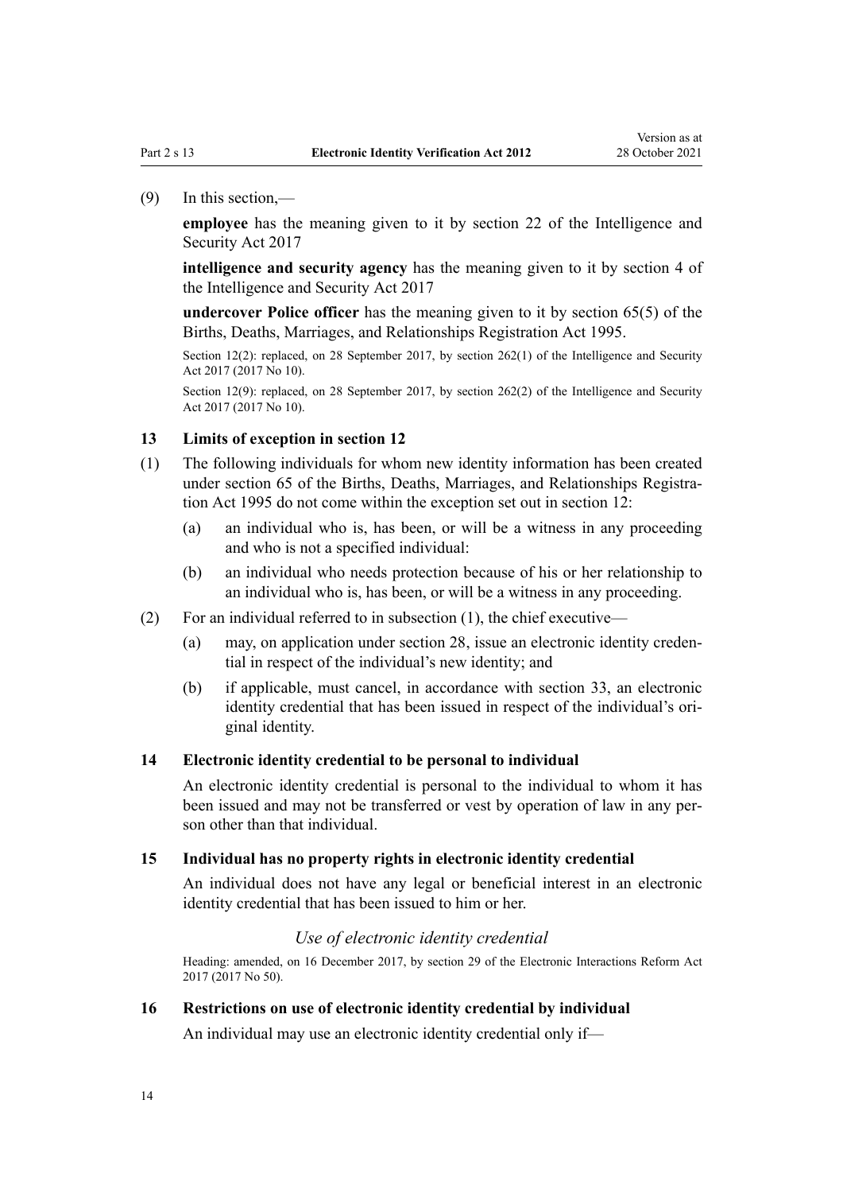(9) In this section,—

**employee** has the meaning given to it by section 22 of the Intelligence and Security Act 2017

**intelligence and security agency** has the meaning given to it by section 4 of the Intelligence and Security Act 2017

**undercover Police officer** has the meaning given to it by section 65(5) of the Births, Deaths, Marriages, and Relationships Registration Act 1995.

Section 12(2): replaced, on 28 September 2017, by section 262(1) of the Intelligence and Security Act 2017 (2017 No 10).

Section 12(9): replaced, on 28 September 2017, by section 262(2) of the Intelligence and Security Act 2017 (2017 No 10).

### 13 Limits of exception in section 12

(1) The following individuals for whom new identity information has been created under section 65 of the Births, Deaths, Marriages, and Relationships Registration Act 1995 do not come within the exception set out in section 12:

- (a) an individual who is, has been, or will be a witness in any proceeding and who is not a specified individual:
- (b) an individual who needs protection because of his or her relationship to an individual who is, has been, or will be a witness in any proceeding.

(2) For an individual referred to in subsection (1), the chief executive—

- (a) may, on application under section 28, issue an electronic identity credential in respect of the individual's new identity; and
- (b) if applicable, must cancel, in accordance with section 33, an electronic identity credential that has been issued in respect of the individual's original identity.

### 14 Electronic identity credential to be personal to individual

An electronic identity credential is personal to the individual to whom it has been issued and may not be transferred or vest by operation of law in any person other than that individual.

### 15 Individual has no property rights in electronic identity credential

An individual does not have any legal or beneficial interest in an electronic identity credential that has been issued to him or her.

## *Use of electronic identity credential*

Heading: amended, on 16 December 2017, by section 29 of the Electronic Interactions Reform Act 2017 (2017 No 50).

### 16 Restrictions on use of electronic identity credential by individual

An individual may use an electronic identity credential only if—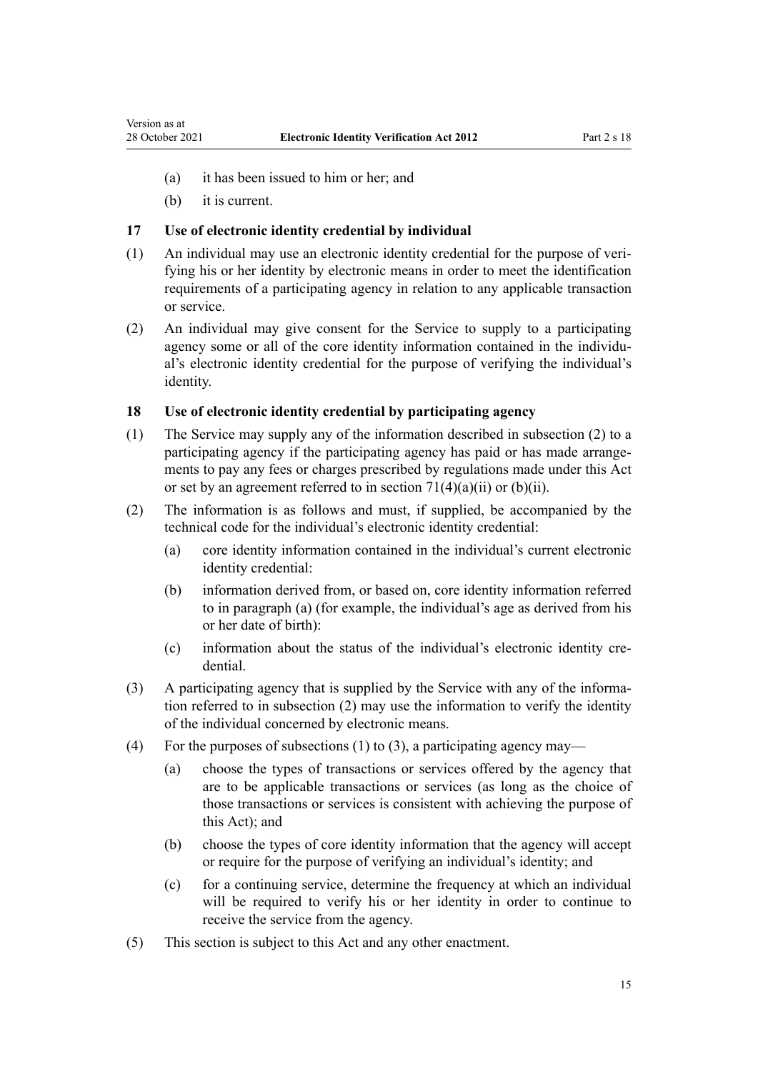(a) it has been issued to him or her; and

(b) it is current.

### 17 Use of electronic identity credential by individual

(1) An individual may use an electronic identity credential for the purpose of verifying his or her identity by electronic means in order to meet the identification requirements of a participating agency in relation to any applicable transaction or service.

(2) An individual may give consent for the Service to supply to a participating agency some or all of the core identity information contained in the individual's electronic identity credential for the purpose of verifying the individual's identity.

### 18 Use of electronic identity credential by participating agency

(1) The Service may supply any of the information described in subsection (2) to a participating agency if the participating agency has paid or has made arrangements to pay any fees or charges prescribed by regulations made under this Act or set by an agreement referred to in section 71(4)(a)(ii) or (b)(ii).

(2) The information is as follows and must, if supplied, be accompanied by the technical code for the individual's electronic identity credential:

- (a) core identity information contained in the individual's current electronic identity credential:
- (b) information derived from, or based on, core identity information referred to in paragraph (a) (for example, the individual's age as derived from his or her date of birth):
- (c) information about the status of the individual's electronic identity credential.

(3) A participating agency that is supplied by the Service with any of the information referred to in subsection (2) may use the information to verify the identity of the individual concerned by electronic means.

(4) For the purposes of subsections (1) to (3), a participating agency may—

- (a) choose the types of transactions or services offered by the agency that are to be applicable transactions or services (as long as the choice of those transactions or services is consistent with achieving the purpose of this Act); and
- (b) choose the types of core identity information that the agency will accept or require for the purpose of verifying an individual's identity; and
- (c) for a continuing service, determine the frequency at which an individual will be required to verify his or her identity in order to continue to receive the service from the agency.

(5) This section is subject to this Act and any other enactment.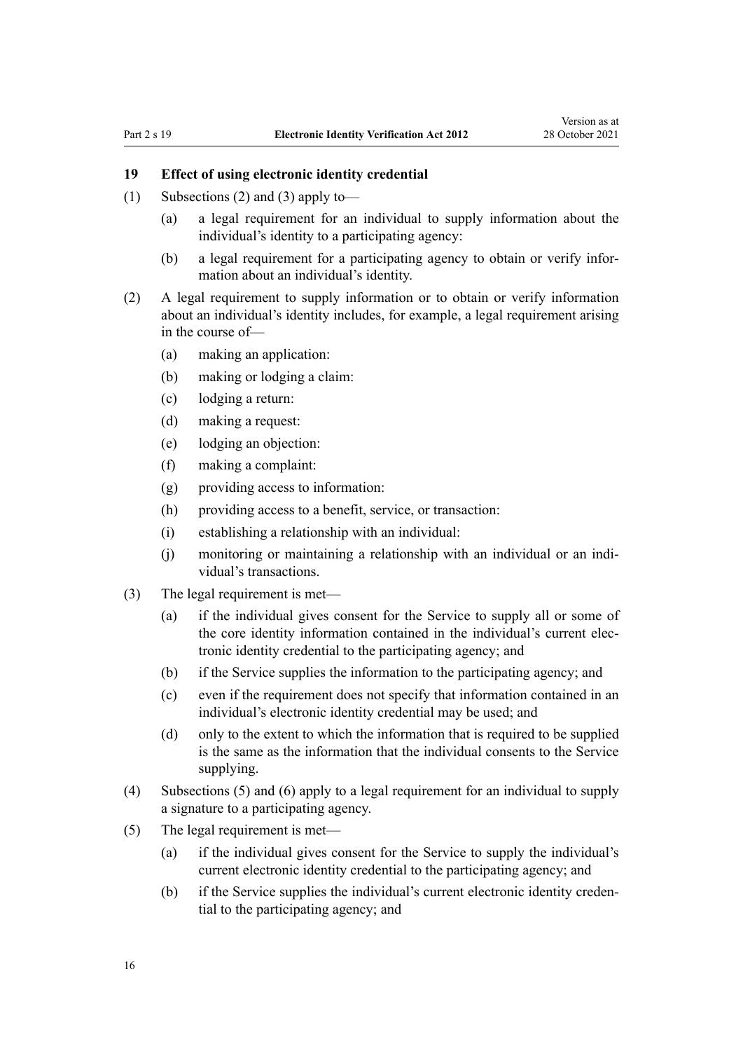### 19 Effect of using electronic identity credential

(1) Subsections (2) and (3) apply to—

  (a) a legal requirement for an individual to supply information about the individual's identity to a participating agency:

  (b) a legal requirement for a participating agency to obtain or verify information about an individual's identity.

(2) A legal requirement to supply information or to obtain or verify information about an individual's identity includes, for example, a legal requirement arising in the course of—

  (a) making an application:

  (b) making or lodging a claim:

  (c) lodging a return:

  (d) making a request:

  (e) lodging an objection:

  (f) making a complaint:

  (g) providing access to information:

  (h) providing access to a benefit, service, or transaction:

  (i) establishing a relationship with an individual:

  (j) monitoring or maintaining a relationship with an individual or an individual's transactions.

(3) The legal requirement is met—

  (a) if the individual gives consent for the Service to supply all or some of the core identity information contained in the individual's current electronic identity credential to the participating agency; and

  (b) if the Service supplies the information to the participating agency; and

  (c) even if the requirement does not specify that information contained in an individual's electronic identity credential may be used; and

  (d) only to the extent to which the information that is required to be supplied is the same as the information that the individual consents to the Service supplying.

(4) Subsections (5) and (6) apply to a legal requirement for an individual to supply a signature to a participating agency.

(5) The legal requirement is met—

  (a) if the individual gives consent for the Service to supply the individual's current electronic identity credential to the participating agency; and

  (b) if the Service supplies the individual's current electronic identity credential to the participating agency; and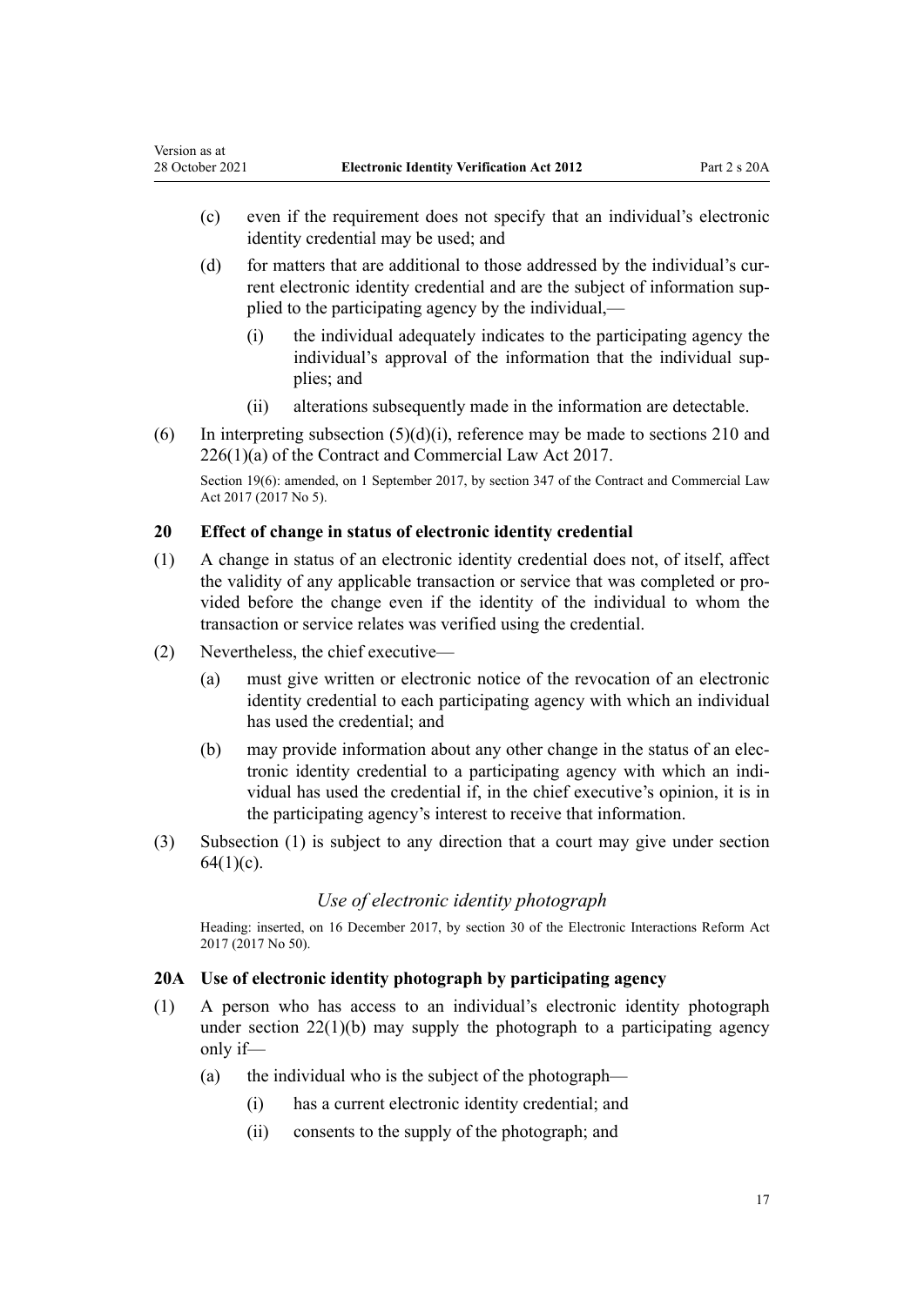(c) even if the requirement does not specify that an individual's electronic identity credential may be used; and

(d) for matters that are additional to those addressed by the individual's current electronic identity credential and are the subject of information supplied to the participating agency by the individual,—

(i) the individual adequately indicates to the participating agency the individual's approval of the information that the individual supplies; and

(ii) alterations subsequently made in the information are detectable.

(6) In interpreting subsection (5)(d)(i), reference may be made to sections 210 and 226(1)(a) of the Contract and Commercial Law Act 2017.

Section 19(6): amended, on 1 September 2017, by section 347 of the Contract and Commercial Law Act 2017 (2017 No 5).

### 20 Effect of change in status of electronic identity credential

(1) A change in status of an electronic identity credential does not, of itself, affect the validity of any applicable transaction or service that was completed or provided before the change even if the identity of the individual to whom the transaction or service relates was verified using the credential.

(2) Nevertheless, the chief executive—

(a) must give written or electronic notice of the revocation of an electronic identity credential to each participating agency with which an individual has used the credential; and

(b) may provide information about any other change in the status of an electronic identity credential to a participating agency with which an individual has used the credential if, in the chief executive's opinion, it is in the participating agency's interest to receive that information.

(3) Subsection (1) is subject to any direction that a court may give under section 64(1)(c).

*Use of electronic identity photograph*

Heading: inserted, on 16 December 2017, by section 30 of the Electronic Interactions Reform Act 2017 (2017 No 50).

### 20A Use of electronic identity photograph by participating agency

(1) A person who has access to an individual's electronic identity photograph under section 22(1)(b) may supply the photograph to a participating agency only if—

(a) the individual who is the subject of the photograph—

(i) has a current electronic identity credential; and

(ii) consents to the supply of the photograph; and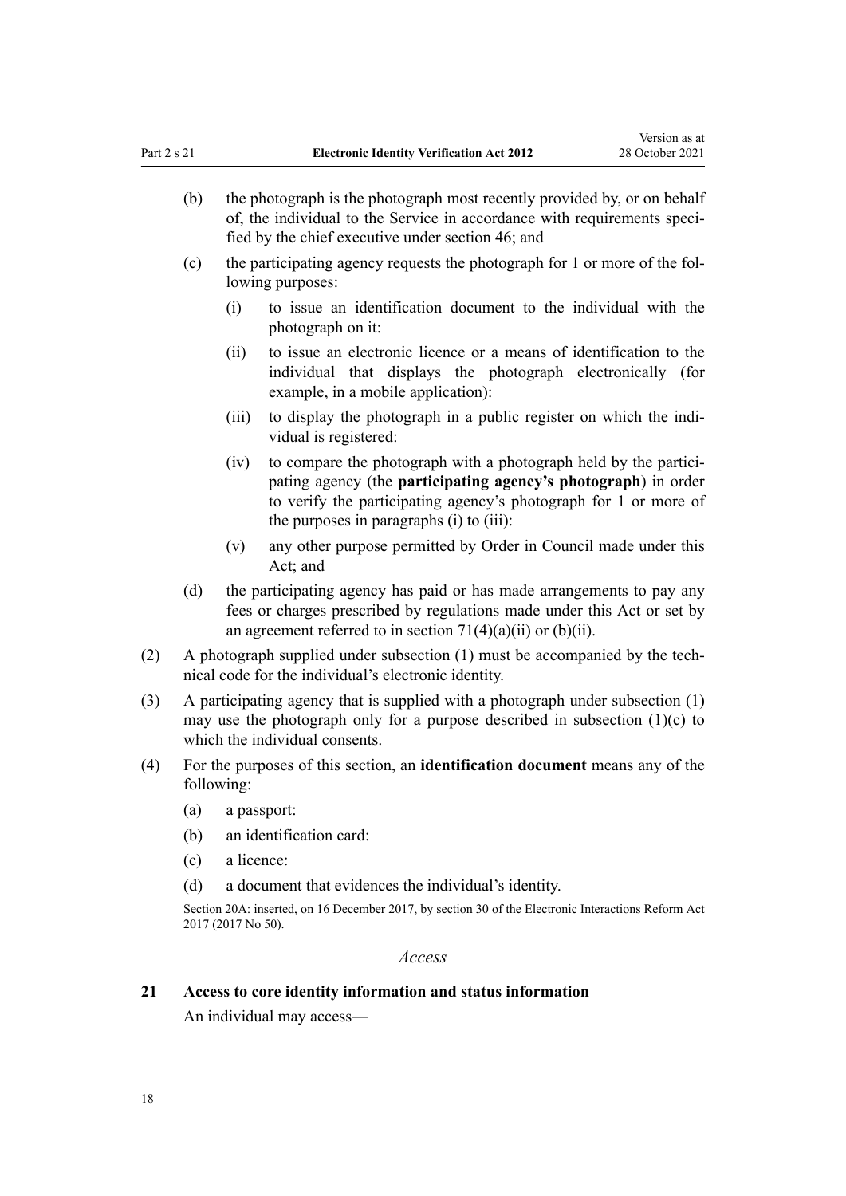(b) the photograph is the photograph most recently provided by, or on behalf of, the individual to the Service in accordance with requirements specified by the chief executive under section 46; and

(c) the participating agency requests the photograph for 1 or more of the following purposes:

  (i) to issue an identification document to the individual with the photograph on it:

  (ii) to issue an electronic licence or a means of identification to the individual that displays the photograph electronically (for example, in a mobile application):

  (iii) to display the photograph in a public register on which the individual is registered:

  (iv) to compare the photograph with a photograph held by the participating agency (the **participating agency's photograph**) in order to verify the participating agency's photograph for 1 or more of the purposes in paragraphs (i) to (iii):

  (v) any other purpose permitted by Order in Council made under this Act; and

(d) the participating agency has paid or has made arrangements to pay any fees or charges prescribed by regulations made under this Act or set by an agreement referred to in section 71(4)(a)(ii) or (b)(ii).

(2) A photograph supplied under subsection (1) must be accompanied by the technical code for the individual's electronic identity.

(3) A participating agency that is supplied with a photograph under subsection (1) may use the photograph only for a purpose described in subsection (1)(c) to which the individual consents.

(4) For the purposes of this section, an **identification document** means any of the following:

  (a) a passport:

  (b) an identification card:

  (c) a licence:

  (d) a document that evidences the individual's identity.

Section 20A: inserted, on 16 December 2017, by section 30 of the Electronic Interactions Reform Act 2017 (2017 No 50).

*Access*

### 21 Access to core identity information and status information

An individual may access—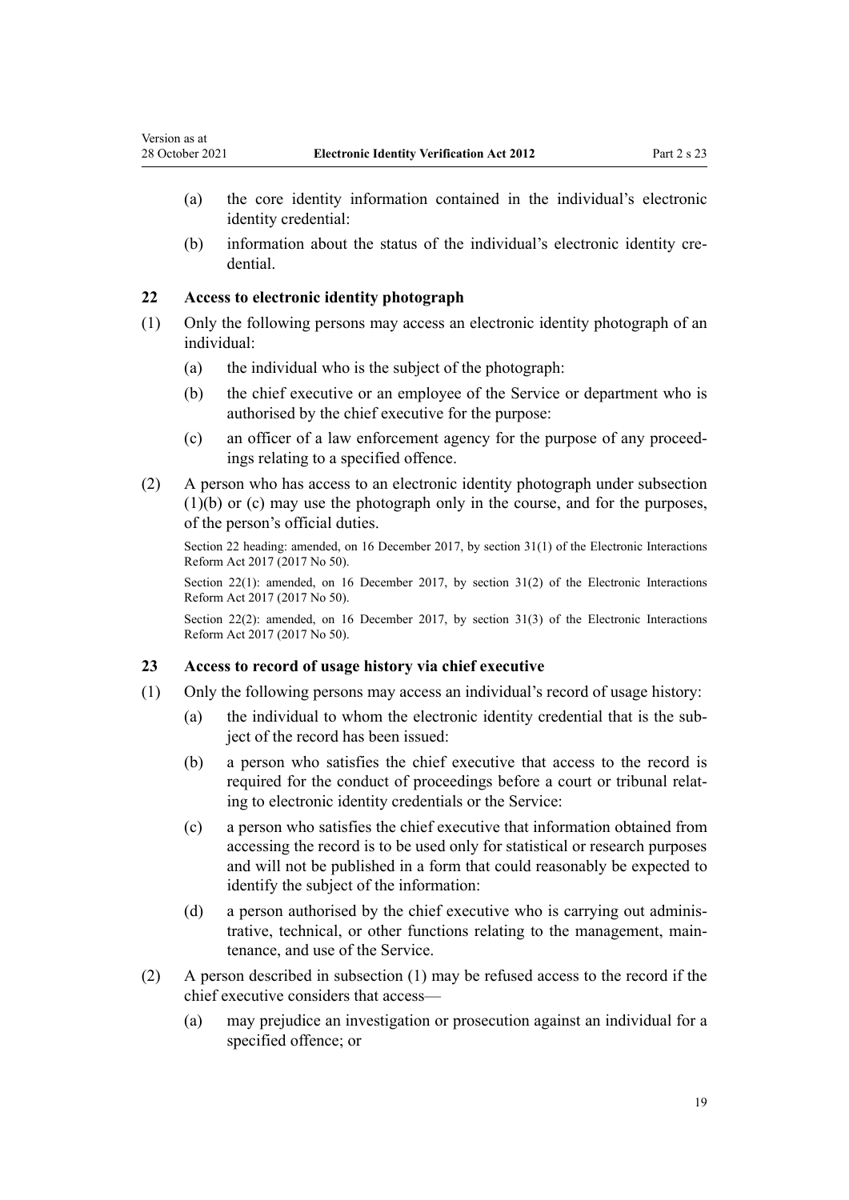(a) the core identity information contained in the individual's electronic identity credential:

(b) information about the status of the individual's electronic identity credential.

### 22 Access to electronic identity photograph

(1) Only the following persons may access an electronic identity photograph of an individual:

(a) the individual who is the subject of the photograph:

(b) the chief executive or an employee of the Service or department who is authorised by the chief executive for the purpose:

(c) an officer of a law enforcement agency for the purpose of any proceedings relating to a specified offence.

(2) A person who has access to an electronic identity photograph under subsection (1)(b) or (c) may use the photograph only in the course, and for the purposes, of the person's official duties.

Section 22 heading: amended, on 16 December 2017, by section 31(1) of the Electronic Interactions Reform Act 2017 (2017 No 50).

Section 22(1): amended, on 16 December 2017, by section 31(2) of the Electronic Interactions Reform Act 2017 (2017 No 50).

Section 22(2): amended, on 16 December 2017, by section 31(3) of the Electronic Interactions Reform Act 2017 (2017 No 50).

### 23 Access to record of usage history via chief executive

(1) Only the following persons may access an individual's record of usage history:

(a) the individual to whom the electronic identity credential that is the subject of the record has been issued:

(b) a person who satisfies the chief executive that access to the record is required for the conduct of proceedings before a court or tribunal relating to electronic identity credentials or the Service:

(c) a person who satisfies the chief executive that information obtained from accessing the record is to be used only for statistical or research purposes and will not be published in a form that could reasonably be expected to identify the subject of the information:

(d) a person authorised by the chief executive who is carrying out administrative, technical, or other functions relating to the management, maintenance, and use of the Service.

(2) A person described in subsection (1) may be refused access to the record if the chief executive considers that access—

(a) may prejudice an investigation or prosecution against an individual for a specified offence; or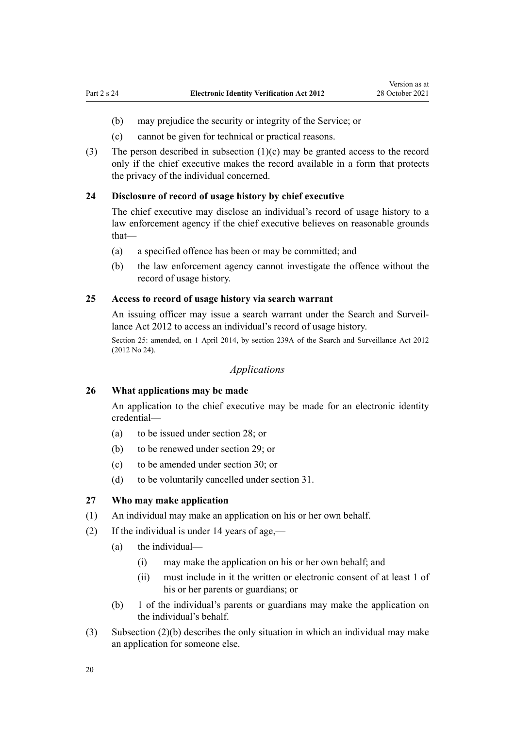(b) may prejudice the security or integrity of the Service; or

(c) cannot be given for technical or practical reasons.

(3) The person described in subsection (1)(c) may be granted access to the record only if the chief executive makes the record available in a form that protects the privacy of the individual concerned.

### 24 Disclosure of record of usage history by chief executive

The chief executive may disclose an individual's record of usage history to a law enforcement agency if the chief executive believes on reasonable grounds that—

(a) a specified offence has been or may be committed; and

(b) the law enforcement agency cannot investigate the offence without the record of usage history.

### 25 Access to record of usage history via search warrant

An issuing officer may issue a search warrant under the Search and Surveillance Act 2012 to access an individual's record of usage history.

Section 25: amended, on 1 April 2014, by section 239A of the Search and Surveillance Act 2012 (2012 No 24).

*Applications*

### 26 What applications may be made

An application to the chief executive may be made for an electronic identity credential—

(a) to be issued under section 28; or

(b) to be renewed under section 29; or

(c) to be amended under section 30; or

(d) to be voluntarily cancelled under section 31.

### 27 Who may make application

(1) An individual may make an application on his or her own behalf.

(2) If the individual is under 14 years of age,—

(a) the individual—

(i) may make the application on his or her own behalf; and

(ii) must include in it the written or electronic consent of at least 1 of his or her parents or guardians; or

(b) 1 of the individual's parents or guardians may make the application on the individual's behalf.

(3) Subsection (2)(b) describes the only situation in which an individual may make an application for someone else.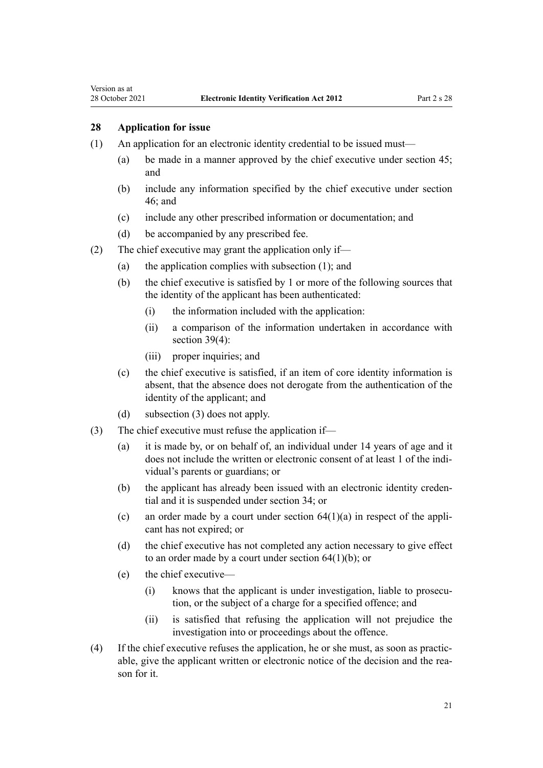### 28 Application for issue

(1) An application for an electronic identity credential to be issued must—

(a) be made in a manner approved by the chief executive under section 45; and

(b) include any information specified by the chief executive under section 46; and

(c) include any other prescribed information or documentation; and

(d) be accompanied by any prescribed fee.

(2) The chief executive may grant the application only if—

(a) the application complies with subsection (1); and

(b) the chief executive is satisfied by 1 or more of the following sources that the identity of the applicant has been authenticated:

(i) the information included with the application:

(ii) a comparison of the information undertaken in accordance with section 39(4):

(iii) proper inquiries; and

(c) the chief executive is satisfied, if an item of core identity information is absent, that the absence does not derogate from the authentication of the identity of the applicant; and

(d) subsection (3) does not apply.

(3) The chief executive must refuse the application if—

(a) it is made by, or on behalf of, an individual under 14 years of age and it does not include the written or electronic consent of at least 1 of the individual's parents or guardians; or

(b) the applicant has already been issued with an electronic identity credential and it is suspended under section 34; or

(c) an order made by a court under section 64(1)(a) in respect of the applicant has not expired; or

(d) the chief executive has not completed any action necessary to give effect to an order made by a court under section 64(1)(b); or

(e) the chief executive—

(i) knows that the applicant is under investigation, liable to prosecution, or the subject of a charge for a specified offence; and

(ii) is satisfied that refusing the application will not prejudice the investigation into or proceedings about the offence.

(4) If the chief executive refuses the application, he or she must, as soon as practicable, give the applicant written or electronic notice of the decision and the reason for it.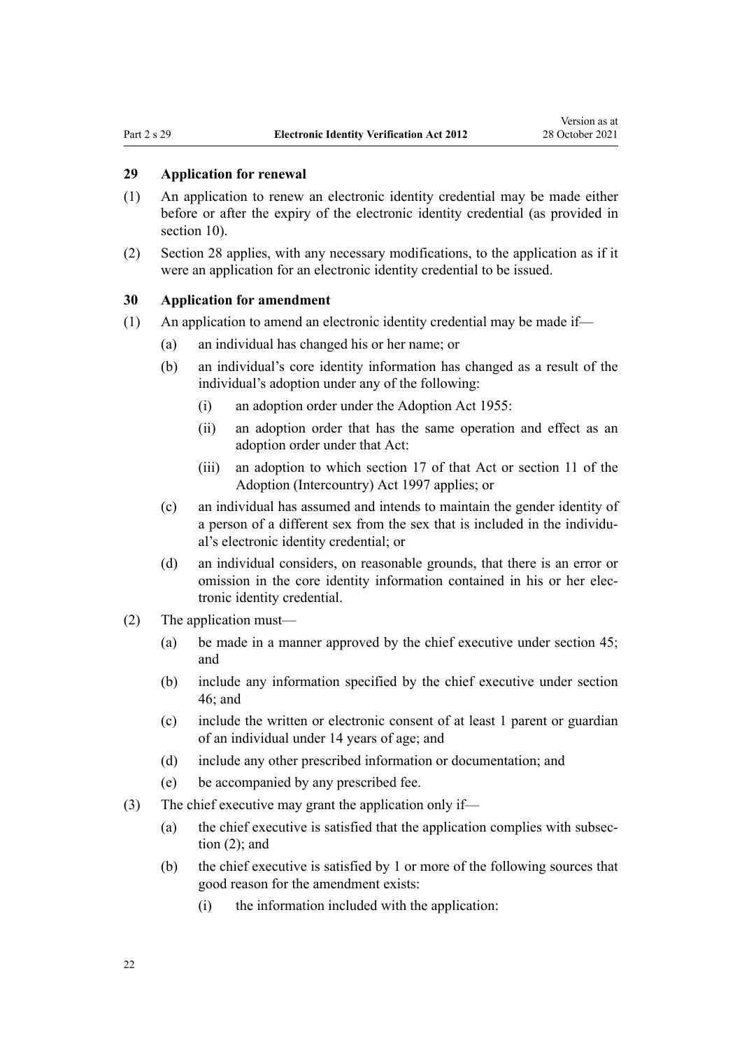### 29 Application for renewal

(1) An application to renew an electronic identity credential may be made either before or after the expiry of the electronic identity credential (as provided in section 10).

(2) Section 28 applies, with any necessary modifications, to the application as if it were an application for an electronic identity credential to be issued.

### 30 Application for amendment

(1) An application to amend an electronic identity credential may be made if—

- (a) an individual has changed his or her name; or
- (b) an individual's core identity information has changed as a result of the individual's adoption under any of the following:
  - (i) an adoption order under the Adoption Act 1955:
  - (ii) an adoption order that has the same operation and effect as an adoption order under that Act:
  - (iii) an adoption to which section 17 of that Act or section 11 of the Adoption (Intercountry) Act 1997 applies; or
- (c) an individual has assumed and intends to maintain the gender identity of a person of a different sex from the sex that is included in the individual's electronic identity credential; or
- (d) an individual considers, on reasonable grounds, that there is an error or omission in the core identity information contained in his or her electronic identity credential.

(2) The application must—

- (a) be made in a manner approved by the chief executive under section 45; and
- (b) include any information specified by the chief executive under section 46; and
- (c) include the written or electronic consent of at least 1 parent or guardian of an individual under 14 years of age; and
- (d) include any other prescribed information or documentation; and
- (e) be accompanied by any prescribed fee.

(3) The chief executive may grant the application only if—

- (a) the chief executive is satisfied that the application complies with subsection (2); and
- (b) the chief executive is satisfied by 1 or more of the following sources that good reason for the amendment exists:
  - (i) the information included with the application: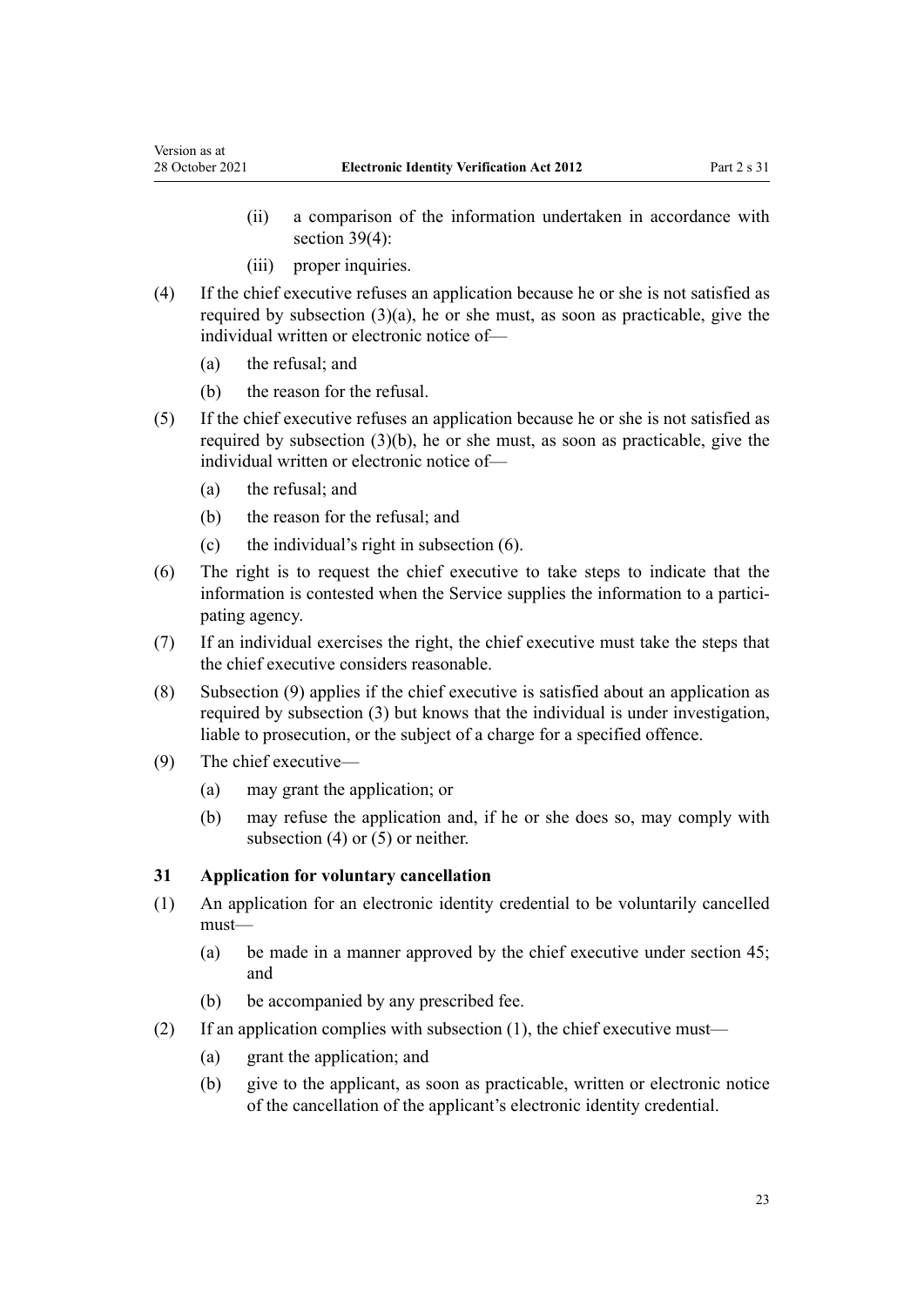(ii) a comparison of the information undertaken in accordance with section 39(4):

(iii) proper inquiries.

(4) If the chief executive refuses an application because he or she is not satisfied as required by subsection (3)(a), he or she must, as soon as practicable, give the individual written or electronic notice of—

(a) the refusal; and

(b) the reason for the refusal.

(5) If the chief executive refuses an application because he or she is not satisfied as required by subsection (3)(b), he or she must, as soon as practicable, give the individual written or electronic notice of—

(a) the refusal; and

(b) the reason for the refusal; and

(c) the individual's right in subsection (6).

(6) The right is to request the chief executive to take steps to indicate that the information is contested when the Service supplies the information to a participating agency.

(7) If an individual exercises the right, the chief executive must take the steps that the chief executive considers reasonable.

(8) Subsection (9) applies if the chief executive is satisfied about an application as required by subsection (3) but knows that the individual is under investigation, liable to prosecution, or the subject of a charge for a specified offence.

(9) The chief executive—

(a) may grant the application; or

(b) may refuse the application and, if he or she does so, may comply with subsection (4) or (5) or neither.

### 31 Application for voluntary cancellation

(1) An application for an electronic identity credential to be voluntarily cancelled must—

(a) be made in a manner approved by the chief executive under section 45; and

(b) be accompanied by any prescribed fee.

(2) If an application complies with subsection (1), the chief executive must—

(a) grant the application; and

(b) give to the applicant, as soon as practicable, written or electronic notice of the cancellation of the applicant's electronic identity credential.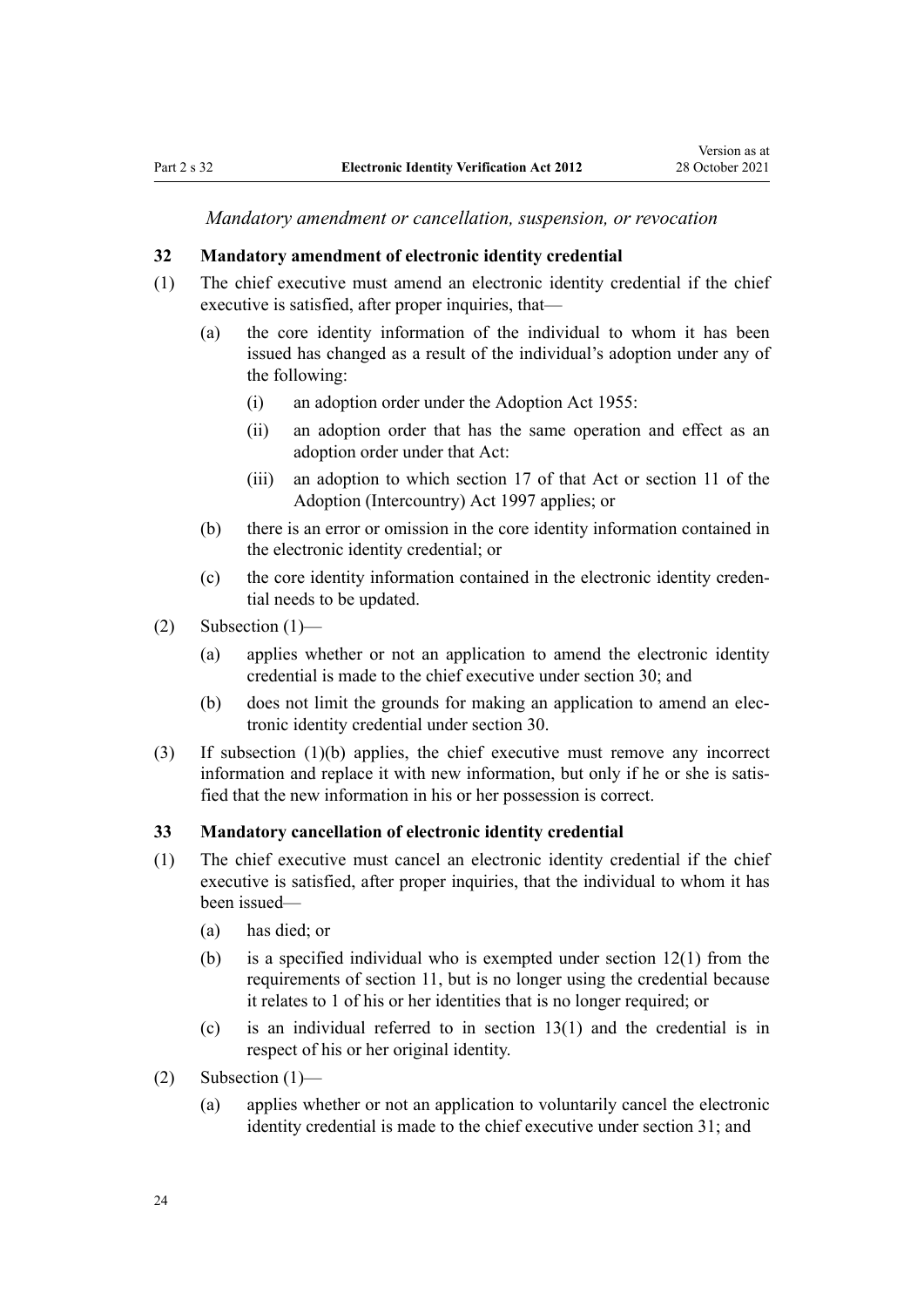*Mandatory amendment or cancellation, suspension, or revocation*

### 32 Mandatory amendment of electronic identity credential

(1) The chief executive must amend an electronic identity credential if the chief executive is satisfied, after proper inquiries, that—

(a) the core identity information of the individual to whom it has been issued has changed as a result of the individual's adoption under any of the following:

(i) an adoption order under the Adoption Act 1955:

(ii) an adoption order that has the same operation and effect as an adoption order under that Act:

(iii) an adoption to which section 17 of that Act or section 11 of the Adoption (Intercountry) Act 1997 applies; or

(b) there is an error or omission in the core identity information contained in the electronic identity credential; or

(c) the core identity information contained in the electronic identity credential needs to be updated.

(2) Subsection (1)—

(a) applies whether or not an application to amend the electronic identity credential is made to the chief executive under section 30; and

(b) does not limit the grounds for making an application to amend an electronic identity credential under section 30.

(3) If subsection (1)(b) applies, the chief executive must remove any incorrect information and replace it with new information, but only if he or she is satisfied that the new information in his or her possession is correct.

### 33 Mandatory cancellation of electronic identity credential

(1) The chief executive must cancel an electronic identity credential if the chief executive is satisfied, after proper inquiries, that the individual to whom it has been issued—

(a) has died; or

(b) is a specified individual who is exempted under section 12(1) from the requirements of section 11, but is no longer using the credential because it relates to 1 of his or her identities that is no longer required; or

(c) is an individual referred to in section 13(1) and the credential is in respect of his or her original identity.

(2) Subsection (1)—

(a) applies whether or not an application to voluntarily cancel the electronic identity credential is made to the chief executive under section 31; and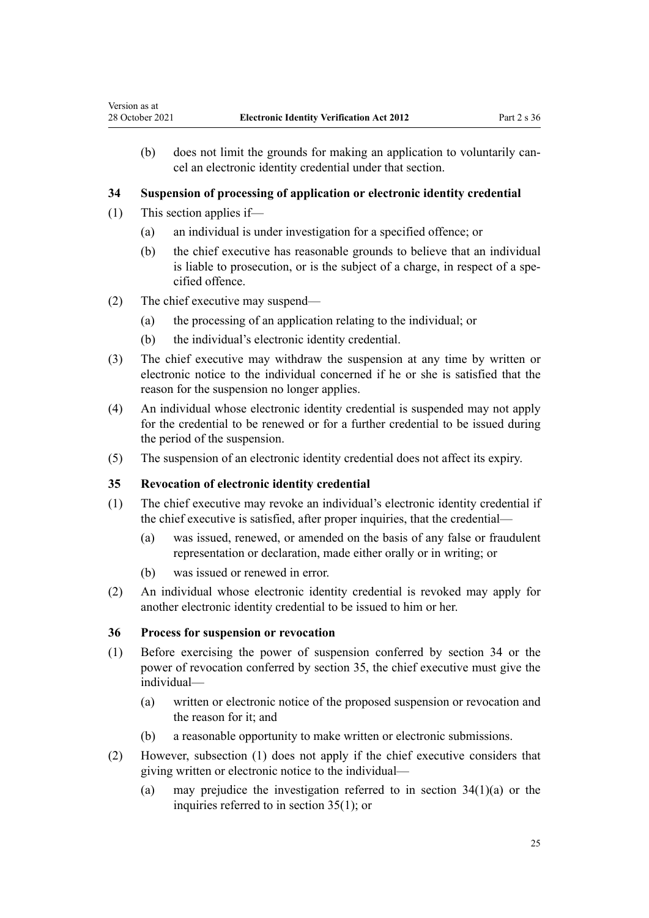(b) does not limit the grounds for making an application to voluntarily cancel an electronic identity credential under that section.

### 34 Suspension of processing of application or electronic identity credential

(1) This section applies if—

(a) an individual is under investigation for a specified offence; or

(b) the chief executive has reasonable grounds to believe that an individual is liable to prosecution, or is the subject of a charge, in respect of a specified offence.

(2) The chief executive may suspend—

(a) the processing of an application relating to the individual; or

(b) the individual's electronic identity credential.

(3) The chief executive may withdraw the suspension at any time by written or electronic notice to the individual concerned if he or she is satisfied that the reason for the suspension no longer applies.

(4) An individual whose electronic identity credential is suspended may not apply for the credential to be renewed or for a further credential to be issued during the period of the suspension.

(5) The suspension of an electronic identity credential does not affect its expiry.

### 35 Revocation of electronic identity credential

(1) The chief executive may revoke an individual's electronic identity credential if the chief executive is satisfied, after proper inquiries, that the credential—

(a) was issued, renewed, or amended on the basis of any false or fraudulent representation or declaration, made either orally or in writing; or

(b) was issued or renewed in error.

(2) An individual whose electronic identity credential is revoked may apply for another electronic identity credential to be issued to him or her.

### 36 Process for suspension or revocation

(1) Before exercising the power of suspension conferred by section 34 or the power of revocation conferred by section 35, the chief executive must give the individual—

(a) written or electronic notice of the proposed suspension or revocation and the reason for it; and

(b) a reasonable opportunity to make written or electronic submissions.

(2) However, subsection (1) does not apply if the chief executive considers that giving written or electronic notice to the individual—

(a) may prejudice the investigation referred to in section 34(1)(a) or the inquiries referred to in section 35(1); or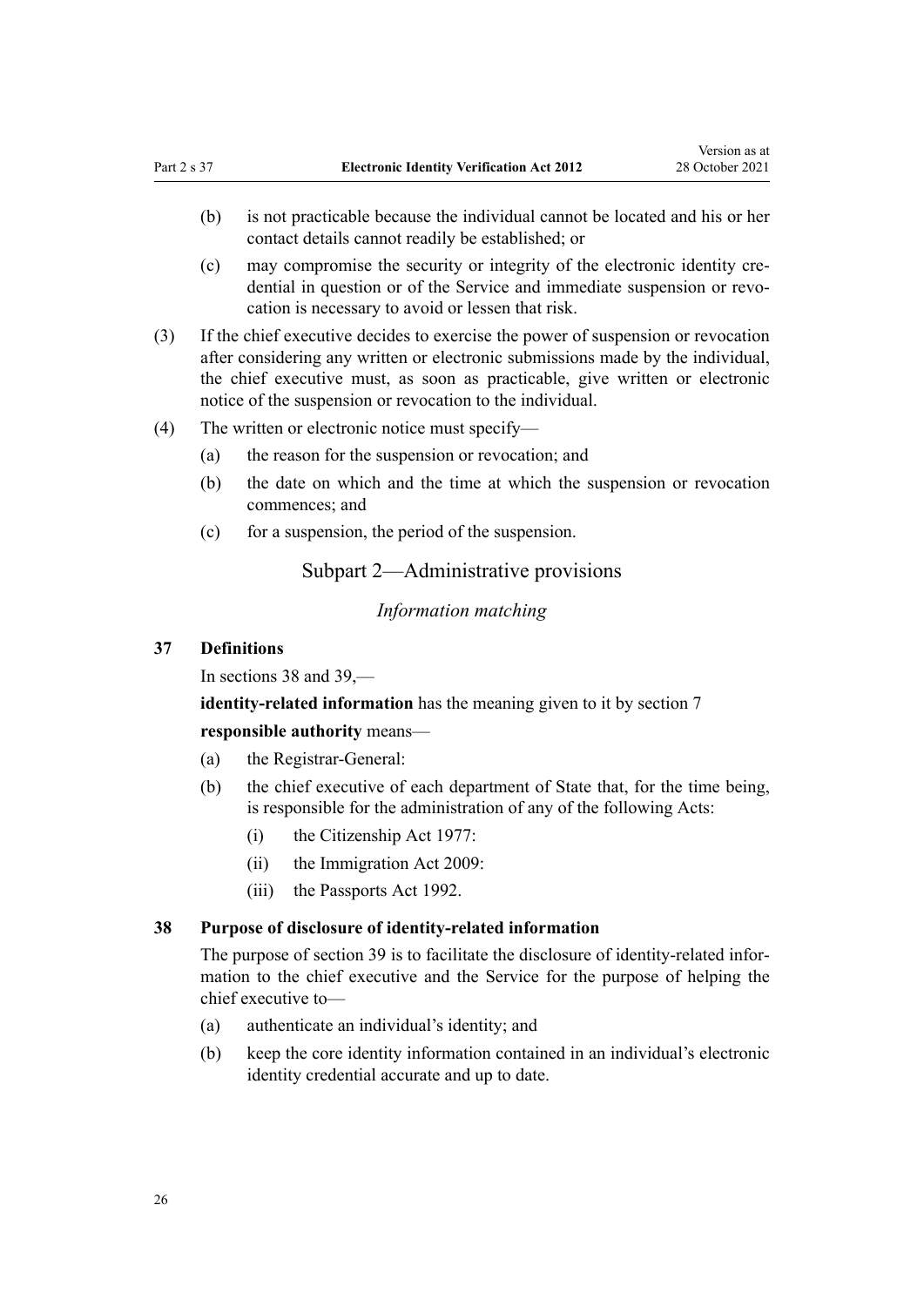(b) is not practicable because the individual cannot be located and his or her contact details cannot readily be established; or

(c) may compromise the security or integrity of the electronic identity credential in question or of the Service and immediate suspension or revocation is necessary to avoid or lessen that risk.

(3) If the chief executive decides to exercise the power of suspension or revocation after considering any written or electronic submissions made by the individual, the chief executive must, as soon as practicable, give written or electronic notice of the suspension or revocation to the individual.

(4) The written or electronic notice must specify—

(a) the reason for the suspension or revocation; and

(b) the date on which and the time at which the suspension or revocation commences; and

(c) for a suspension, the period of the suspension.

## Subpart 2—Administrative provisions

### *Information matching*

#### 37 Definitions

In sections 38 and 39,—

**identity-related information** has the meaning given to it by section 7

**responsible authority** means—

(a) the Registrar-General:

(b) the chief executive of each department of State that, for the time being, is responsible for the administration of any of the following Acts:

(i) the Citizenship Act 1977:

(ii) the Immigration Act 2009:

(iii) the Passports Act 1992.

#### 38 Purpose of disclosure of identity-related information

The purpose of section 39 is to facilitate the disclosure of identity-related information to the chief executive and the Service for the purpose of helping the chief executive to—

(a) authenticate an individual's identity; and

(b) keep the core identity information contained in an individual's electronic identity credential accurate and up to date.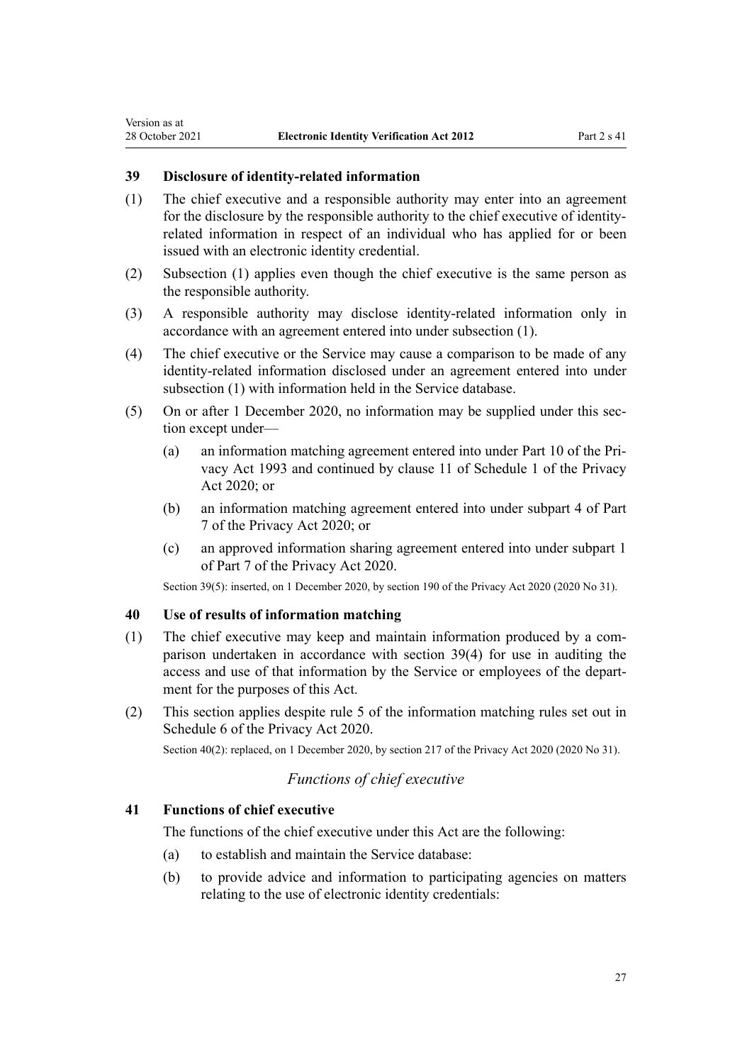### 39 Disclosure of identity-related information

(1) The chief executive and a responsible authority may enter into an agreement for the disclosure by the responsible authority to the chief executive of identity-related information in respect of an individual who has applied for or been issued with an electronic identity credential.

(2) Subsection (1) applies even though the chief executive is the same person as the responsible authority.

(3) A responsible authority may disclose identity-related information only in accordance with an agreement entered into under subsection (1).

(4) The chief executive or the Service may cause a comparison to be made of any identity-related information disclosed under an agreement entered into under subsection (1) with information held in the Service database.

(5) On or after 1 December 2020, no information may be supplied under this section except under—

- (a) an information matching agreement entered into under Part 10 of the Privacy Act 1993 and continued by clause 11 of Schedule 1 of the Privacy Act 2020; or
- (b) an information matching agreement entered into under subpart 4 of Part 7 of the Privacy Act 2020; or
- (c) an approved information sharing agreement entered into under subpart 1 of Part 7 of the Privacy Act 2020.

Section 39(5): inserted, on 1 December 2020, by section 190 of the Privacy Act 2020 (2020 No 31).

### 40 Use of results of information matching

(1) The chief executive may keep and maintain information produced by a comparison undertaken in accordance with section 39(4) for use in auditing the access and use of that information by the Service or employees of the department for the purposes of this Act.

(2) This section applies despite rule 5 of the information matching rules set out in Schedule 6 of the Privacy Act 2020.

Section 40(2): replaced, on 1 December 2020, by section 217 of the Privacy Act 2020 (2020 No 31).

*Functions of chief executive*

### 41 Functions of chief executive

The functions of the chief executive under this Act are the following:

- (a) to establish and maintain the Service database:
- (b) to provide advice and information to participating agencies on matters relating to the use of electronic identity credentials: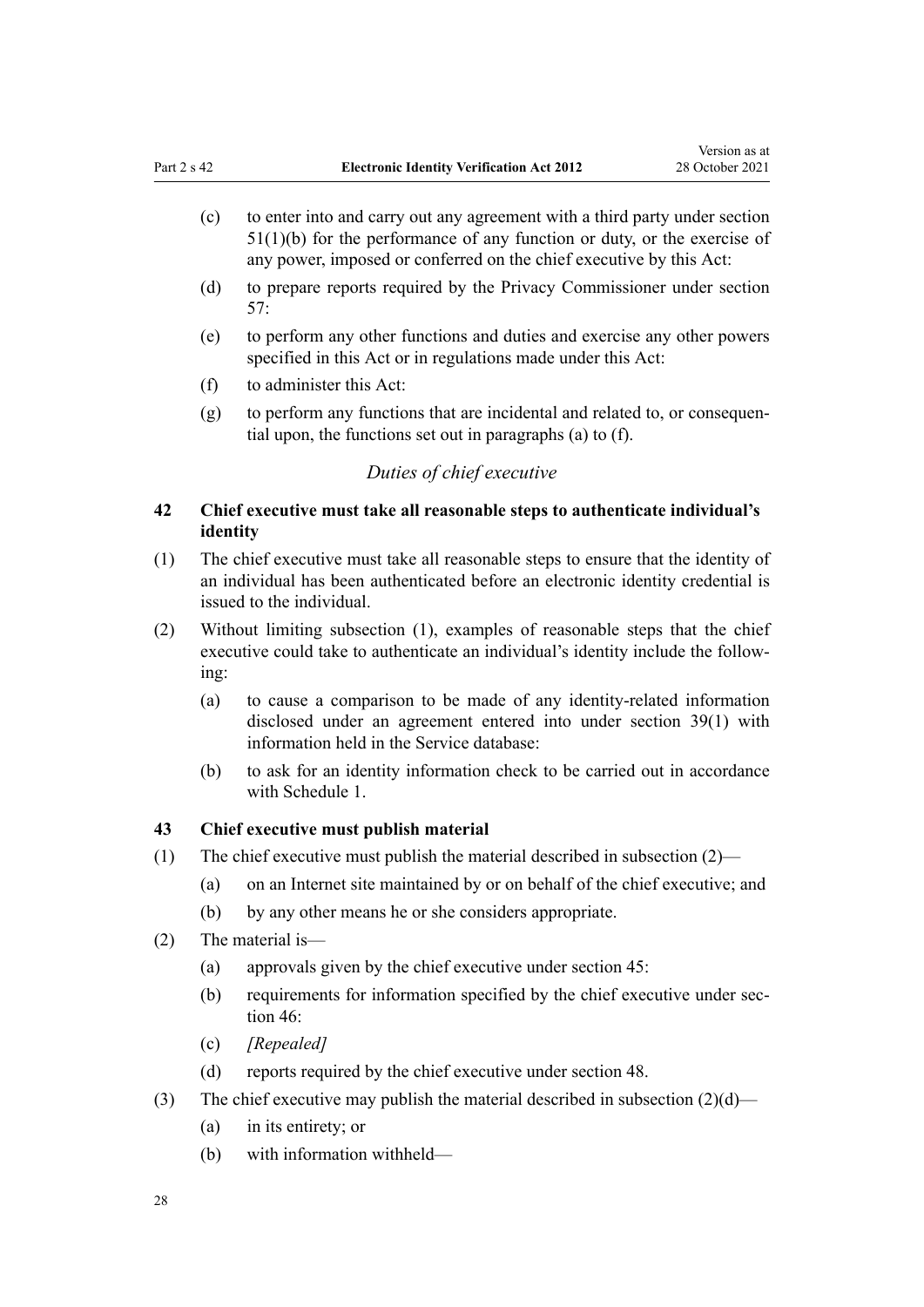(c) to enter into and carry out any agreement with a third party under section 51(1)(b) for the performance of any function or duty, or the exercise of any power, imposed or conferred on the chief executive by this Act:

(d) to prepare reports required by the Privacy Commissioner under section 57:

(e) to perform any other functions and duties and exercise any other powers specified in this Act or in regulations made under this Act:

(f) to administer this Act:

(g) to perform any functions that are incidental and related to, or consequential upon, the functions set out in paragraphs (a) to (f).

*Duties of chief executive*

### 42 Chief executive must take all reasonable steps to authenticate individual's identity

(1) The chief executive must take all reasonable steps to ensure that the identity of an individual has been authenticated before an electronic identity credential is issued to the individual.

(2) Without limiting subsection (1), examples of reasonable steps that the chief executive could take to authenticate an individual's identity include the following:

(a) to cause a comparison to be made of any identity-related information disclosed under an agreement entered into under section 39(1) with information held in the Service database:

(b) to ask for an identity information check to be carried out in accordance with Schedule 1.

### 43 Chief executive must publish material

(1) The chief executive must publish the material described in subsection (2)—

(a) on an Internet site maintained by or on behalf of the chief executive; and

(b) by any other means he or she considers appropriate.

(2) The material is—

(a) approvals given by the chief executive under section 45:

(b) requirements for information specified by the chief executive under section 46:

(c) *[Repealed]*

(d) reports required by the chief executive under section 48.

(3) The chief executive may publish the material described in subsection (2)(d)—

(a) in its entirety; or

(b) with information withheld—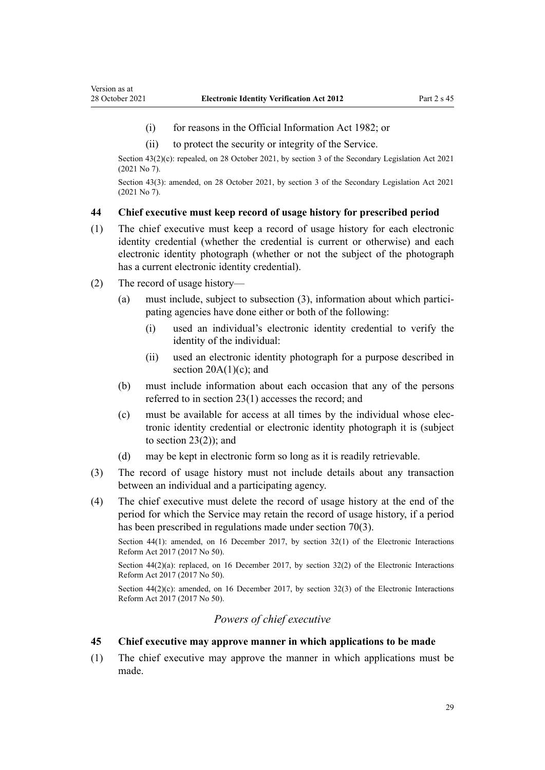(i) for reasons in the Official Information Act 1982; or

(ii) to protect the security or integrity of the Service.

Section 43(2)(c): repealed, on 28 October 2021, by section 3 of the Secondary Legislation Act 2021 (2021 No 7).

Section 43(3): amended, on 28 October 2021, by section 3 of the Secondary Legislation Act 2021 (2021 No 7).

### 44 Chief executive must keep record of usage history for prescribed period

(1) The chief executive must keep a record of usage history for each electronic identity credential (whether the credential is current or otherwise) and each electronic identity photograph (whether or not the subject of the photograph has a current electronic identity credential).

(2) The record of usage history—

(a) must include, subject to subsection (3), information about which participating agencies have done either or both of the following:

(i) used an individual's electronic identity credential to verify the identity of the individual:

(ii) used an electronic identity photograph for a purpose described in section 20A(1)(c); and

(b) must include information about each occasion that any of the persons referred to in section 23(1) accesses the record; and

(c) must be available for access at all times by the individual whose electronic identity credential or electronic identity photograph it is (subject to section 23(2)); and

(d) may be kept in electronic form so long as it is readily retrievable.

(3) The record of usage history must not include details about any transaction between an individual and a participating agency.

(4) The chief executive must delete the record of usage history at the end of the period for which the Service may retain the record of usage history, if a period has been prescribed in regulations made under section 70(3).

Section 44(1): amended, on 16 December 2017, by section 32(1) of the Electronic Interactions Reform Act 2017 (2017 No 50).

Section 44(2)(a): replaced, on 16 December 2017, by section 32(2) of the Electronic Interactions Reform Act 2017 (2017 No 50).

Section 44(2)(c): amended, on 16 December 2017, by section 32(3) of the Electronic Interactions Reform Act 2017 (2017 No 50).

## *Powers of chief executive*

### 45 Chief executive may approve manner in which applications to be made

(1) The chief executive may approve the manner in which applications must be made.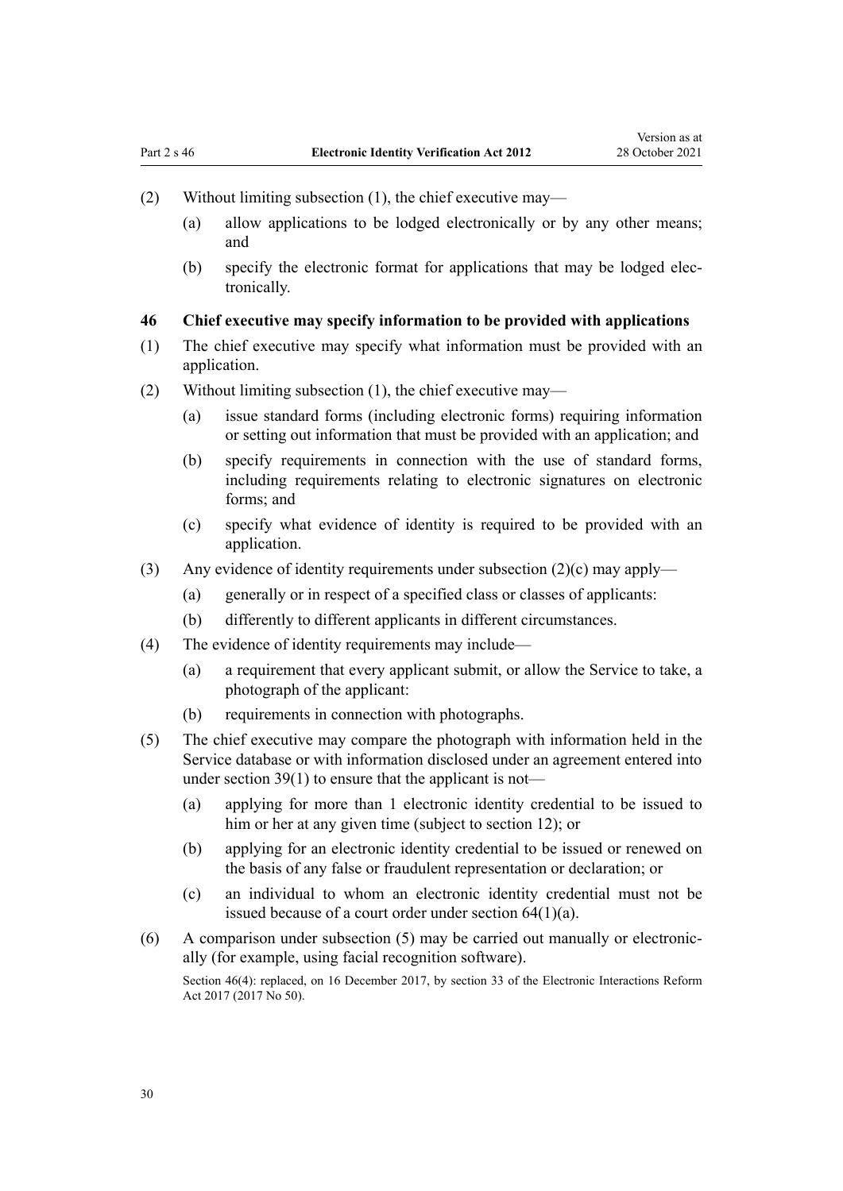(2) Without limiting subsection (1), the chief executive may—

(a) allow applications to be lodged electronically or by any other means; and

(b) specify the electronic format for applications that may be lodged electronically.

### 46 Chief executive may specify information to be provided with applications

(1) The chief executive may specify what information must be provided with an application.

(2) Without limiting subsection (1), the chief executive may—

(a) issue standard forms (including electronic forms) requiring information or setting out information that must be provided with an application; and

(b) specify requirements in connection with the use of standard forms, including requirements relating to electronic signatures on electronic forms; and

(c) specify what evidence of identity is required to be provided with an application.

(3) Any evidence of identity requirements under subsection (2)(c) may apply—

(a) generally or in respect of a specified class or classes of applicants:

(b) differently to different applicants in different circumstances.

(4) The evidence of identity requirements may include—

(a) a requirement that every applicant submit, or allow the Service to take, a photograph of the applicant:

(b) requirements in connection with photographs.

(5) The chief executive may compare the photograph with information held in the Service database or with information disclosed under an agreement entered into under section 39(1) to ensure that the applicant is not—

(a) applying for more than 1 electronic identity credential to be issued to him or her at any given time (subject to section 12); or

(b) applying for an electronic identity credential to be issued or renewed on the basis of any false or fraudulent representation or declaration; or

(c) an individual to whom an electronic identity credential must not be issued because of a court order under section 64(1)(a).

(6) A comparison under subsection (5) may be carried out manually or electronically (for example, using facial recognition software).

Section 46(4): replaced, on 16 December 2017, by section 33 of the Electronic Interactions Reform Act 2017 (2017 No 50).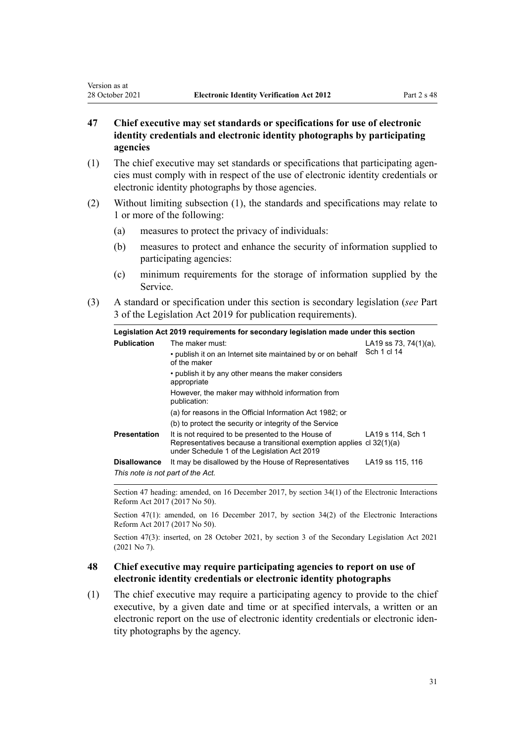## 47 Chief executive may set standards or specifications for use of electronic identity credentials and electronic identity photographs by participating agencies

(1) The chief executive may set standards or specifications that participating agencies must comply with in respect of the use of electronic identity credentials or electronic identity photographs by those agencies.

(2) Without limiting subsection (1), the standards and specifications may relate to 1 or more of the following:

  (a) measures to protect the privacy of individuals:

  (b) measures to protect and enhance the security of information supplied to participating agencies:

  (c) minimum requirements for the storage of information supplied by the Service.

(3) A standard or specification under this section is secondary legislation (*see* Part 3 of the Legislation Act 2019 for publication requirements).

| Legislation Act 2019 requirements for secondary legislation made under this section | | |
|---|---|---|
| **Publication** | The maker must:<br>• publish it on an Internet site maintained by or on behalf of the maker<br>• publish it by any other means the maker considers appropriate<br>However, the maker may withhold information from publication:<br>(a) for reasons in the Official Information Act 1982; or<br>(b) to protect the security or integrity of the Service | LA19 ss 73, 74(1)(a), Sch 1 cl 14 |
| **Presentation** | It is not required to be presented to the House of Representatives because a transitional exemption applies under Schedule 1 of the Legislation Act 2019 | LA19 s 114, Sch 1 cl 32(1)(a) |
| **Disallowance** | It may be disallowed by the House of Representatives | LA19 ss 115, 116 |

*This note is not part of the Act.*

Section 47 heading: amended, on 16 December 2017, by section 34(1) of the Electronic Interactions Reform Act 2017 (2017 No 50).

Section 47(1): amended, on 16 December 2017, by section 34(2) of the Electronic Interactions Reform Act 2017 (2017 No 50).

Section 47(3): inserted, on 28 October 2021, by section 3 of the Secondary Legislation Act 2021 (2021 No 7).

## 48 Chief executive may require participating agencies to report on use of electronic identity credentials or electronic identity photographs

(1) The chief executive may require a participating agency to provide to the chief executive, by a given date and time or at specified intervals, a written or an electronic report on the use of electronic identity credentials or electronic identity photographs by the agency.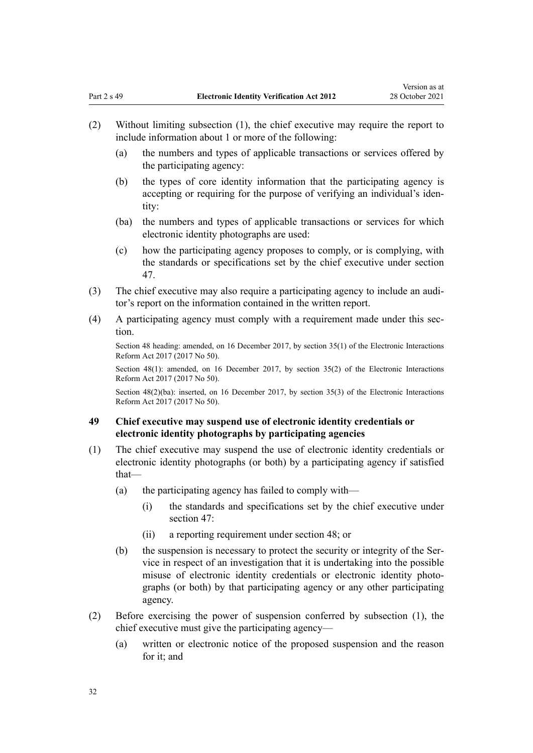(2) Without limiting subsection (1), the chief executive may require the report to include information about 1 or more of the following:

(a) the numbers and types of applicable transactions or services offered by the participating agency:

(b) the types of core identity information that the participating agency is accepting or requiring for the purpose of verifying an individual's identity:

(ba) the numbers and types of applicable transactions or services for which electronic identity photographs are used:

(c) how the participating agency proposes to comply, or is complying, with the standards or specifications set by the chief executive under section 47.

(3) The chief executive may also require a participating agency to include an auditor's report on the information contained in the written report.

(4) A participating agency must comply with a requirement made under this section.

Section 48 heading: amended, on 16 December 2017, by section 35(1) of the Electronic Interactions Reform Act 2017 (2017 No 50).

Section 48(1): amended, on 16 December 2017, by section 35(2) of the Electronic Interactions Reform Act 2017 (2017 No 50).

Section 48(2)(ba): inserted, on 16 December 2017, by section 35(3) of the Electronic Interactions Reform Act 2017 (2017 No 50).

### 49 Chief executive may suspend use of electronic identity credentials or electronic identity photographs by participating agencies

(1) The chief executive may suspend the use of electronic identity credentials or electronic identity photographs (or both) by a participating agency if satisfied that—

(a) the participating agency has failed to comply with—

(i) the standards and specifications set by the chief executive under section 47:

(ii) a reporting requirement under section 48; or

(b) the suspension is necessary to protect the security or integrity of the Service in respect of an investigation that it is undertaking into the possible misuse of electronic identity credentials or electronic identity photographs (or both) by that participating agency or any other participating agency.

(2) Before exercising the power of suspension conferred by subsection (1), the chief executive must give the participating agency—

(a) written or electronic notice of the proposed suspension and the reason for it; and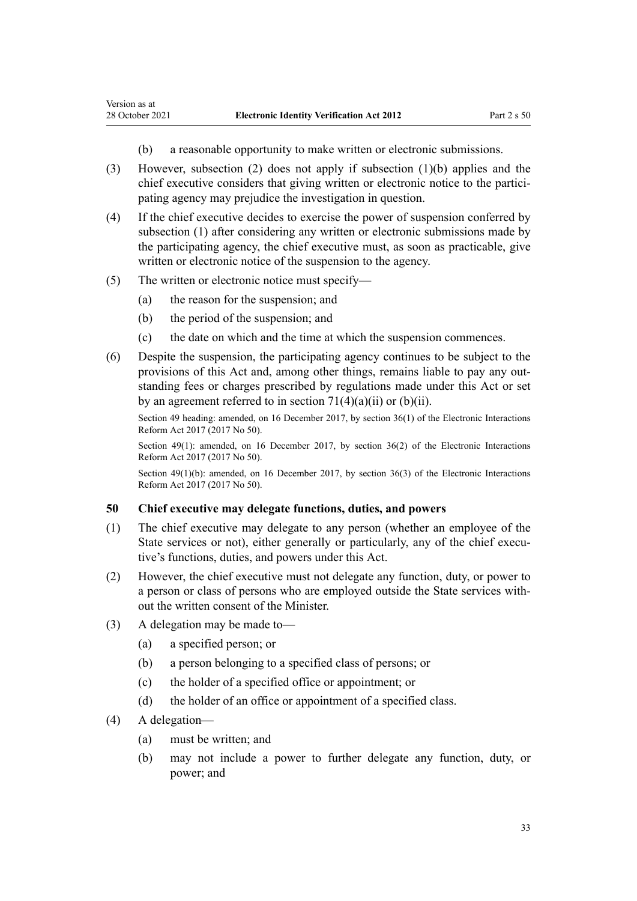(b) a reasonable opportunity to make written or electronic submissions.

(3) However, subsection (2) does not apply if subsection (1)(b) applies and the chief executive considers that giving written or electronic notice to the participating agency may prejudice the investigation in question.

(4) If the chief executive decides to exercise the power of suspension conferred by subsection (1) after considering any written or electronic submissions made by the participating agency, the chief executive must, as soon as practicable, give written or electronic notice of the suspension to the agency.

(5) The written or electronic notice must specify—

(a) the reason for the suspension; and

(b) the period of the suspension; and

(c) the date on which and the time at which the suspension commences.

(6) Despite the suspension, the participating agency continues to be subject to the provisions of this Act and, among other things, remains liable to pay any outstanding fees or charges prescribed by regulations made under this Act or set by an agreement referred to in section 71(4)(a)(ii) or (b)(ii).

Section 49 heading: amended, on 16 December 2017, by section 36(1) of the Electronic Interactions Reform Act 2017 (2017 No 50).

Section 49(1): amended, on 16 December 2017, by section 36(2) of the Electronic Interactions Reform Act 2017 (2017 No 50).

Section 49(1)(b): amended, on 16 December 2017, by section 36(3) of the Electronic Interactions Reform Act 2017 (2017 No 50).

### 50 Chief executive may delegate functions, duties, and powers

(1) The chief executive may delegate to any person (whether an employee of the State services or not), either generally or particularly, any of the chief executive's functions, duties, and powers under this Act.

(2) However, the chief executive must not delegate any function, duty, or power to a person or class of persons who are employed outside the State services without the written consent of the Minister.

(3) A delegation may be made to—

(a) a specified person; or

(b) a person belonging to a specified class of persons; or

(c) the holder of a specified office or appointment; or

(d) the holder of an office or appointment of a specified class.

(4) A delegation—

(a) must be written; and

(b) may not include a power to further delegate any function, duty, or power; and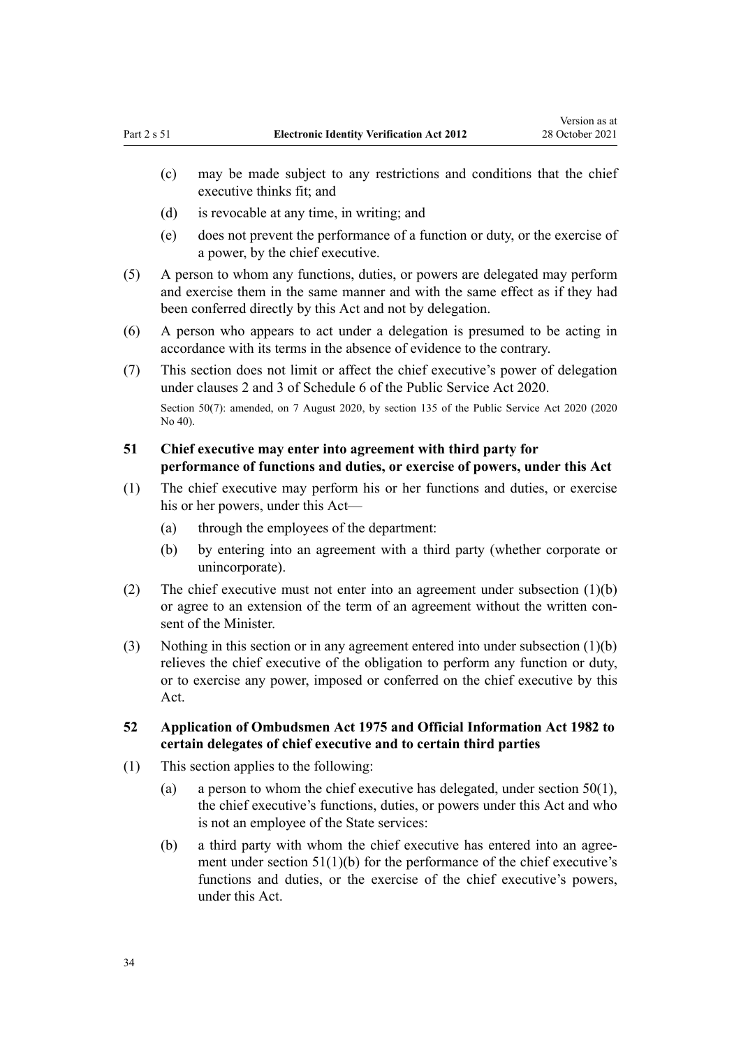(c) may be made subject to any restrictions and conditions that the chief executive thinks fit; and

(d) is revocable at any time, in writing; and

(e) does not prevent the performance of a function or duty, or the exercise of a power, by the chief executive.

(5) A person to whom any functions, duties, or powers are delegated may perform and exercise them in the same manner and with the same effect as if they had been conferred directly by this Act and not by delegation.

(6) A person who appears to act under a delegation is presumed to be acting in accordance with its terms in the absence of evidence to the contrary.

(7) This section does not limit or affect the chief executive's power of delegation under clauses 2 and 3 of Schedule 6 of the Public Service Act 2020.

Section 50(7): amended, on 7 August 2020, by section 135 of the Public Service Act 2020 (2020 No 40).

### 51 Chief executive may enter into agreement with third party for performance of functions and duties, or exercise of powers, under this Act

(1) The chief executive may perform his or her functions and duties, or exercise his or her powers, under this Act—

(a) through the employees of the department:

(b) by entering into an agreement with a third party (whether corporate or unincorporate).

(2) The chief executive must not enter into an agreement under subsection (1)(b) or agree to an extension of the term of an agreement without the written consent of the Minister.

(3) Nothing in this section or in any agreement entered into under subsection (1)(b) relieves the chief executive of the obligation to perform any function or duty, or to exercise any power, imposed or conferred on the chief executive by this Act.

### 52 Application of Ombudsmen Act 1975 and Official Information Act 1982 to certain delegates of chief executive and to certain third parties

(1) This section applies to the following:

(a) a person to whom the chief executive has delegated, under section 50(1), the chief executive's functions, duties, or powers under this Act and who is not an employee of the State services:

(b) a third party with whom the chief executive has entered into an agreement under section 51(1)(b) for the performance of the chief executive's functions and duties, or the exercise of the chief executive's powers, under this Act.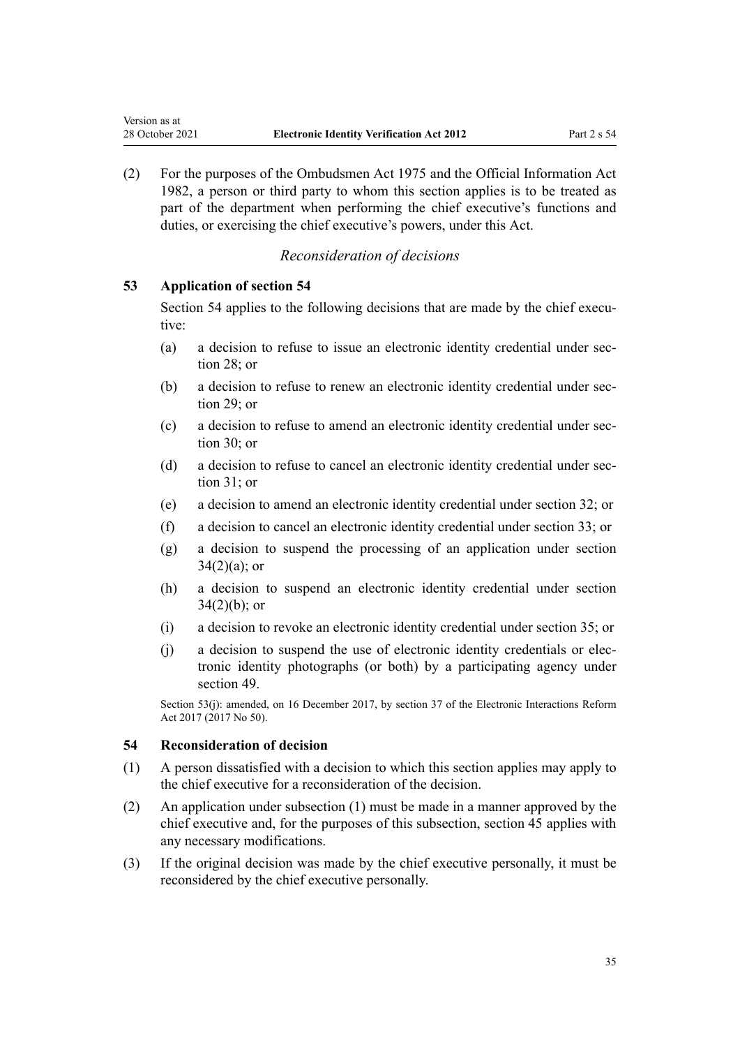(2) For the purposes of the Ombudsmen Act 1975 and the Official Information Act 1982, a person or third party to whom this section applies is to be treated as part of the department when performing the chief executive's functions and duties, or exercising the chief executive's powers, under this Act.

*Reconsideration of decisions*

### 53 Application of section 54

Section 54 applies to the following decisions that are made by the chief executive:

(a) a decision to refuse to issue an electronic identity credential under section 28; or

(b) a decision to refuse to renew an electronic identity credential under section 29; or

(c) a decision to refuse to amend an electronic identity credential under section 30; or

(d) a decision to refuse to cancel an electronic identity credential under section 31; or

(e) a decision to amend an electronic identity credential under section 32; or

(f) a decision to cancel an electronic identity credential under section 33; or

(g) a decision to suspend the processing of an application under section 34(2)(a); or

(h) a decision to suspend an electronic identity credential under section 34(2)(b); or

(i) a decision to revoke an electronic identity credential under section 35; or

(j) a decision to suspend the use of electronic identity credentials or electronic identity photographs (or both) by a participating agency under section 49.

Section 53(j): amended, on 16 December 2017, by section 37 of the Electronic Interactions Reform Act 2017 (2017 No 50).

### 54 Reconsideration of decision

(1) A person dissatisfied with a decision to which this section applies may apply to the chief executive for a reconsideration of the decision.

(2) An application under subsection (1) must be made in a manner approved by the chief executive and, for the purposes of this subsection, section 45 applies with any necessary modifications.

(3) If the original decision was made by the chief executive personally, it must be reconsidered by the chief executive personally.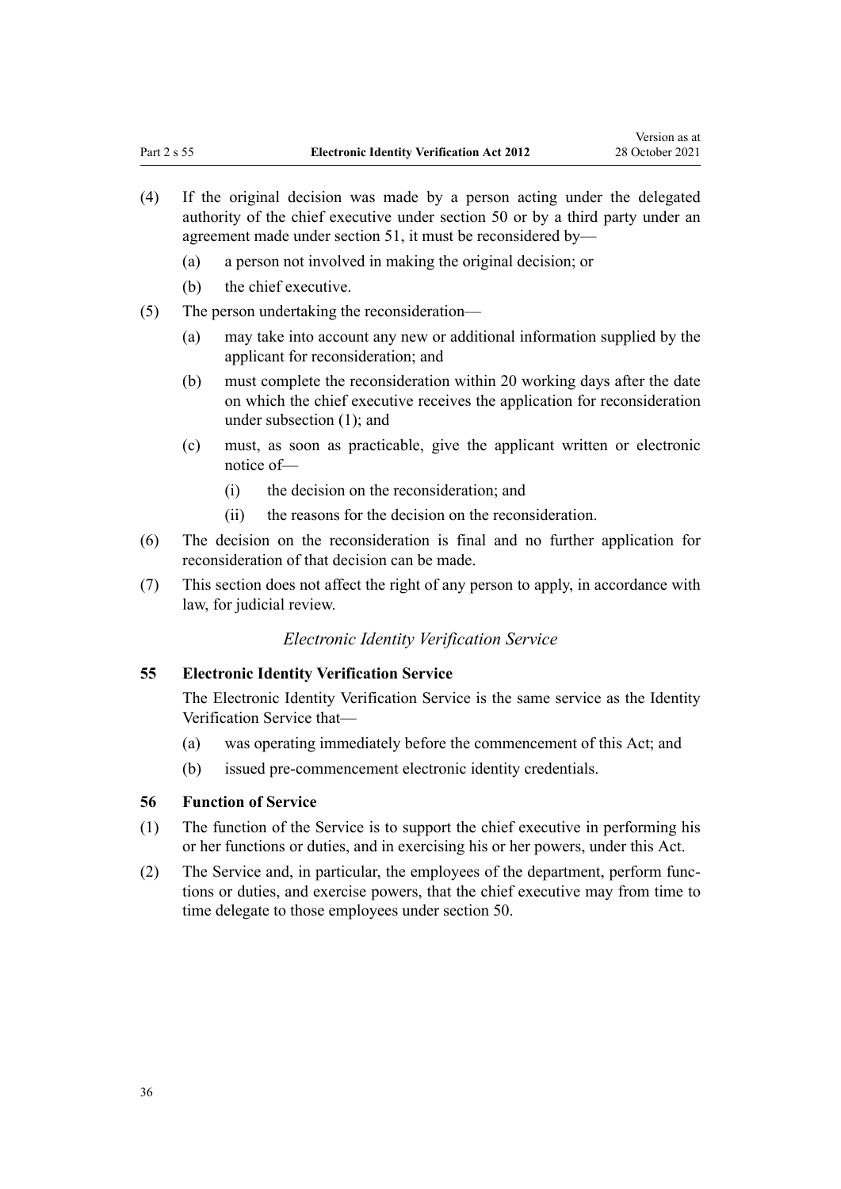(4) If the original decision was made by a person acting under the delegated authority of the chief executive under section 50 or by a third party under an agreement made under section 51, it must be reconsidered by—

  (a) a person not involved in making the original decision; or

  (b) the chief executive.

(5) The person undertaking the reconsideration—

  (a) may take into account any new or additional information supplied by the applicant for reconsideration; and

  (b) must complete the reconsideration within 20 working days after the date on which the chief executive receives the application for reconsideration under subsection (1); and

  (c) must, as soon as practicable, give the applicant written or electronic notice of—

    (i) the decision on the reconsideration; and

    (ii) the reasons for the decision on the reconsideration.

(6) The decision on the reconsideration is final and no further application for reconsideration of that decision can be made.

(7) This section does not affect the right of any person to apply, in accordance with law, for judicial review.

*Electronic Identity Verification Service*

**55 Electronic Identity Verification Service**

The Electronic Identity Verification Service is the same service as the Identity Verification Service that—

  (a) was operating immediately before the commencement of this Act; and

  (b) issued pre-commencement electronic identity credentials.

**56 Function of Service**

(1) The function of the Service is to support the chief executive in performing his or her functions or duties, and in exercising his or her powers, under this Act.

(2) The Service and, in particular, the employees of the department, perform functions or duties, and exercise powers, that the chief executive may from time to time delegate to those employees under section 50.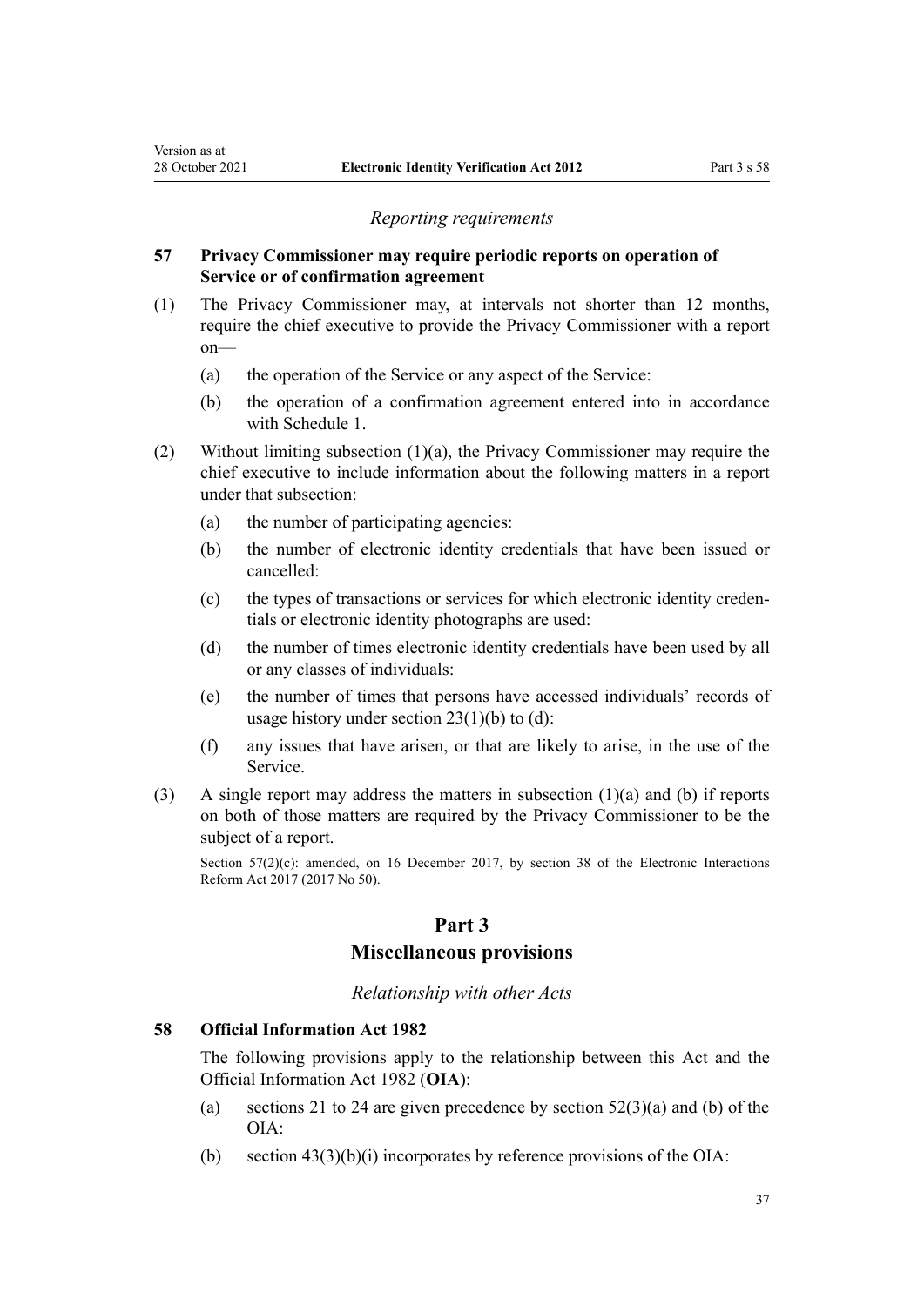*Reporting requirements*

### 57 Privacy Commissioner may require periodic reports on operation of Service or of confirmation agreement

(1) The Privacy Commissioner may, at intervals not shorter than 12 months, require the chief executive to provide the Privacy Commissioner with a report on—

(a) the operation of the Service or any aspect of the Service:

(b) the operation of a confirmation agreement entered into in accordance with Schedule 1.

(2) Without limiting subsection (1)(a), the Privacy Commissioner may require the chief executive to include information about the following matters in a report under that subsection:

(a) the number of participating agencies:

(b) the number of electronic identity credentials that have been issued or cancelled:

(c) the types of transactions or services for which electronic identity credentials or electronic identity photographs are used:

(d) the number of times electronic identity credentials have been used by all or any classes of individuals:

(e) the number of times that persons have accessed individuals' records of usage history under section 23(1)(b) to (d):

(f) any issues that have arisen, or that are likely to arise, in the use of the Service.

(3) A single report may address the matters in subsection (1)(a) and (b) if reports on both of those matters are required by the Privacy Commissioner to be the subject of a report.

Section 57(2)(c): amended, on 16 December 2017, by section 38 of the Electronic Interactions Reform Act 2017 (2017 No 50).

## Part 3
## Miscellaneous provisions

*Relationship with other Acts*

### 58 Official Information Act 1982

The following provisions apply to the relationship between this Act and the Official Information Act 1982 (**OIA**):

(a) sections 21 to 24 are given precedence by section 52(3)(a) and (b) of the OIA:

(b) section 43(3)(b)(i) incorporates by reference provisions of the OIA: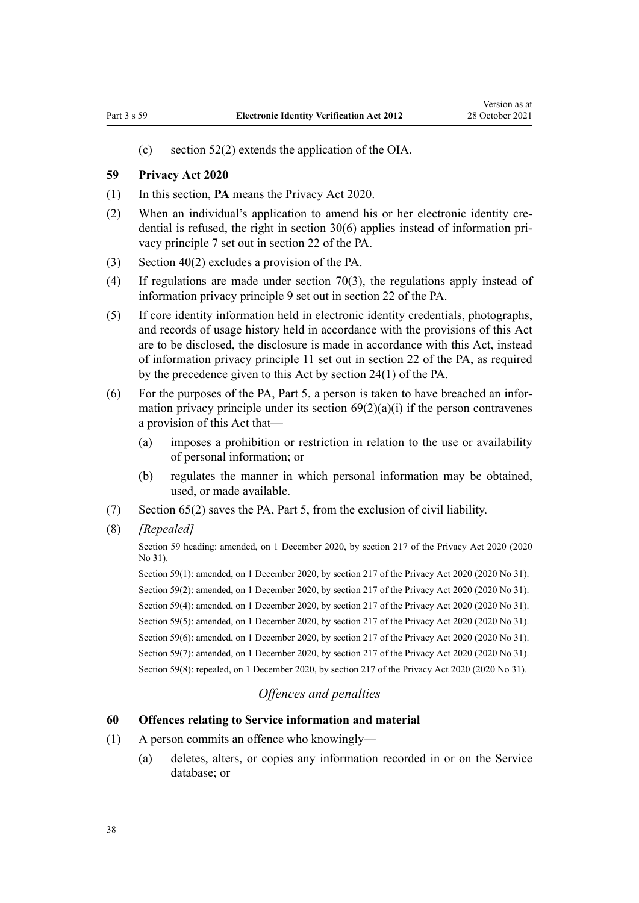(c) section 52(2) extends the application of the OIA.

### 59 Privacy Act 2020

(1) In this section, **PA** means the Privacy Act 2020.

(2) When an individual's application to amend his or her electronic identity credential is refused, the right in section 30(6) applies instead of information privacy principle 7 set out in section 22 of the PA.

(3) Section 40(2) excludes a provision of the PA.

(4) If regulations are made under section 70(3), the regulations apply instead of information privacy principle 9 set out in section 22 of the PA.

(5) If core identity information held in electronic identity credentials, photographs, and records of usage history held in accordance with the provisions of this Act are to be disclosed, the disclosure is made in accordance with this Act, instead of information privacy principle 11 set out in section 22 of the PA, as required by the precedence given to this Act by section 24(1) of the PA.

(6) For the purposes of the PA, Part 5, a person is taken to have breached an information privacy principle under its section 69(2)(a)(i) if the person contravenes a provision of this Act that—

- (a) imposes a prohibition or restriction in relation to the use or availability of personal information; or
- (b) regulates the manner in which personal information may be obtained, used, or made available.

(7) Section 65(2) saves the PA, Part 5, from the exclusion of civil liability.

(8) *[Repealed]*

Section 59 heading: amended, on 1 December 2020, by section 217 of the Privacy Act 2020 (2020 No 31).

Section 59(1): amended, on 1 December 2020, by section 217 of the Privacy Act 2020 (2020 No 31).

Section 59(2): amended, on 1 December 2020, by section 217 of the Privacy Act 2020 (2020 No 31).

Section 59(4): amended, on 1 December 2020, by section 217 of the Privacy Act 2020 (2020 No 31).

Section 59(5): amended, on 1 December 2020, by section 217 of the Privacy Act 2020 (2020 No 31).

Section 59(6): amended, on 1 December 2020, by section 217 of the Privacy Act 2020 (2020 No 31).

Section 59(7): amended, on 1 December 2020, by section 217 of the Privacy Act 2020 (2020 No 31).

Section 59(8): repealed, on 1 December 2020, by section 217 of the Privacy Act 2020 (2020 No 31).

## *Offences and penalties*

### 60 Offences relating to Service information and material

(1) A person commits an offence who knowingly—

- (a) deletes, alters, or copies any information recorded in or on the Service database; or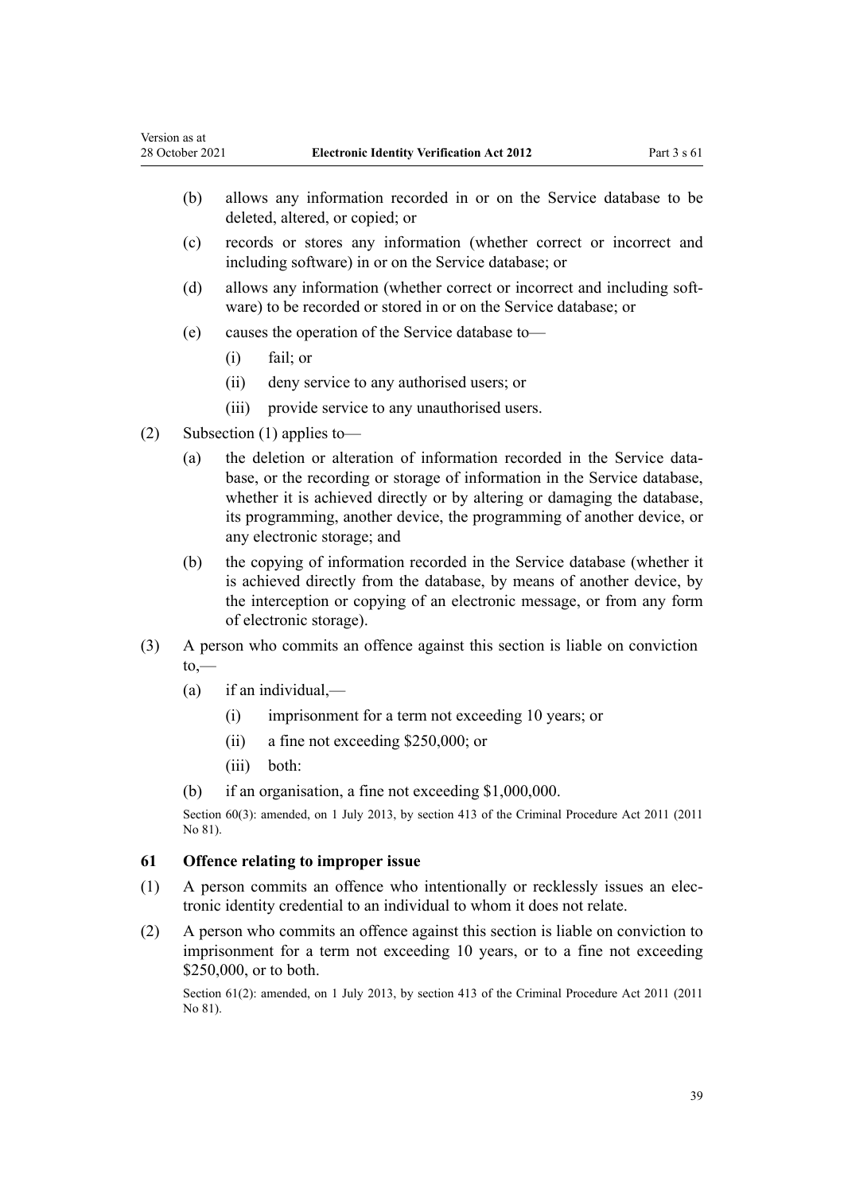(b) allows any information recorded in or on the Service database to be deleted, altered, or copied; or

(c) records or stores any information (whether correct or incorrect and including software) in or on the Service database; or

(d) allows any information (whether correct or incorrect and including software) to be recorded or stored in or on the Service database; or

(e) causes the operation of the Service database to—

   (i) fail; or

   (ii) deny service to any authorised users; or

   (iii) provide service to any unauthorised users.

(2) Subsection (1) applies to—

(a) the deletion or alteration of information recorded in the Service database, or the recording or storage of information in the Service database, whether it is achieved directly or by altering or damaging the database, its programming, another device, the programming of another device, or any electronic storage; and

(b) the copying of information recorded in the Service database (whether it is achieved directly from the database, by means of another device, by the interception or copying of an electronic message, or from any form of electronic storage).

(3) A person who commits an offence against this section is liable on conviction to,—

(a) if an individual,—

   (i) imprisonment for a term not exceeding 10 years; or

   (ii) a fine not exceeding $250,000; or

   (iii) both:

(b) if an organisation, a fine not exceeding $1,000,000.

Section 60(3): amended, on 1 July 2013, by section 413 of the Criminal Procedure Act 2011 (2011 No 81).

### 61 Offence relating to improper issue

(1) A person commits an offence who intentionally or recklessly issues an electronic identity credential to an individual to whom it does not relate.

(2) A person who commits an offence against this section is liable on conviction to imprisonment for a term not exceeding 10 years, or to a fine not exceeding $250,000, or to both.

Section 61(2): amended, on 1 July 2013, by section 413 of the Criminal Procedure Act 2011 (2011 No 81).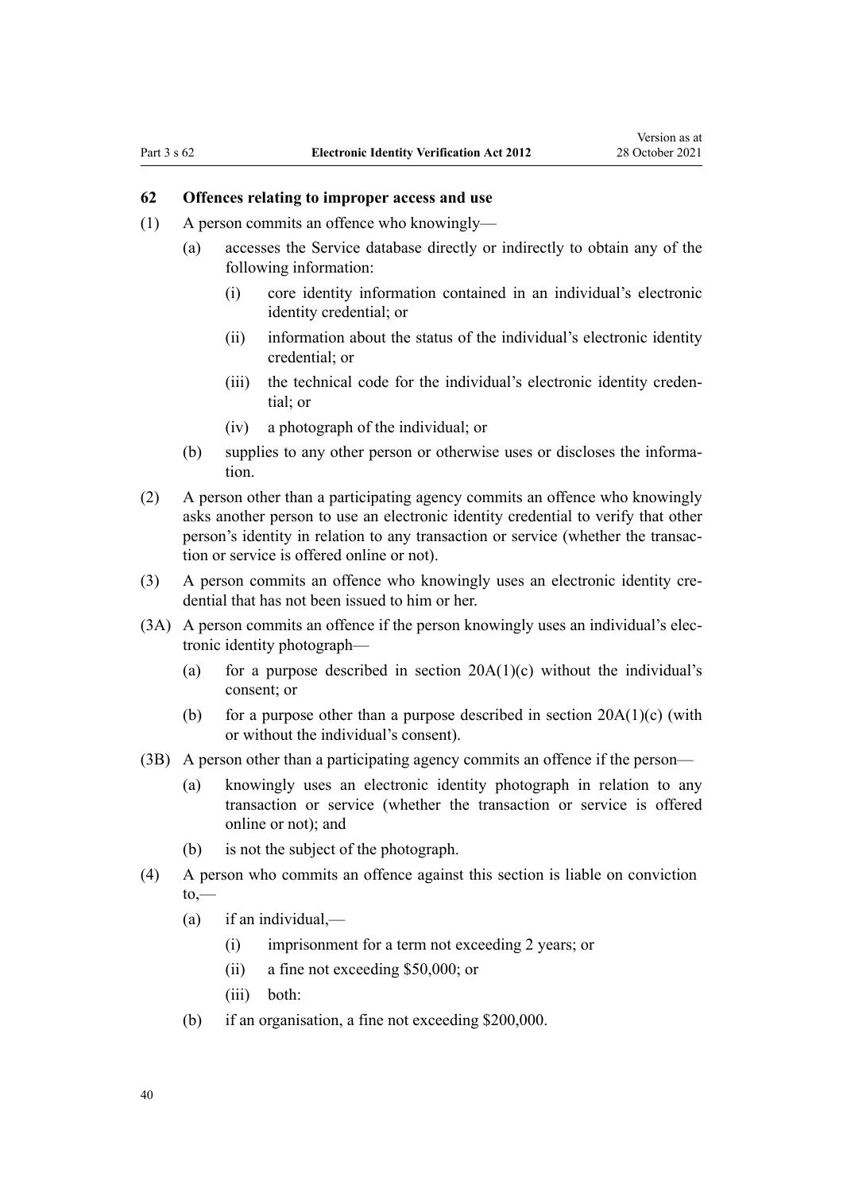### 62 Offences relating to improper access and use

(1) A person commits an offence who knowingly—

(a) accesses the Service database directly or indirectly to obtain any of the following information:

(i) core identity information contained in an individual's electronic identity credential; or

(ii) information about the status of the individual's electronic identity credential; or

(iii) the technical code for the individual's electronic identity credential; or

(iv) a photograph of the individual; or

(b) supplies to any other person or otherwise uses or discloses the information.

(2) A person other than a participating agency commits an offence who knowingly asks another person to use an electronic identity credential to verify that other person's identity in relation to any transaction or service (whether the transaction or service is offered online or not).

(3) A person commits an offence who knowingly uses an electronic identity credential that has not been issued to him or her.

(3A) A person commits an offence if the person knowingly uses an individual's electronic identity photograph—

(a) for a purpose described in section 20A(1)(c) without the individual's consent; or

(b) for a purpose other than a purpose described in section 20A(1)(c) (with or without the individual's consent).

(3B) A person other than a participating agency commits an offence if the person—

(a) knowingly uses an electronic identity photograph in relation to any transaction or service (whether the transaction or service is offered online or not); and

(b) is not the subject of the photograph.

(4) A person who commits an offence against this section is liable on conviction to,—

(a) if an individual,—

(i) imprisonment for a term not exceeding 2 years; or

(ii) a fine not exceeding $50,000; or

(iii) both:

(b) if an organisation, a fine not exceeding $200,000.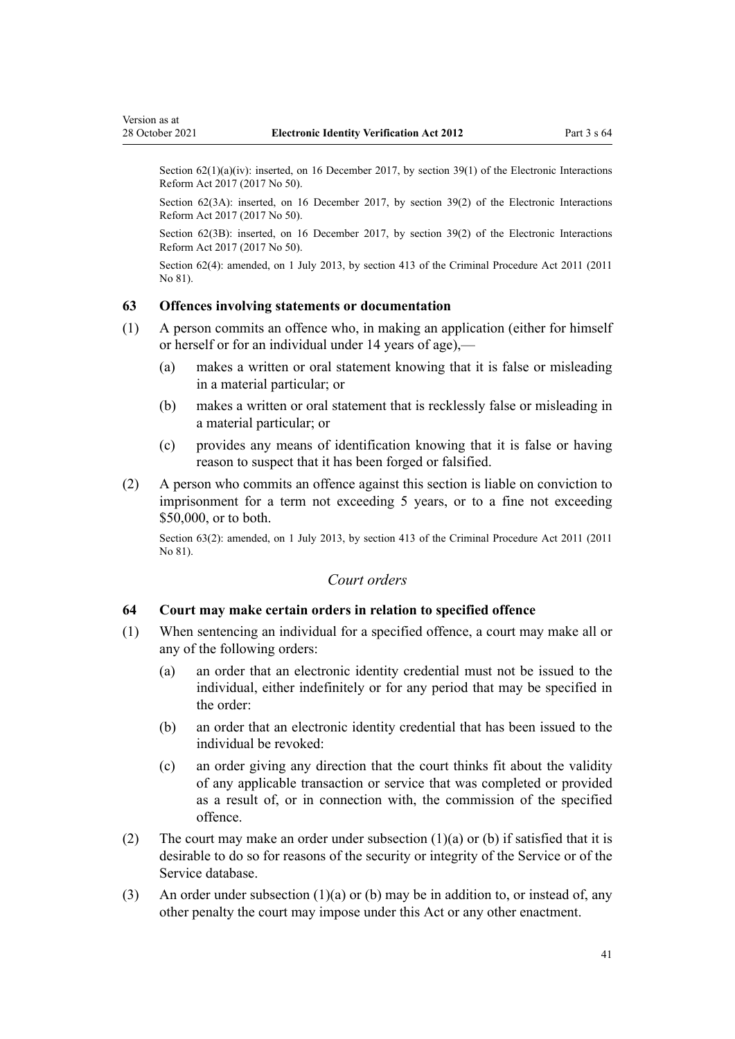Section 62(1)(a)(iv): inserted, on 16 December 2017, by section 39(1) of the Electronic Interactions Reform Act 2017 (2017 No 50).

Section 62(3A): inserted, on 16 December 2017, by section 39(2) of the Electronic Interactions Reform Act 2017 (2017 No 50).

Section 62(3B): inserted, on 16 December 2017, by section 39(2) of the Electronic Interactions Reform Act 2017 (2017 No 50).

Section 62(4): amended, on 1 July 2013, by section 413 of the Criminal Procedure Act 2011 (2011 No 81).

### 63 Offences involving statements or documentation

(1) A person commits an offence who, in making an application (either for himself or herself or for an individual under 14 years of age),—

- (a) makes a written or oral statement knowing that it is false or misleading in a material particular; or
- (b) makes a written or oral statement that is recklessly false or misleading in a material particular; or
- (c) provides any means of identification knowing that it is false or having reason to suspect that it has been forged or falsified.

(2) A person who commits an offence against this section is liable on conviction to imprisonment for a term not exceeding 5 years, or to a fine not exceeding $50,000, or to both.

Section 63(2): amended, on 1 July 2013, by section 413 of the Criminal Procedure Act 2011 (2011 No 81).

## *Court orders*

### 64 Court may make certain orders in relation to specified offence

(1) When sentencing an individual for a specified offence, a court may make all or any of the following orders:

- (a) an order that an electronic identity credential must not be issued to the individual, either indefinitely or for any period that may be specified in the order:
- (b) an order that an electronic identity credential that has been issued to the individual be revoked:
- (c) an order giving any direction that the court thinks fit about the validity of any applicable transaction or service that was completed or provided as a result of, or in connection with, the commission of the specified offence.

(2) The court may make an order under subsection (1)(a) or (b) if satisfied that it is desirable to do so for reasons of the security or integrity of the Service or of the Service database.

(3) An order under subsection (1)(a) or (b) may be in addition to, or instead of, any other penalty the court may impose under this Act or any other enactment.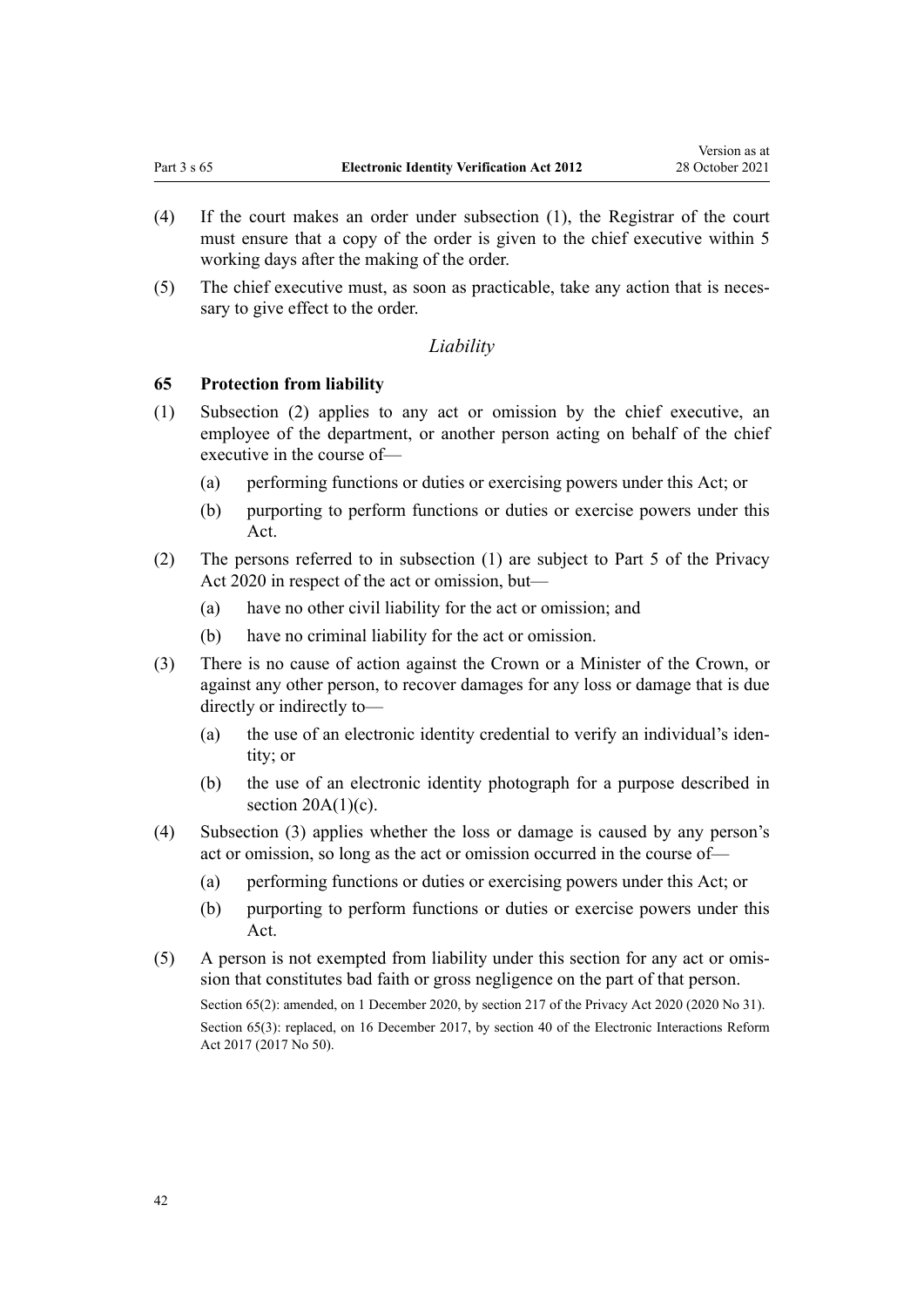(4) If the court makes an order under subsection (1), the Registrar of the court must ensure that a copy of the order is given to the chief executive within 5 working days after the making of the order.

(5) The chief executive must, as soon as practicable, take any action that is necessary to give effect to the order.

*Liability*

### 65 Protection from liability

(1) Subsection (2) applies to any act or omission by the chief executive, an employee of the department, or another person acting on behalf of the chief executive in the course of—

- (a) performing functions or duties or exercising powers under this Act; or
- (b) purporting to perform functions or duties or exercise powers under this Act.

(2) The persons referred to in subsection (1) are subject to Part 5 of the Privacy Act 2020 in respect of the act or omission, but—

- (a) have no other civil liability for the act or omission; and
- (b) have no criminal liability for the act or omission.

(3) There is no cause of action against the Crown or a Minister of the Crown, or against any other person, to recover damages for any loss or damage that is due directly or indirectly to—

- (a) the use of an electronic identity credential to verify an individual's identity; or
- (b) the use of an electronic identity photograph for a purpose described in section 20A(1)(c).

(4) Subsection (3) applies whether the loss or damage is caused by any person's act or omission, so long as the act or omission occurred in the course of—

- (a) performing functions or duties or exercising powers under this Act; or
- (b) purporting to perform functions or duties or exercise powers under this Act.

(5) A person is not exempted from liability under this section for any act or omission that constitutes bad faith or gross negligence on the part of that person.

Section 65(2): amended, on 1 December 2020, by section 217 of the Privacy Act 2020 (2020 No 31).

Section 65(3): replaced, on 16 December 2017, by section 40 of the Electronic Interactions Reform Act 2017 (2017 No 50).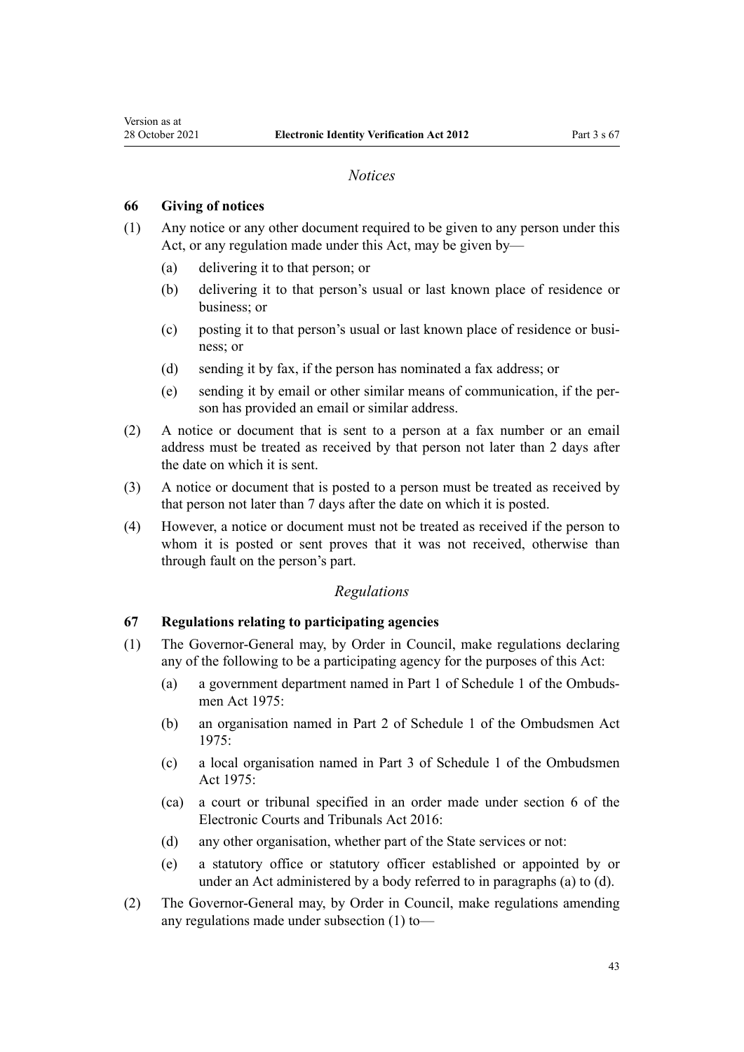*Notices*

### 66 Giving of notices

(1) Any notice or any other document required to be given to any person under this Act, or any regulation made under this Act, may be given by—

- (a) delivering it to that person; or
- (b) delivering it to that person's usual or last known place of residence or business; or
- (c) posting it to that person's usual or last known place of residence or business; or
- (d) sending it by fax, if the person has nominated a fax address; or
- (e) sending it by email or other similar means of communication, if the person has provided an email or similar address.

(2) A notice or document that is sent to a person at a fax number or an email address must be treated as received by that person not later than 2 days after the date on which it is sent.

(3) A notice or document that is posted to a person must be treated as received by that person not later than 7 days after the date on which it is posted.

(4) However, a notice or document must not be treated as received if the person to whom it is posted or sent proves that it was not received, otherwise than through fault on the person's part.

*Regulations*

### 67 Regulations relating to participating agencies

(1) The Governor-General may, by Order in Council, make regulations declaring any of the following to be a participating agency for the purposes of this Act:

- (a) a government department named in Part 1 of Schedule 1 of the Ombudsmen Act 1975:
- (b) an organisation named in Part 2 of Schedule 1 of the Ombudsmen Act 1975:
- (c) a local organisation named in Part 3 of Schedule 1 of the Ombudsmen Act 1975:
- (ca) a court or tribunal specified in an order made under section 6 of the Electronic Courts and Tribunals Act 2016:
- (d) any other organisation, whether part of the State services or not:
- (e) a statutory office or statutory officer established or appointed by or under an Act administered by a body referred to in paragraphs (a) to (d).

(2) The Governor-General may, by Order in Council, make regulations amending any regulations made under subsection (1) to—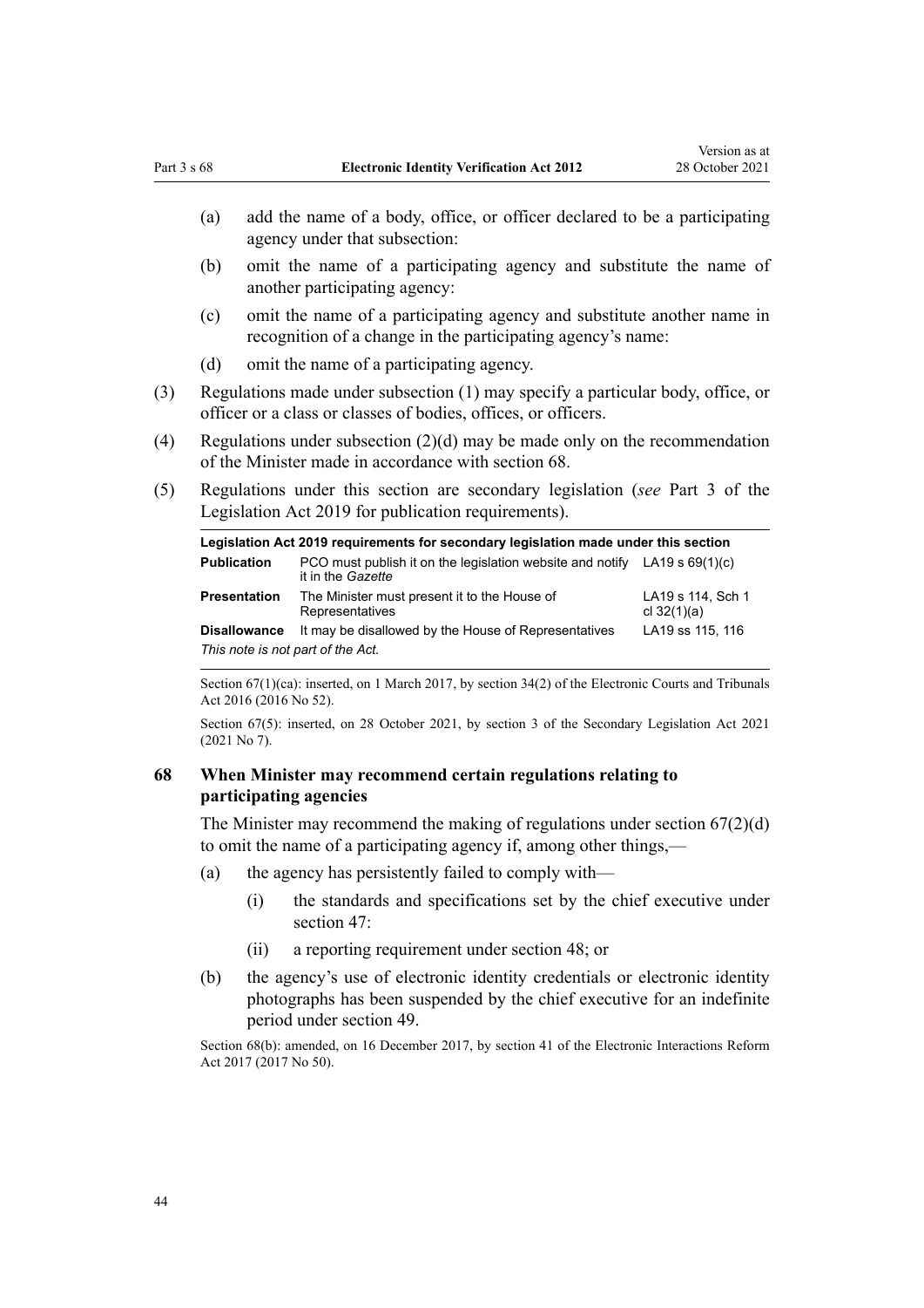(a) add the name of a body, office, or officer declared to be a participating agency under that subsection:

(b) omit the name of a participating agency and substitute the name of another participating agency:

(c) omit the name of a participating agency and substitute another name in recognition of a change in the participating agency's name:

(d) omit the name of a participating agency.

(3) Regulations made under subsection (1) may specify a particular body, office, or officer or a class or classes of bodies, offices, or officers.

(4) Regulations under subsection (2)(d) may be made only on the recommendation of the Minister made in accordance with section 68.

(5) Regulations under this section are secondary legislation (*see* Part 3 of the Legislation Act 2019 for publication requirements).

| Legislation Act 2019 requirements for secondary legislation made under this section | | |
|---|---|---|
| **Publication** | PCO must publish it on the legislation website and notify it in the *Gazette* | LA19 s 69(1)(c) |
| **Presentation** | The Minister must present it to the House of Representatives | LA19 s 114, Sch 1 cl 32(1)(a) |
| **Disallowance** | It may be disallowed by the House of Representatives | LA19 ss 115, 116 |

*This note is not part of the Act.*

Section 67(1)(ca): inserted, on 1 March 2017, by section 34(2) of the Electronic Courts and Tribunals Act 2016 (2016 No 52).

Section 67(5): inserted, on 28 October 2021, by section 3 of the Secondary Legislation Act 2021 (2021 No 7).

### 68 When Minister may recommend certain regulations relating to participating agencies

The Minister may recommend the making of regulations under section 67(2)(d) to omit the name of a participating agency if, among other things,—

(a) the agency has persistently failed to comply with—

  (i) the standards and specifications set by the chief executive under section 47:

  (ii) a reporting requirement under section 48; or

(b) the agency's use of electronic identity credentials or electronic identity photographs has been suspended by the chief executive for an indefinite period under section 49.

Section 68(b): amended, on 16 December 2017, by section 41 of the Electronic Interactions Reform Act 2017 (2017 No 50).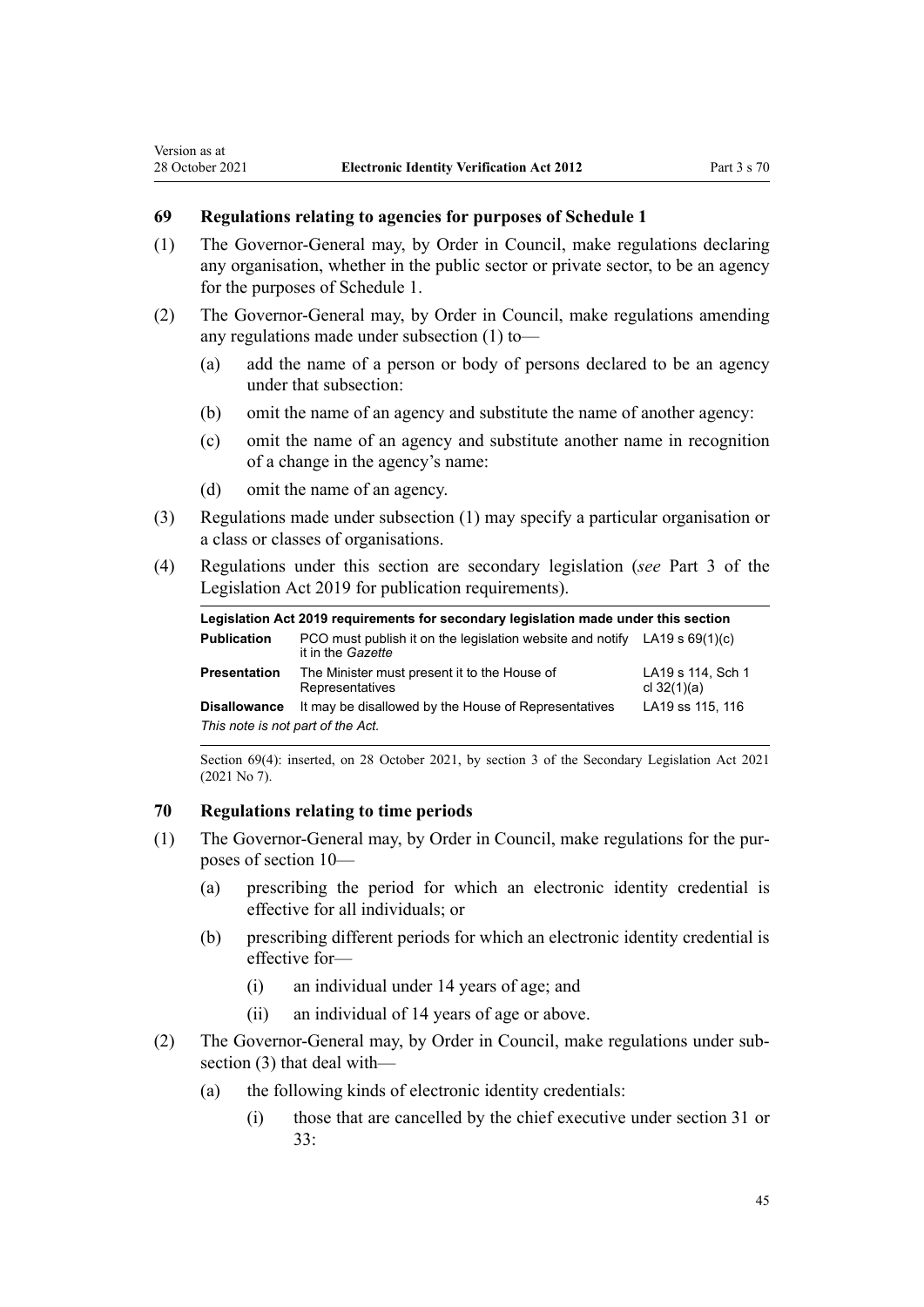### 69 Regulations relating to agencies for purposes of Schedule 1

(1) The Governor-General may, by Order in Council, make regulations declaring any organisation, whether in the public sector or private sector, to be an agency for the purposes of Schedule 1.

(2) The Governor-General may, by Order in Council, make regulations amending any regulations made under subsection (1) to—

  (a) add the name of a person or body of persons declared to be an agency under that subsection:

  (b) omit the name of an agency and substitute the name of another agency:

  (c) omit the name of an agency and substitute another name in recognition of a change in the agency's name:

  (d) omit the name of an agency.

(3) Regulations made under subsection (1) may specify a particular organisation or a class or classes of organisations.

(4) Regulations under this section are secondary legislation (*see* Part 3 of the Legislation Act 2019 for publication requirements).

| **Legislation Act 2019 requirements for secondary legislation made under this section** | | |
|---|---|---|
| **Publication** | PCO must publish it on the legislation website and notify it in the *Gazette* | LA19 s 69(1)(c) |
| **Presentation** | The Minister must present it to the House of Representatives | LA19 s 114, Sch 1 cl 32(1)(a) |
| **Disallowance** | It may be disallowed by the House of Representatives | LA19 ss 115, 116 |
| *This note is not part of the Act.* | | |

Section 69(4): inserted, on 28 October 2021, by section 3 of the Secondary Legislation Act 2021 (2021 No 7).

### 70 Regulations relating to time periods

(1) The Governor-General may, by Order in Council, make regulations for the purposes of section 10—

  (a) prescribing the period for which an electronic identity credential is effective for all individuals; or

  (b) prescribing different periods for which an electronic identity credential is effective for—

    (i) an individual under 14 years of age; and

    (ii) an individual of 14 years of age or above.

(2) The Governor-General may, by Order in Council, make regulations under subsection (3) that deal with—

  (a) the following kinds of electronic identity credentials:

    (i) those that are cancelled by the chief executive under section 31 or 33: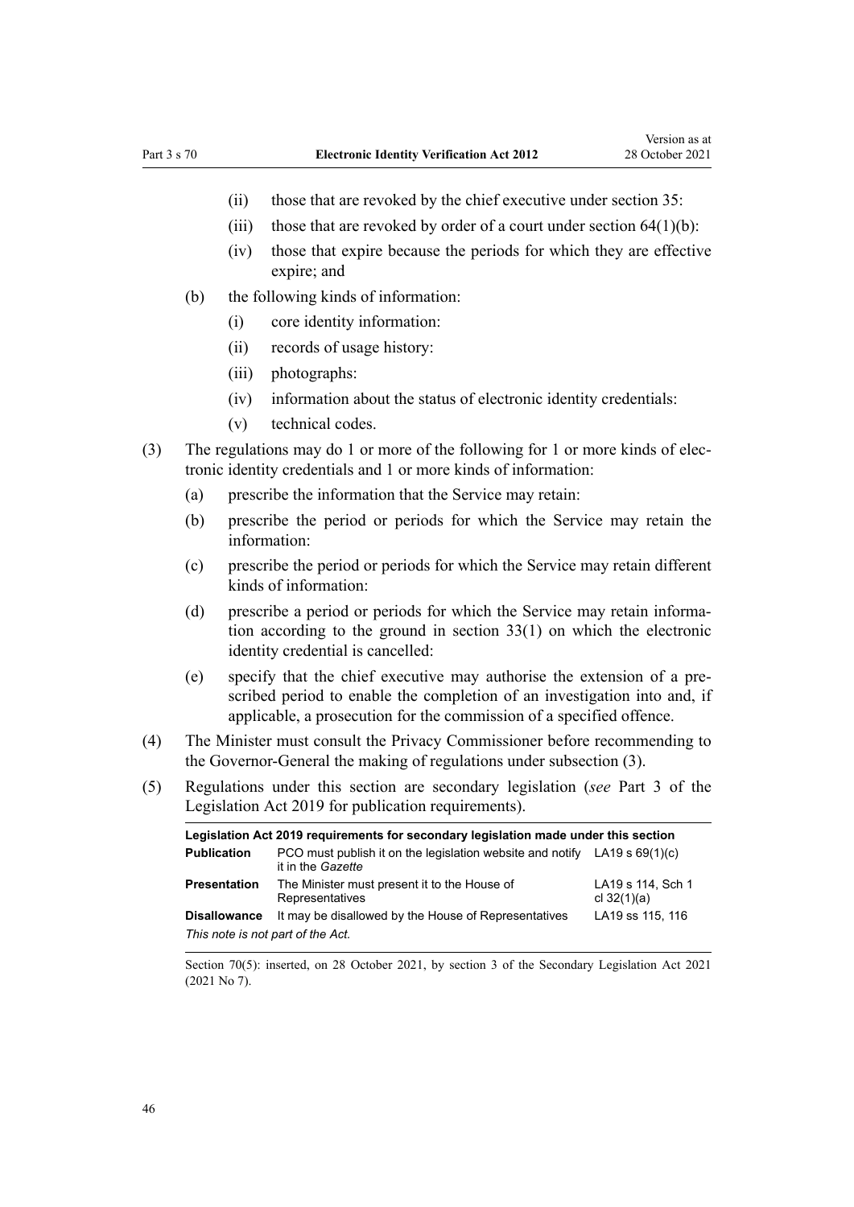- (ii) those that are revoked by the chief executive under section 35:
- (iii) those that are revoked by order of a court under section 64(1)(b):
- (iv) those that expire because the periods for which they are effective expire; and

(b) the following kinds of information:

- (i) core identity information:
- (ii) records of usage history:
- (iii) photographs:
- (iv) information about the status of electronic identity credentials:
- (v) technical codes.

(3) The regulations may do 1 or more of the following for 1 or more kinds of electronic identity credentials and 1 or more kinds of information:

- (a) prescribe the information that the Service may retain:
- (b) prescribe the period or periods for which the Service may retain the information:
- (c) prescribe the period or periods for which the Service may retain different kinds of information:
- (d) prescribe a period or periods for which the Service may retain information according to the ground in section 33(1) on which the electronic identity credential is cancelled:
- (e) specify that the chief executive may authorise the extension of a prescribed period to enable the completion of an investigation into and, if applicable, a prosecution for the commission of a specified offence.

(4) The Minister must consult the Privacy Commissioner before recommending to the Governor-General the making of regulations under subsection (3).

(5) Regulations under this section are secondary legislation (*see* Part 3 of the Legislation Act 2019 for publication requirements).

| Legislation Act 2019 requirements for secondary legislation made under this section | | |
|---|---|---|
| **Publication** | PCO must publish it on the legislation website and notify it in the *Gazette* | LA19 s 69(1)(c) |
| **Presentation** | The Minister must present it to the House of Representatives | LA19 s 114, Sch 1 cl 32(1)(a) |
| **Disallowance** | It may be disallowed by the House of Representatives | LA19 ss 115, 116 |
| *This note is not part of the Act.* | | |

Section 70(5): inserted, on 28 October 2021, by section 3 of the Secondary Legislation Act 2021 (2021 No 7).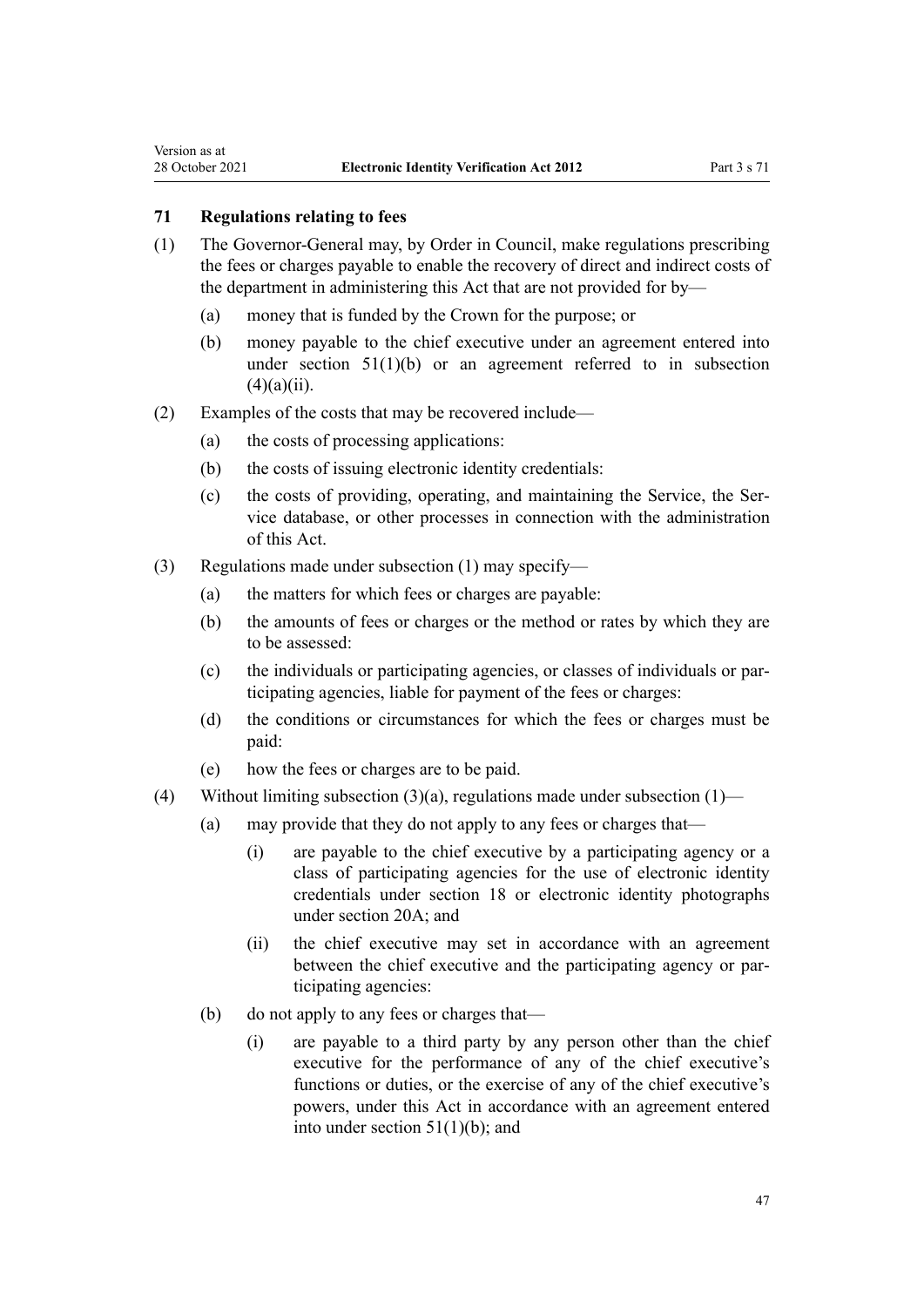### 71 Regulations relating to fees

(1) The Governor-General may, by Order in Council, make regulations prescribing the fees or charges payable to enable the recovery of direct and indirect costs of the department in administering this Act that are not provided for by—

(a) money that is funded by the Crown for the purpose; or

(b) money payable to the chief executive under an agreement entered into under section 51(1)(b) or an agreement referred to in subsection (4)(a)(ii).

(2) Examples of the costs that may be recovered include—

(a) the costs of processing applications:

(b) the costs of issuing electronic identity credentials:

(c) the costs of providing, operating, and maintaining the Service, the Service database, or other processes in connection with the administration of this Act.

(3) Regulations made under subsection (1) may specify—

(a) the matters for which fees or charges are payable:

(b) the amounts of fees or charges or the method or rates by which they are to be assessed:

(c) the individuals or participating agencies, or classes of individuals or participating agencies, liable for payment of the fees or charges:

(d) the conditions or circumstances for which the fees or charges must be paid:

(e) how the fees or charges are to be paid.

(4) Without limiting subsection (3)(a), regulations made under subsection (1)—

(a) may provide that they do not apply to any fees or charges that—

(i) are payable to the chief executive by a participating agency or a class of participating agencies for the use of electronic identity credentials under section 18 or electronic identity photographs under section 20A; and

(ii) the chief executive may set in accordance with an agreement between the chief executive and the participating agency or participating agencies:

(b) do not apply to any fees or charges that—

(i) are payable to a third party by any person other than the chief executive for the performance of any of the chief executive's functions or duties, or the exercise of any of the chief executive's powers, under this Act in accordance with an agreement entered into under section 51(1)(b); and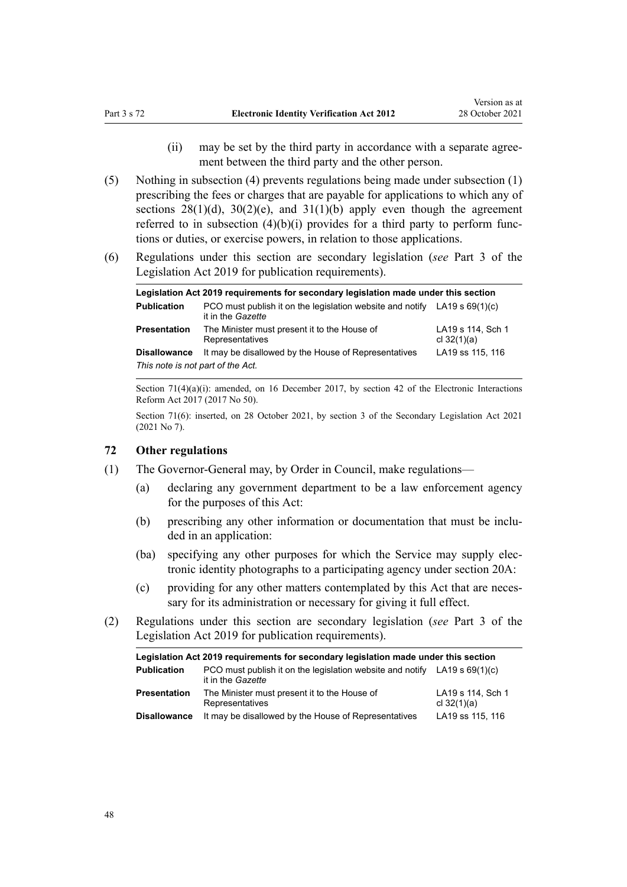(ii) may be set by the third party in accordance with a separate agreement between the third party and the other person.

(5) Nothing in subsection (4) prevents regulations being made under subsection (1) prescribing the fees or charges that are payable for applications to which any of sections 28(1)(d), 30(2)(e), and 31(1)(b) apply even though the agreement referred to in subsection (4)(b)(i) provides for a third party to perform functions or duties, or exercise powers, in relation to those applications.

(6) Regulations under this section are secondary legislation (*see* Part 3 of the Legislation Act 2019 for publication requirements).

| Legislation Act 2019 requirements for secondary legislation made under this section | | |
|---|---|---|
| **Publication** | PCO must publish it on the legislation website and notify it in the *Gazette* | LA19 s 69(1)(c) |
| **Presentation** | The Minister must present it to the House of Representatives | LA19 s 114, Sch 1 cl 32(1)(a) |
| **Disallowance** | It may be disallowed by the House of Representatives | LA19 ss 115, 116 |
| *This note is not part of the Act.* | | |

Section 71(4)(a)(i): amended, on 16 December 2017, by section 42 of the Electronic Interactions Reform Act 2017 (2017 No 50).

Section 71(6): inserted, on 28 October 2021, by section 3 of the Secondary Legislation Act 2021 (2021 No 7).

### 72 Other regulations

(1) The Governor-General may, by Order in Council, make regulations—

(a) declaring any government department to be a law enforcement agency for the purposes of this Act:

(b) prescribing any other information or documentation that must be included in an application:

(ba) specifying any other purposes for which the Service may supply electronic identity photographs to a participating agency under section 20A:

(c) providing for any other matters contemplated by this Act that are necessary for its administration or necessary for giving it full effect.

(2) Regulations under this section are secondary legislation (*see* Part 3 of the Legislation Act 2019 for publication requirements).

| Legislation Act 2019 requirements for secondary legislation made under this section | | |
|---|---|---|
| **Publication** | PCO must publish it on the legislation website and notify it in the *Gazette* | LA19 s 69(1)(c) |
| **Presentation** | The Minister must present it to the House of Representatives | LA19 s 114, Sch 1 cl 32(1)(a) |
| **Disallowance** | It may be disallowed by the House of Representatives | LA19 ss 115, 116 |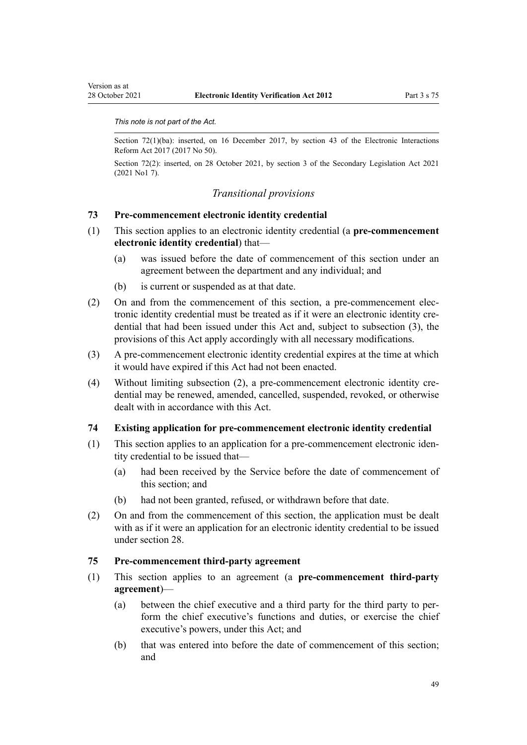*This note is not part of the Act.*

Section 72(1)(ba): inserted, on 16 December 2017, by section 43 of the Electronic Interactions Reform Act 2017 (2017 No 50).

Section 72(2): inserted, on 28 October 2021, by section 3 of the Secondary Legislation Act 2021 (2021 No1 7).

### *Transitional provisions*

### 73 Pre-commencement electronic identity credential

(1) This section applies to an electronic identity credential (a **pre-commencement electronic identity credential**) that—

(a) was issued before the date of commencement of this section under an agreement between the department and any individual; and

(b) is current or suspended as at that date.

(2) On and from the commencement of this section, a pre-commencement electronic identity credential must be treated as if it were an electronic identity credential that had been issued under this Act and, subject to subsection (3), the provisions of this Act apply accordingly with all necessary modifications.

(3) A pre-commencement electronic identity credential expires at the time at which it would have expired if this Act had not been enacted.

(4) Without limiting subsection (2), a pre-commencement electronic identity credential may be renewed, amended, cancelled, suspended, revoked, or otherwise dealt with in accordance with this Act.

### 74 Existing application for pre-commencement electronic identity credential

(1) This section applies to an application for a pre-commencement electronic identity credential to be issued that—

(a) had been received by the Service before the date of commencement of this section; and

(b) had not been granted, refused, or withdrawn before that date.

(2) On and from the commencement of this section, the application must be dealt with as if it were an application for an electronic identity credential to be issued under section 28.

### 75 Pre-commencement third-party agreement

(1) This section applies to an agreement (a **pre-commencement third-party agreement**)—

(a) between the chief executive and a third party for the third party to perform the chief executive's functions and duties, or exercise the chief executive's powers, under this Act; and

(b) that was entered into before the date of commencement of this section; and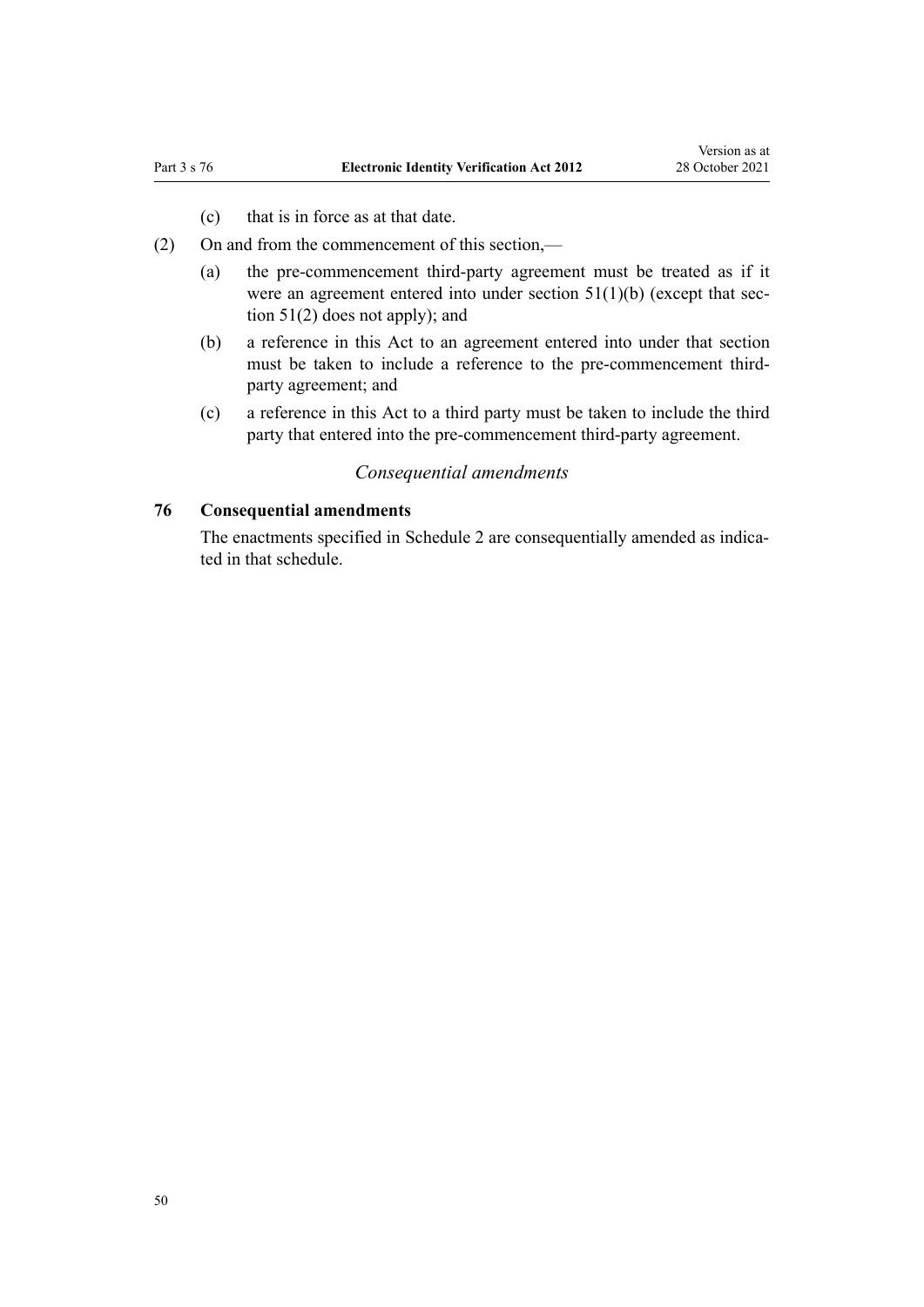(c) that is in force as at that date.

(2) On and from the commencement of this section,—

(a) the pre-commencement third-party agreement must be treated as if it were an agreement entered into under section 51(1)(b) (except that section 51(2) does not apply); and

(b) a reference in this Act to an agreement entered into under that section must be taken to include a reference to the pre-commencement third-party agreement; and

(c) a reference in this Act to a third party must be taken to include the third party that entered into the pre-commencement third-party agreement.

*Consequential amendments*

**76 Consequential amendments**

The enactments specified in Schedule 2 are consequentially amended as indicated in that schedule.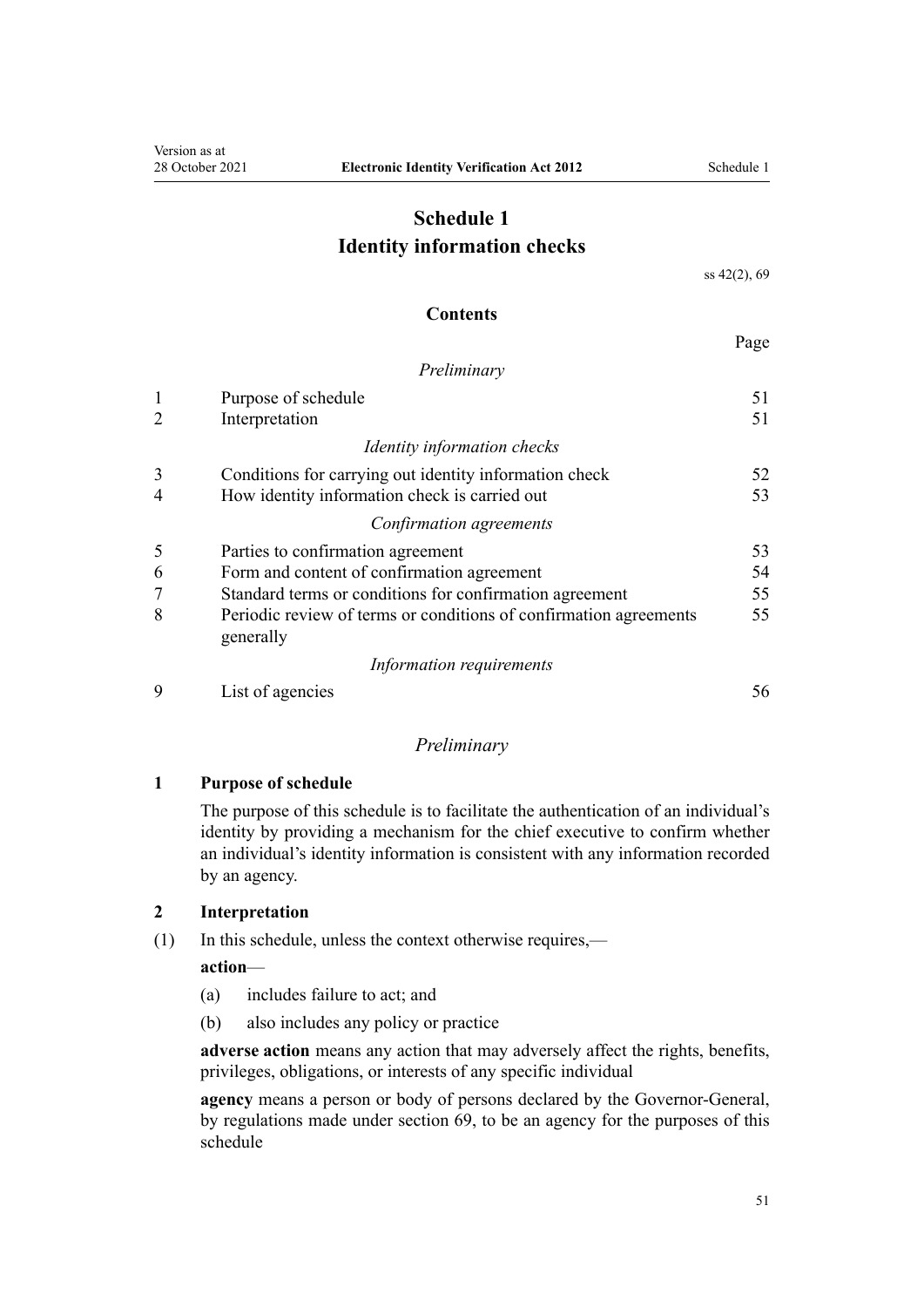# Schedule 1
## Identity information checks

ss 42(2), 69

### Contents

| | | Page |
|---|---|---|
| | *Preliminary* | |
| 1 | Purpose of schedule | 51 |
| 2 | Interpretation | 51 |
| | *Identity information checks* | |
| 3 | Conditions for carrying out identity information check | 52 |
| 4 | How identity information check is carried out | 53 |
| | *Confirmation agreements* | |
| 5 | Parties to confirmation agreement | 53 |
| 6 | Form and content of confirmation agreement | 54 |
| 7 | Standard terms or conditions for confirmation agreement | 55 |
| 8 | Periodic review of terms or conditions of confirmation agreements generally | 55 |
| | *Information requirements* | |
| 9 | List of agencies | 56 |

*Preliminary*

**1 Purpose of schedule**

The purpose of this schedule is to facilitate the authentication of an individual's identity by providing a mechanism for the chief executive to confirm whether an individual's identity information is consistent with any information recorded by an agency.

**2 Interpretation**

(1) In this schedule, unless the context otherwise requires,—

**action**—

(a) includes failure to act; and

(b) also includes any policy or practice

**adverse action** means any action that may adversely affect the rights, benefits, privileges, obligations, or interests of any specific individual

**agency** means a person or body of persons declared by the Governor-General, by regulations made under section 69, to be an agency for the purposes of this schedule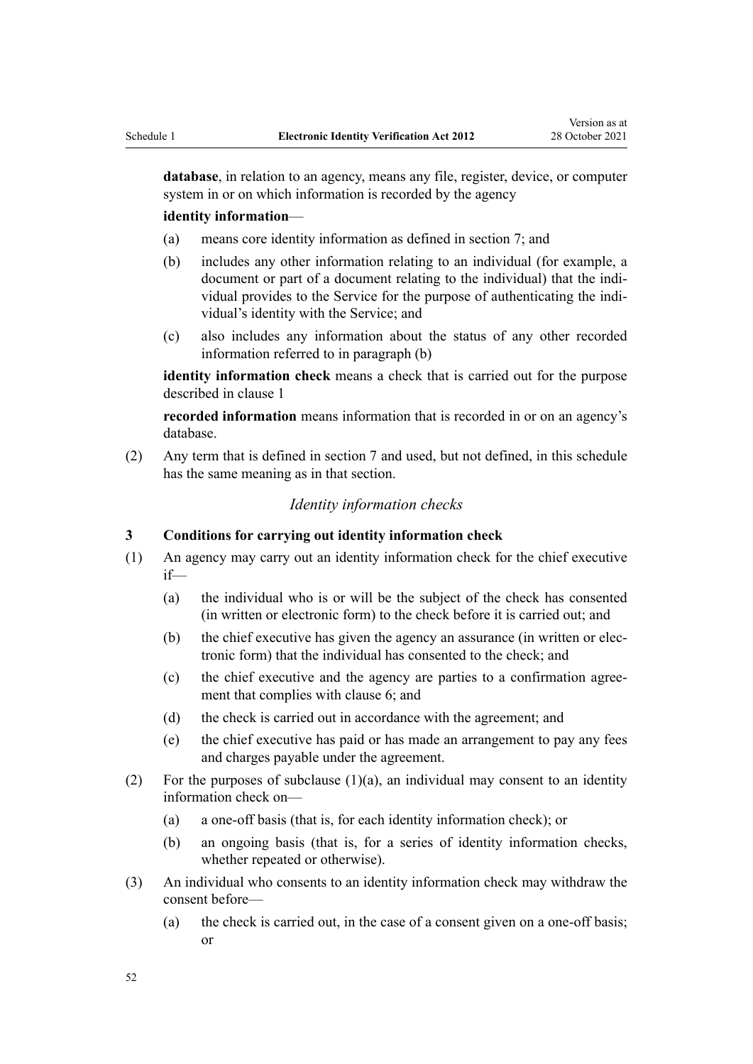**database**, in relation to an agency, means any file, register, device, or computer system in or on which information is recorded by the agency

**identity information**—

(a) means core identity information as defined in section 7; and

(b) includes any other information relating to an individual (for example, a document or part of a document relating to the individual) that the individual provides to the Service for the purpose of authenticating the individual's identity with the Service; and

(c) also includes any information about the status of any other recorded information referred to in paragraph (b)

**identity information check** means a check that is carried out for the purpose described in clause 1

**recorded information** means information that is recorded in or on an agency's database.

(2) Any term that is defined in section 7 and used, but not defined, in this schedule has the same meaning as in that section.

*Identity information checks*

### 3 Conditions for carrying out identity information check

(1) An agency may carry out an identity information check for the chief executive if—

(a) the individual who is or will be the subject of the check has consented (in written or electronic form) to the check before it is carried out; and

(b) the chief executive has given the agency an assurance (in written or electronic form) that the individual has consented to the check; and

(c) the chief executive and the agency are parties to a confirmation agreement that complies with clause 6; and

(d) the check is carried out in accordance with the agreement; and

(e) the chief executive has paid or has made an arrangement to pay any fees and charges payable under the agreement.

(2) For the purposes of subclause (1)(a), an individual may consent to an identity information check on—

(a) a one-off basis (that is, for each identity information check); or

(b) an ongoing basis (that is, for a series of identity information checks, whether repeated or otherwise).

(3) An individual who consents to an identity information check may withdraw the consent before—

(a) the check is carried out, in the case of a consent given on a one-off basis; or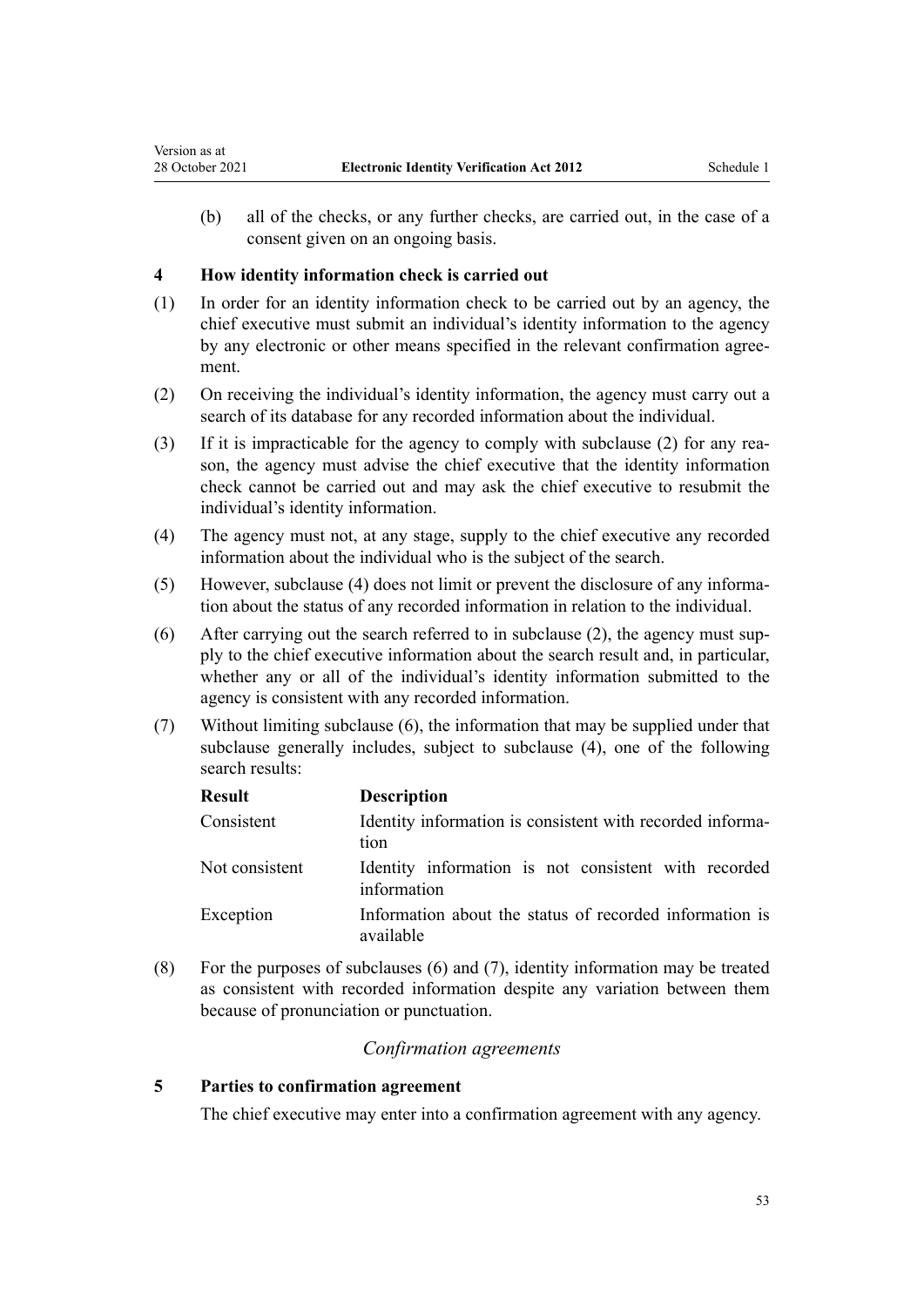(b) all of the checks, or any further checks, are carried out, in the case of a consent given on an ongoing basis.

**4 How identity information check is carried out**

(1) In order for an identity information check to be carried out by an agency, the chief executive must submit an individual's identity information to the agency by any electronic or other means specified in the relevant confirmation agreement.

(2) On receiving the individual's identity information, the agency must carry out a search of its database for any recorded information about the individual.

(3) If it is impracticable for the agency to comply with subclause (2) for any reason, the agency must advise the chief executive that the identity information check cannot be carried out and may ask the chief executive to resubmit the individual's identity information.

(4) The agency must not, at any stage, supply to the chief executive any recorded information about the individual who is the subject of the search.

(5) However, subclause (4) does not limit or prevent the disclosure of any information about the status of any recorded information in relation to the individual.

(6) After carrying out the search referred to in subclause (2), the agency must supply to the chief executive information about the search result and, in particular, whether any or all of the individual's identity information submitted to the agency is consistent with any recorded information.

(7) Without limiting subclause (6), the information that may be supplied under that subclause generally includes, subject to subclause (4), one of the following search results:

| Result | Description |
|---|---|
| Consistent | Identity information is consistent with recorded information |
| Not consistent | Identity information is not consistent with recorded information |
| Exception | Information about the status of recorded information is available |

(8) For the purposes of subclauses (6) and (7), identity information may be treated as consistent with recorded information despite any variation between them because of pronunciation or punctuation.

*Confirmation agreements*

**5 Parties to confirmation agreement**

The chief executive may enter into a confirmation agreement with any agency.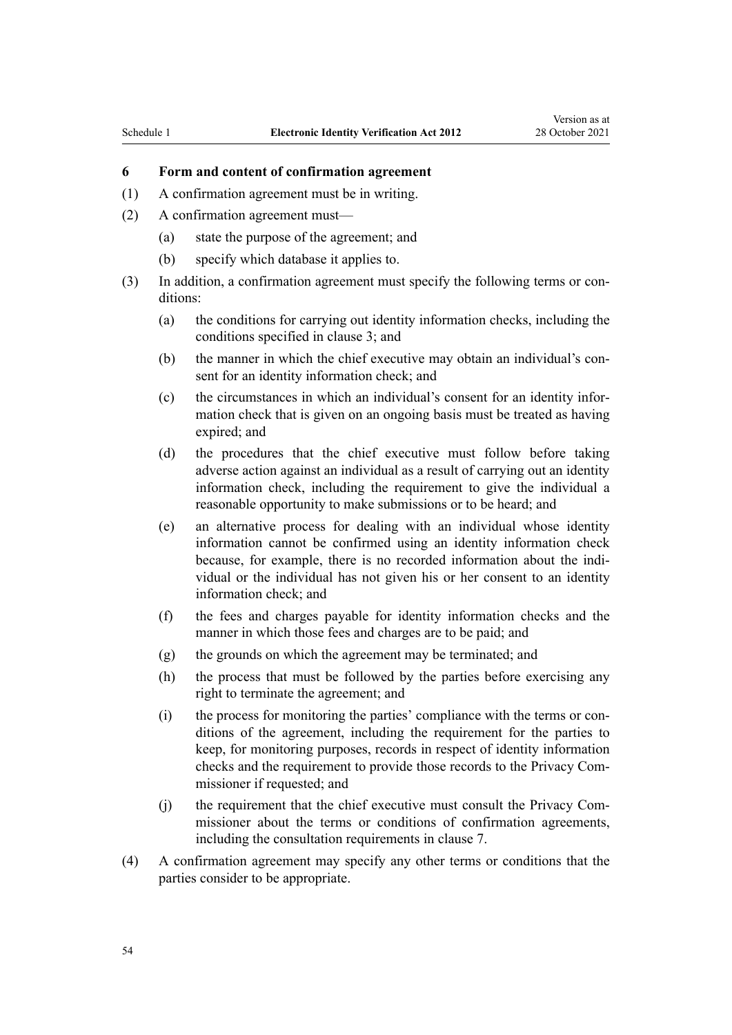### 6 Form and content of confirmation agreement

(1) A confirmation agreement must be in writing.

(2) A confirmation agreement must—

  (a) state the purpose of the agreement; and

  (b) specify which database it applies to.

(3) In addition, a confirmation agreement must specify the following terms or conditions:

  (a) the conditions for carrying out identity information checks, including the conditions specified in clause 3; and

  (b) the manner in which the chief executive may obtain an individual's consent for an identity information check; and

  (c) the circumstances in which an individual's consent for an identity information check that is given on an ongoing basis must be treated as having expired; and

  (d) the procedures that the chief executive must follow before taking adverse action against an individual as a result of carrying out an identity information check, including the requirement to give the individual a reasonable opportunity to make submissions or to be heard; and

  (e) an alternative process for dealing with an individual whose identity information cannot be confirmed using an identity information check because, for example, there is no recorded information about the individual or the individual has not given his or her consent to an identity information check; and

  (f) the fees and charges payable for identity information checks and the manner in which those fees and charges are to be paid; and

  (g) the grounds on which the agreement may be terminated; and

  (h) the process that must be followed by the parties before exercising any right to terminate the agreement; and

  (i) the process for monitoring the parties' compliance with the terms or conditions of the agreement, including the requirement for the parties to keep, for monitoring purposes, records in respect of identity information checks and the requirement to provide those records to the Privacy Commissioner if requested; and

  (j) the requirement that the chief executive must consult the Privacy Commissioner about the terms or conditions of confirmation agreements, including the consultation requirements in clause 7.

(4) A confirmation agreement may specify any other terms or conditions that the parties consider to be appropriate.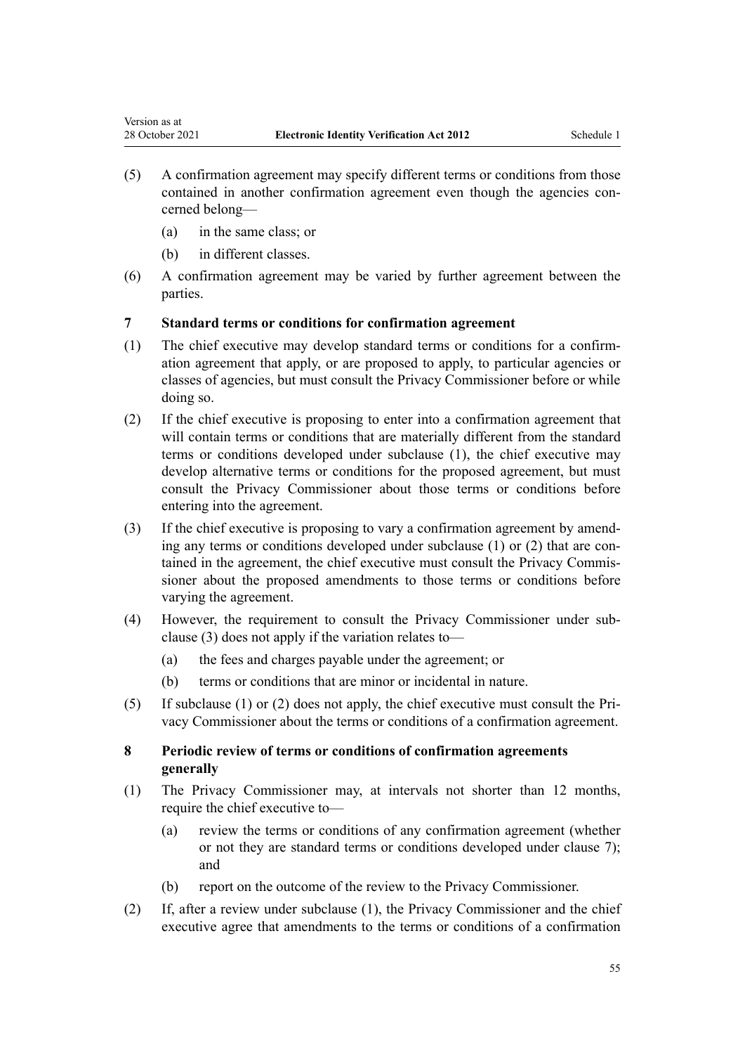(5) A confirmation agreement may specify different terms or conditions from those contained in another confirmation agreement even though the agencies concerned belong—

(a) in the same class; or

(b) in different classes.

(6) A confirmation agreement may be varied by further agreement between the parties.

### 7 Standard terms or conditions for confirmation agreement

(1) The chief executive may develop standard terms or conditions for a confirmation agreement that apply, or are proposed to apply, to particular agencies or classes of agencies, but must consult the Privacy Commissioner before or while doing so.

(2) If the chief executive is proposing to enter into a confirmation agreement that will contain terms or conditions that are materially different from the standard terms or conditions developed under subclause (1), the chief executive may develop alternative terms or conditions for the proposed agreement, but must consult the Privacy Commissioner about those terms or conditions before entering into the agreement.

(3) If the chief executive is proposing to vary a confirmation agreement by amending any terms or conditions developed under subclause (1) or (2) that are contained in the agreement, the chief executive must consult the Privacy Commissioner about the proposed amendments to those terms or conditions before varying the agreement.

(4) However, the requirement to consult the Privacy Commissioner under subclause (3) does not apply if the variation relates to—

(a) the fees and charges payable under the agreement; or

(b) terms or conditions that are minor or incidental in nature.

(5) If subclause (1) or (2) does not apply, the chief executive must consult the Privacy Commissioner about the terms or conditions of a confirmation agreement.

### 8 Periodic review of terms or conditions of confirmation agreements generally

(1) The Privacy Commissioner may, at intervals not shorter than 12 months, require the chief executive to—

(a) review the terms or conditions of any confirmation agreement (whether or not they are standard terms or conditions developed under clause 7); and

(b) report on the outcome of the review to the Privacy Commissioner.

(2) If, after a review under subclause (1), the Privacy Commissioner and the chief executive agree that amendments to the terms or conditions of a confirmation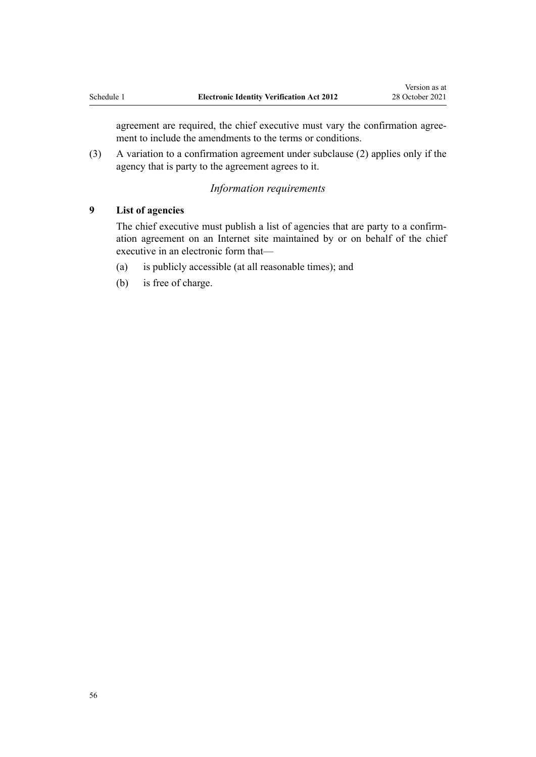agreement are required, the chief executive must vary the confirmation agreement to include the amendments to the terms or conditions.

(3) A variation to a confirmation agreement under subclause (2) applies only if the agency that is party to the agreement agrees to it.

*Information requirements*

### 9 List of agencies

The chief executive must publish a list of agencies that are party to a confirmation agreement on an Internet site maintained by or on behalf of the chief executive in an electronic form that—

(a) is publicly accessible (at all reasonable times); and

(b) is free of charge.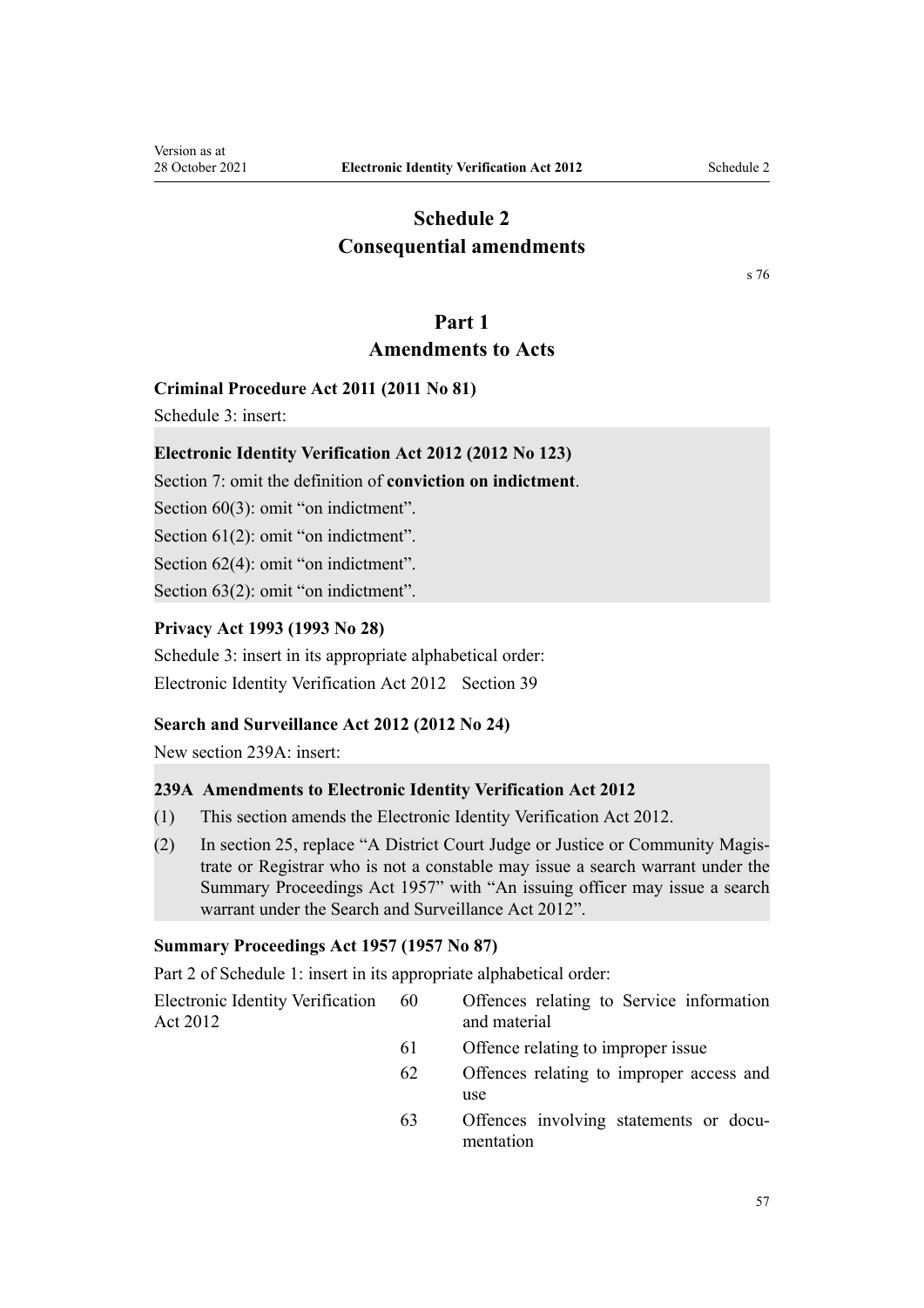# Schedule 2
# Consequential amendments

s 76

## Part 1
## Amendments to Acts

### Criminal Procedure Act 2011 (2011 No 81)

Schedule 3: insert:

**Electronic Identity Verification Act 2012 (2012 No 123)**

Section 7: omit the definition of **conviction on indictment**.

Section 60(3): omit "on indictment".

Section 61(2): omit "on indictment".

Section 62(4): omit "on indictment".

Section 63(2): omit "on indictment".

### Privacy Act 1993 (1993 No 28)

Schedule 3: insert in its appropriate alphabetical order:

Electronic Identity Verification Act 2012 Section 39

### Search and Surveillance Act 2012 (2012 No 24)

New section 239A: insert:

**239A Amendments to Electronic Identity Verification Act 2012**

(1) This section amends the Electronic Identity Verification Act 2012.

(2) In section 25, replace "A District Court Judge or Justice or Community Magistrate or Registrar who is not a constable may issue a search warrant under the Summary Proceedings Act 1957" with "An issuing officer may issue a search warrant under the Search and Surveillance Act 2012".

### Summary Proceedings Act 1957 (1957 No 87)

Part 2 of Schedule 1: insert in its appropriate alphabetical order:

| | | |
|---|---|---|
| Electronic Identity Verification Act 2012 | 60 | Offences relating to Service information and material |
| | 61 | Offence relating to improper issue |
| | 62 | Offences relating to improper access and use |
| | 63 | Offences involving statements or documentation |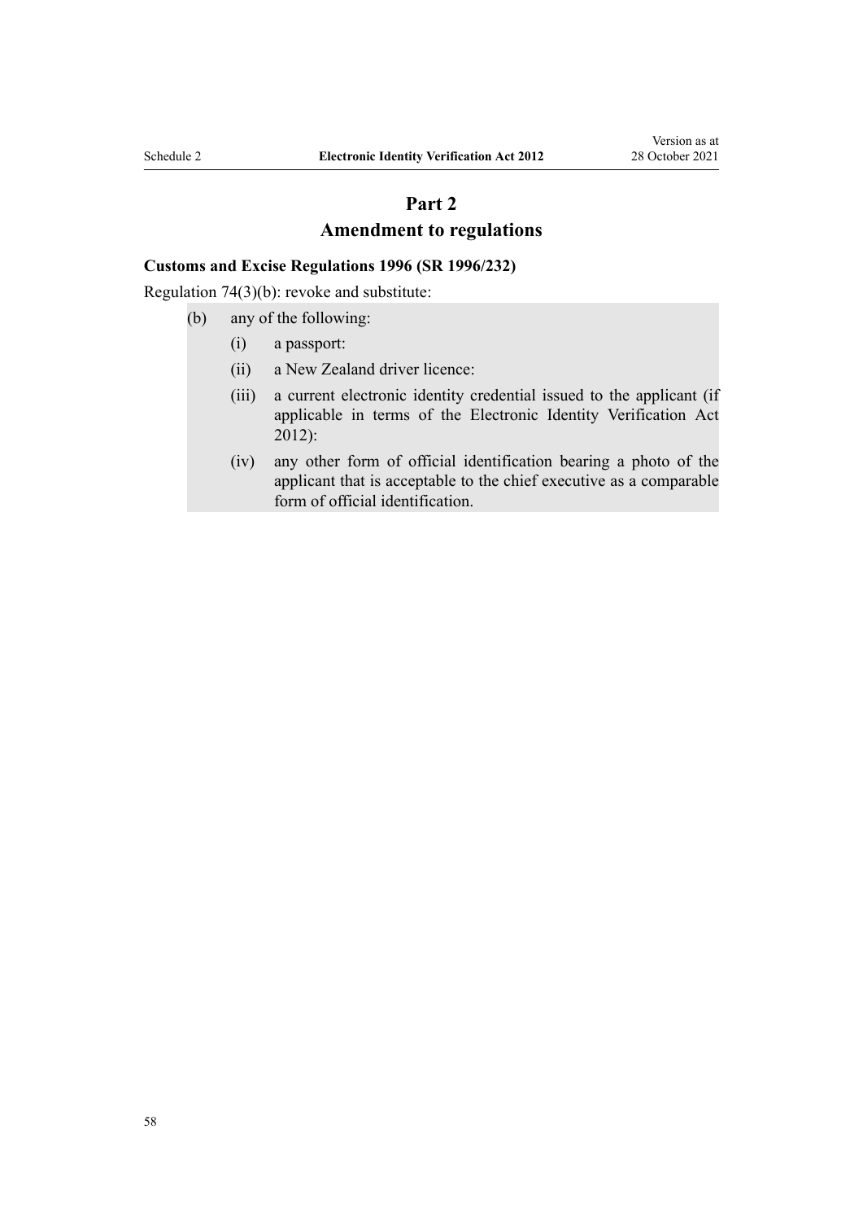## Part 2
## Amendment to regulations

**Customs and Excise Regulations 1996 (SR 1996/232)**

Regulation 74(3)(b): revoke and substitute:

(b) any of the following:

   (i) a passport:

   (ii) a New Zealand driver licence:

   (iii) a current electronic identity credential issued to the applicant (if applicable in terms of the Electronic Identity Verification Act 2012):

   (iv) any other form of official identification bearing a photo of the applicant that is acceptable to the chief executive as a comparable form of official identification.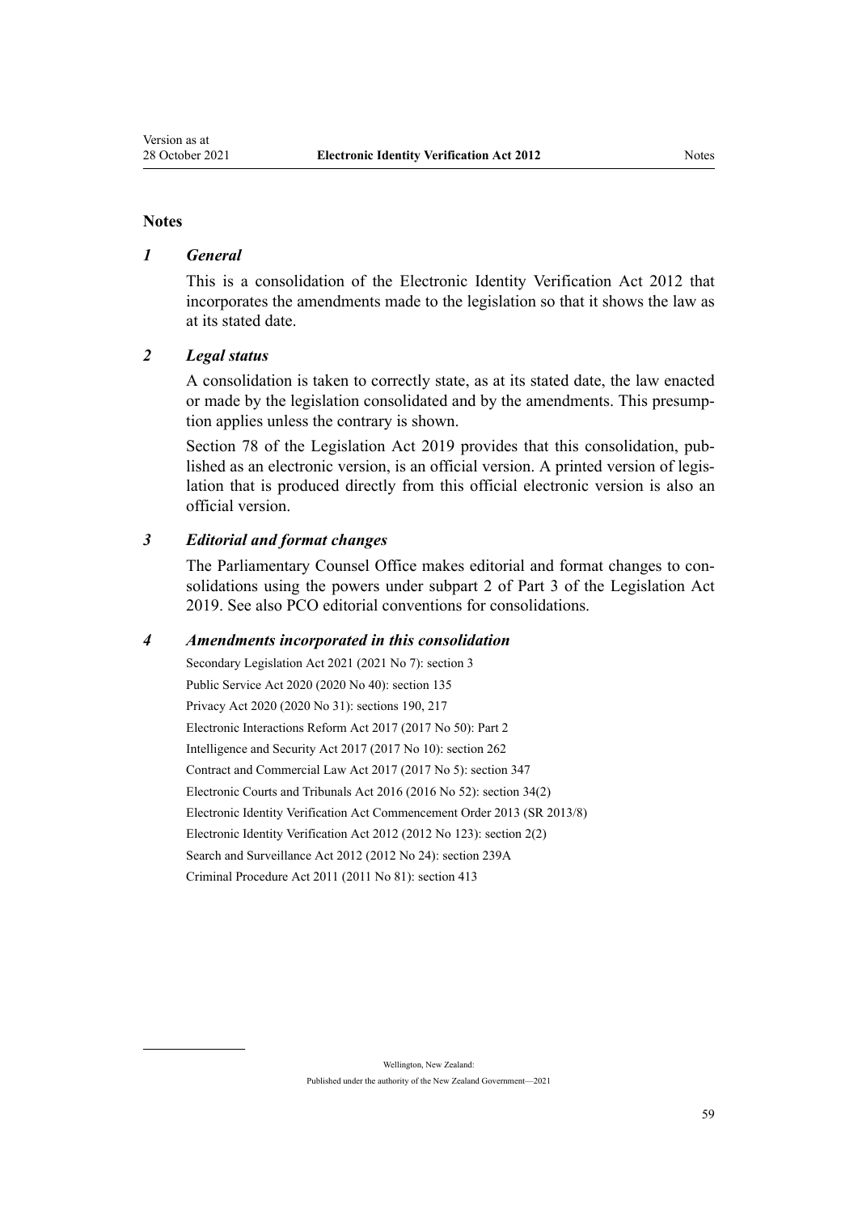## Notes

### *1 General*

This is a consolidation of the Electronic Identity Verification Act 2012 that incorporates the amendments made to the legislation so that it shows the law as at its stated date.

### *2 Legal status*

A consolidation is taken to correctly state, as at its stated date, the law enacted or made by the legislation consolidated and by the amendments. This presumption applies unless the contrary is shown.

Section 78 of the Legislation Act 2019 provides that this consolidation, published as an electronic version, is an official version. A printed version of legislation that is produced directly from this official electronic version is also an official version.

### *3 Editorial and format changes*

The Parliamentary Counsel Office makes editorial and format changes to consolidations using the powers under subpart 2 of Part 3 of the Legislation Act 2019. See also PCO editorial conventions for consolidations.

### *4 Amendments incorporated in this consolidation*

Secondary Legislation Act 2021 (2021 No 7): section 3

Public Service Act 2020 (2020 No 40): section 135

Privacy Act 2020 (2020 No 31): sections 190, 217

Electronic Interactions Reform Act 2017 (2017 No 50): Part 2

Intelligence and Security Act 2017 (2017 No 10): section 262

Contract and Commercial Law Act 2017 (2017 No 5): section 347

Electronic Courts and Tribunals Act 2016 (2016 No 52): section 34(2)

Electronic Identity Verification Act Commencement Order 2013 (SR 2013/8)

Electronic Identity Verification Act 2012 (2012 No 123): section 2(2)

Search and Surveillance Act 2012 (2012 No 24): section 239A

Criminal Procedure Act 2011 (2011 No 81): section 413

Wellington, New Zealand:

Published under the authority of the New Zealand Government—2021